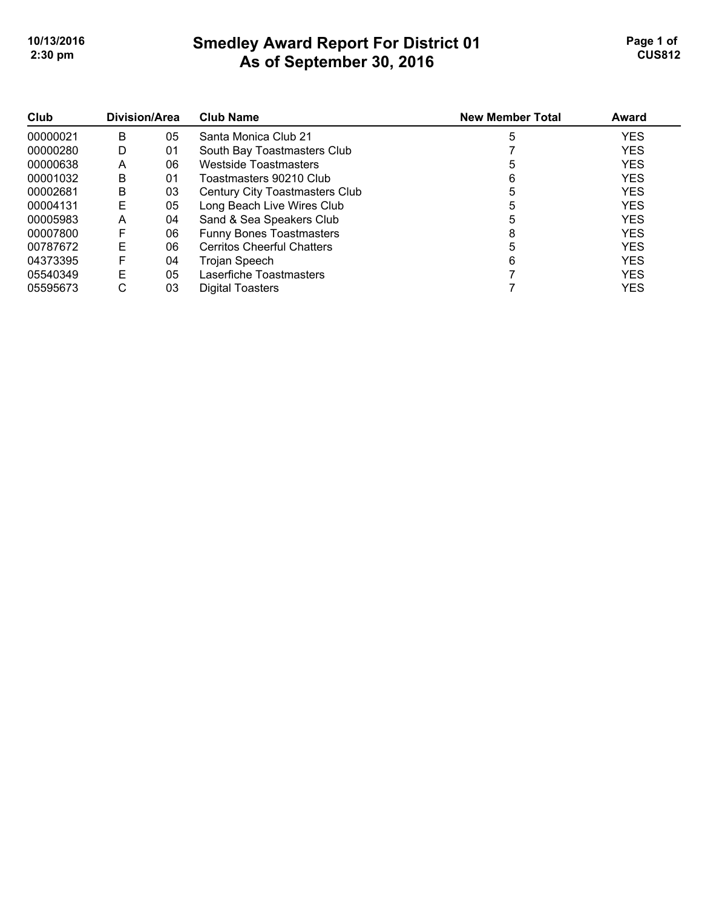# Smedley Award Report For District 01
## As of September 30, 2016

| Club | Division | Area | Club Name | New Member Total | Award |
|---|---|---|---|---|---|
| 00000021 | B | 05 | Santa Monica Club 21 | 5 | YES |
| 00000280 | D | 01 | South Bay Toastmasters Club | 7 | YES |
| 00000638 | A | 06 | Westside Toastmasters | 5 | YES |
| 00001032 | B | 01 | Toastmasters 90210 Club | 6 | YES |
| 00002681 | B | 03 | Century City Toastmasters Club | 5 | YES |
| 00004131 | E | 05 | Long Beach Live Wires Club | 5 | YES |
| 00005983 | A | 04 | Sand & Sea Speakers Club | 5 | YES |
| 00007800 | F | 06 | Funny Bones Toastmasters | 8 | YES |
| 00787672 | E | 06 | Cerritos Cheerful Chatters | 5 | YES |
| 04373395 | F | 04 | Trojan Speech | 6 | YES |
| 05540349 | E | 05 | Laserfiche Toastmasters | 7 | YES |
| 05595673 | C | 03 | Digital Toasters | 7 | YES |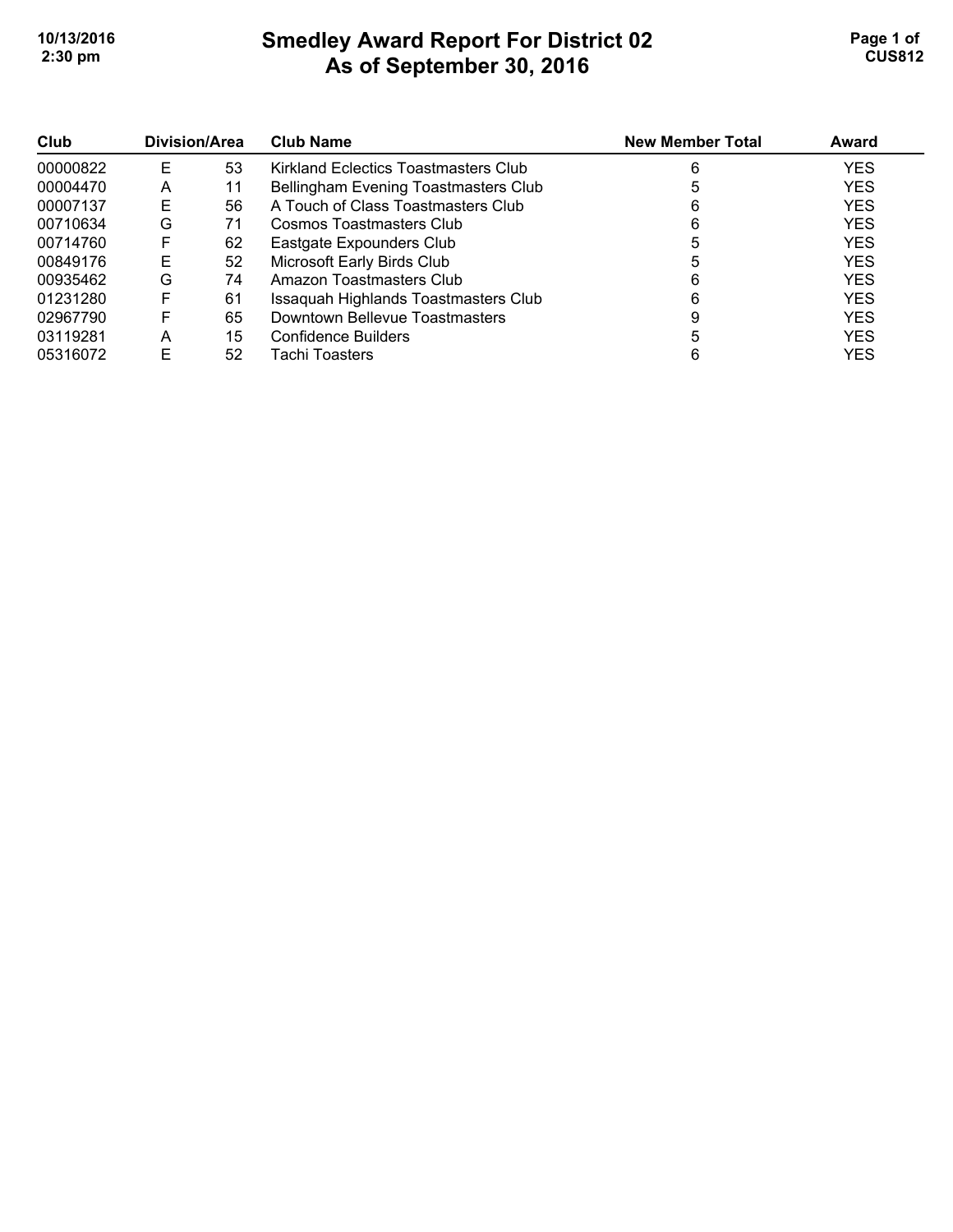# Smedley Award Report For District 02
## As of September 30, 2016

| Club | Division/Area | | Club Name | New Member Total | Award |
|---|---|---|---|---|---|
| 00000822 | E | 53 | Kirkland Eclectics Toastmasters Club | 6 | YES |
| 00004470 | A | 11 | Bellingham Evening Toastmasters Club | 5 | YES |
| 00007137 | E | 56 | A Touch of Class Toastmasters Club | 6 | YES |
| 00710634 | G | 71 | Cosmos Toastmasters Club | 6 | YES |
| 00714760 | F | 62 | Eastgate Expounders Club | 5 | YES |
| 00849176 | E | 52 | Microsoft Early Birds Club | 5 | YES |
| 00935462 | G | 74 | Amazon Toastmasters Club | 6 | YES |
| 01231280 | F | 61 | Issaquah Highlands Toastmasters Club | 6 | YES |
| 02967790 | F | 65 | Downtown Bellevue Toastmasters | 9 | YES |
| 03119281 | A | 15 | Confidence Builders | 5 | YES |
| 05316072 | E | 52 | Tachi Toasters | 6 | YES |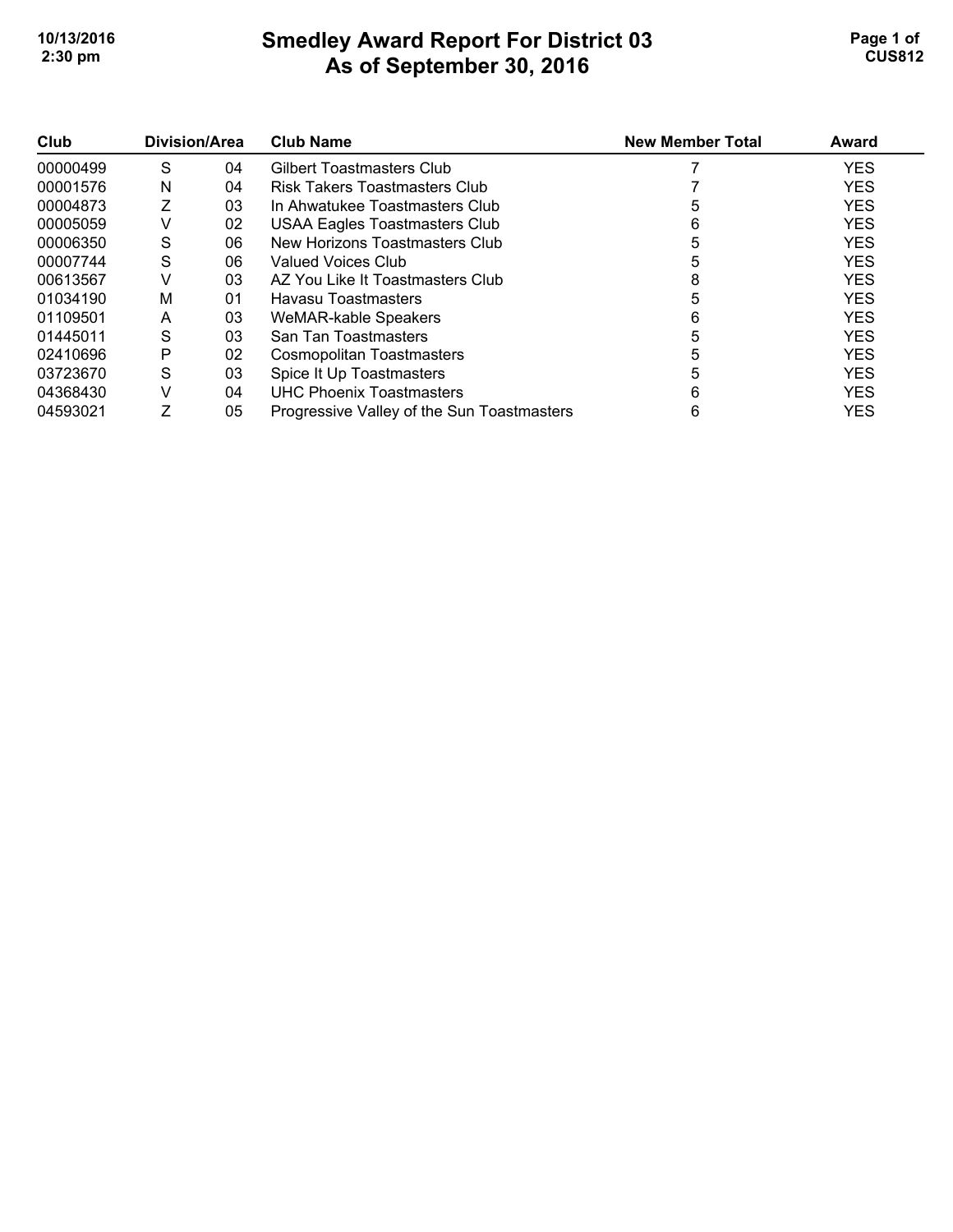# Smedley Award Report For District 03
## As of September 30, 2016

| Club | Division/Area | | Club Name | New Member Total | Award |
|---|---|---|---|---|---|
| 00000499 | S | 04 | Gilbert Toastmasters Club | 7 | YES |
| 00001576 | N | 04 | Risk Takers Toastmasters Club | 7 | YES |
| 00004873 | Z | 03 | In Ahwatukee Toastmasters Club | 5 | YES |
| 00005059 | V | 02 | USAA Eagles Toastmasters Club | 6 | YES |
| 00006350 | S | 06 | New Horizons Toastmasters Club | 5 | YES |
| 00007744 | S | 06 | Valued Voices Club | 5 | YES |
| 00613567 | V | 03 | AZ You Like It Toastmasters Club | 8 | YES |
| 01034190 | M | 01 | Havasu Toastmasters | 5 | YES |
| 01109501 | A | 03 | WeMAR-kable Speakers | 6 | YES |
| 01445011 | S | 03 | San Tan Toastmasters | 5 | YES |
| 02410696 | P | 02 | Cosmopolitan Toastmasters | 5 | YES |
| 03723670 | S | 03 | Spice It Up Toastmasters | 5 | YES |
| 04368430 | V | 04 | UHC Phoenix Toastmasters | 6 | YES |
| 04593021 | Z | 05 | Progressive Valley of the Sun Toastmasters | 6 | YES |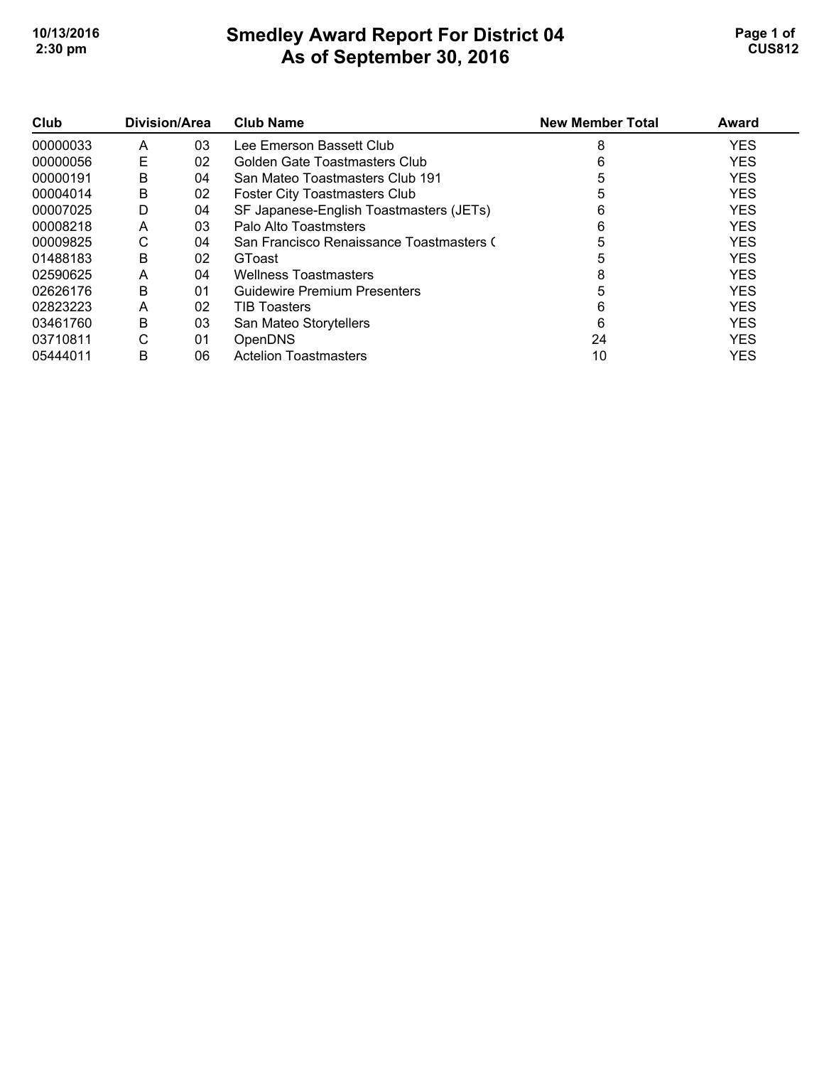# Smedley Award Report For District 04
## As of September 30, 2016

| Club | Division/Area | | Club Name | New Member Total | Award |
|---|---|---|---|---|---|
| 00000033 | A | 03 | Lee Emerson Bassett Club | 8 | YES |
| 00000056 | E | 02 | Golden Gate Toastmasters Club | 6 | YES |
| 00000191 | B | 04 | San Mateo Toastmasters Club 191 | 5 | YES |
| 00004014 | B | 02 | Foster City Toastmasters Club | 5 | YES |
| 00007025 | D | 04 | SF Japanese-English Toastmasters (JETs) | 6 | YES |
| 00008218 | A | 03 | Palo Alto Toastmsters | 6 | YES |
| 00009825 | C | 04 | San Francisco Renaissance Toastmasters ( | 5 | YES |
| 01488183 | B | 02 | GToast | 5 | YES |
| 02590625 | A | 04 | Wellness Toastmasters | 8 | YES |
| 02626176 | B | 01 | Guidewire Premium Presenters | 5 | YES |
| 02823223 | A | 02 | TIB Toasters | 6 | YES |
| 03461760 | B | 03 | San Mateo Storytellers | 6 | YES |
| 03710811 | C | 01 | OpenDNS | 24 | YES |
| 05444011 | B | 06 | Actelion Toastmasters | 10 | YES |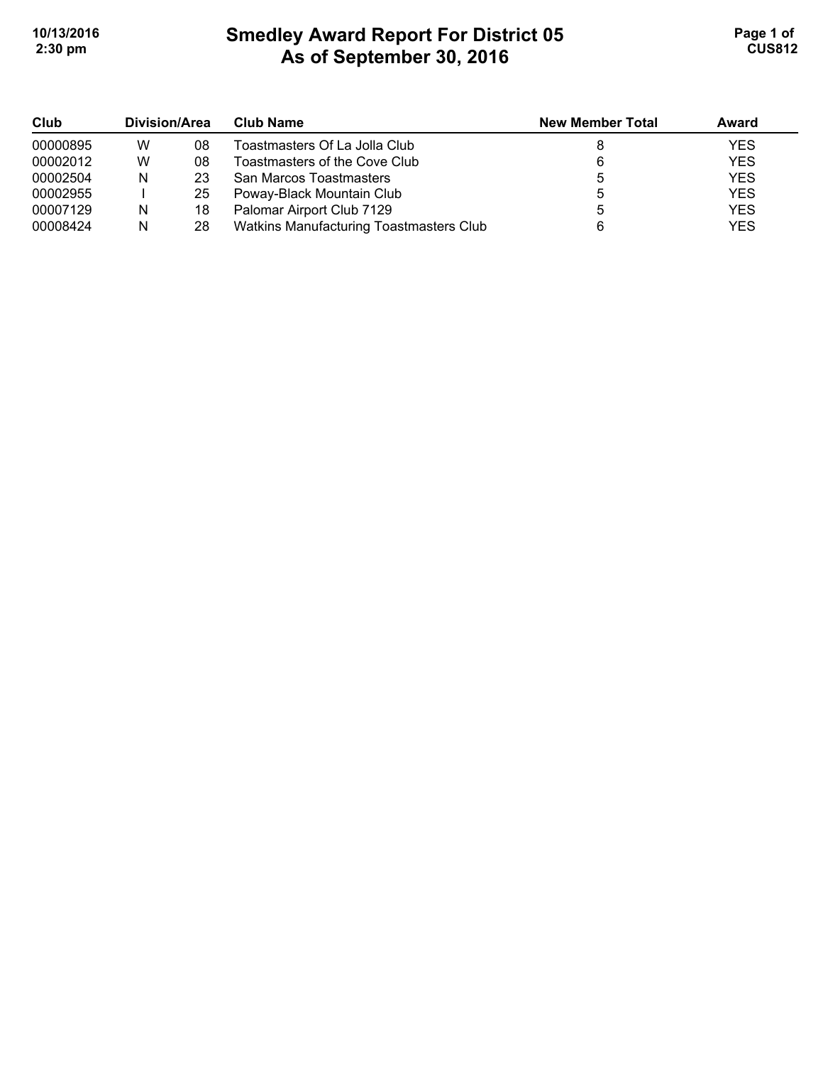# Smedley Award Report For District 05
## As of September 30, 2016

| Club | Division/Area | | Club Name | New Member Total | Award |
|---|---|---|---|---|---|
| 00000895 | W | 08 | Toastmasters Of La Jolla Club | 8 | YES |
| 00002012 | W | 08 | Toastmasters of the Cove Club | 6 | YES |
| 00002504 | N | 23 | San Marcos Toastmasters | 5 | YES |
| 00002955 | I | 25 | Poway-Black Mountain Club | 5 | YES |
| 00007129 | N | 18 | Palomar Airport Club 7129 | 5 | YES |
| 00008424 | N | 28 | Watkins Manufacturing Toastmasters Club | 6 | YES |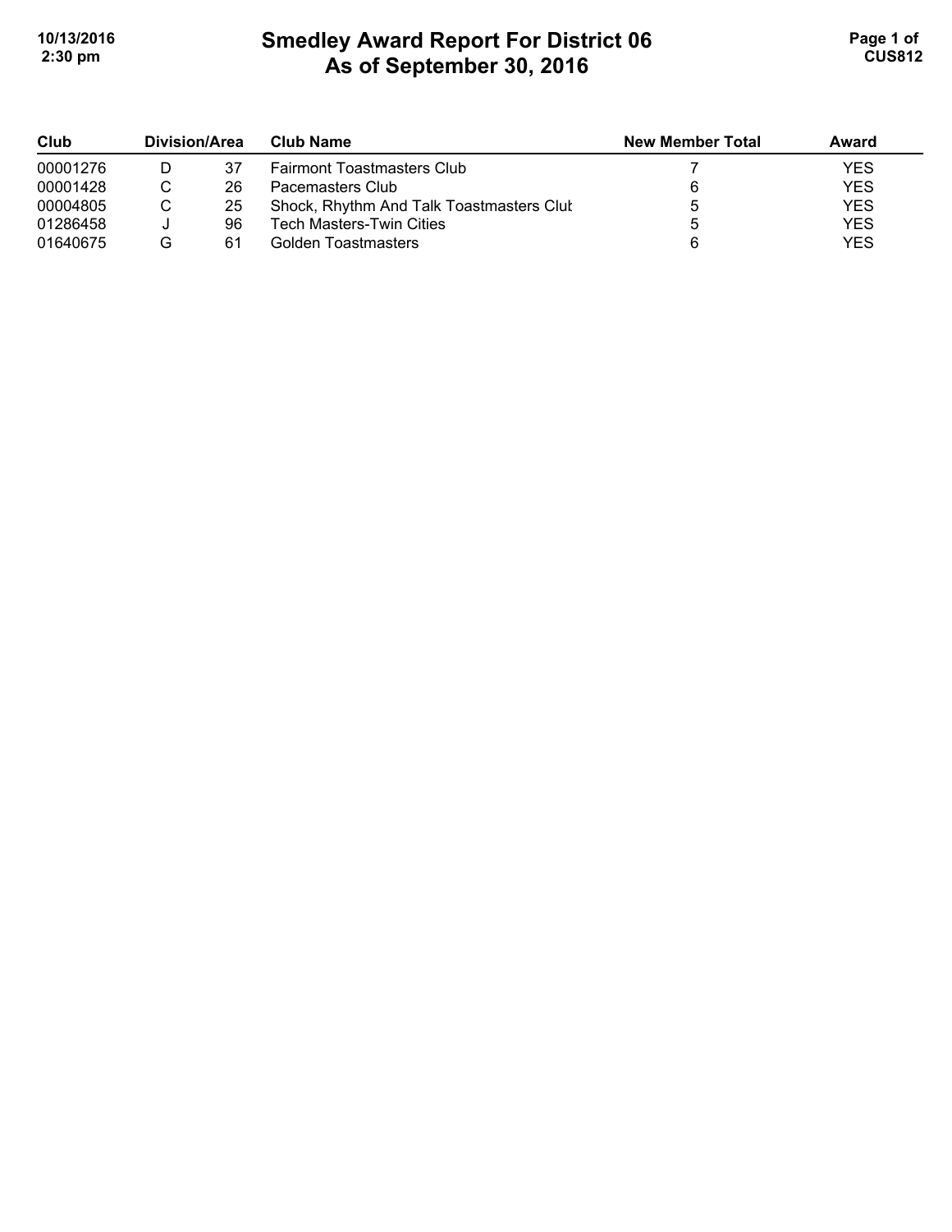# Smedley Award Report For District 06
## As of September 30, 2016

| Club | Division/Area | | Club Name | New Member Total | Award |
|---|---|---|---|---|---|
| 00001276 | D | 37 | Fairmont Toastmasters Club | 7 | YES |
| 00001428 | C | 26 | Pacemasters Club | 6 | YES |
| 00004805 | C | 25 | Shock, Rhythm And Talk Toastmasters Clut | 5 | YES |
| 01286458 | J | 96 | Tech Masters-Twin Cities | 5 | YES |
| 01640675 | G | 61 | Golden Toastmasters | 6 | YES |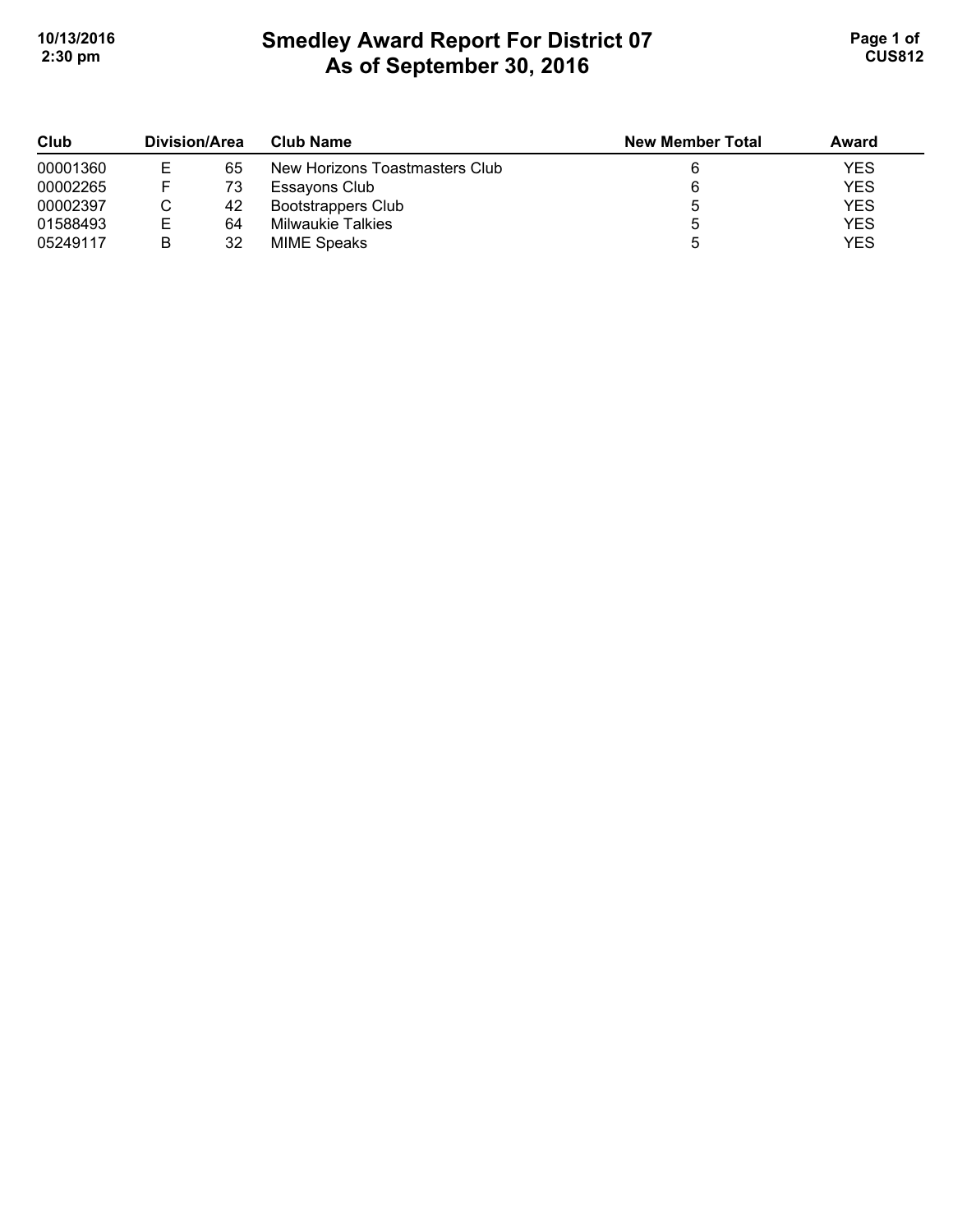# Smedley Award Report For District 07
# As of September 30, 2016

| Club | Division/Area | | Club Name | New Member Total | Award |
|---|---|---|---|---|---|
| 00001360 | E | 65 | New Horizons Toastmasters Club | 6 | YES |
| 00002265 | F | 73 | Essayons Club | 6 | YES |
| 00002397 | C | 42 | Bootstrappers Club | 5 | YES |
| 01588493 | E | 64 | Milwaukie Talkies | 5 | YES |
| 05249117 | B | 32 | MIME Speaks | 5 | YES |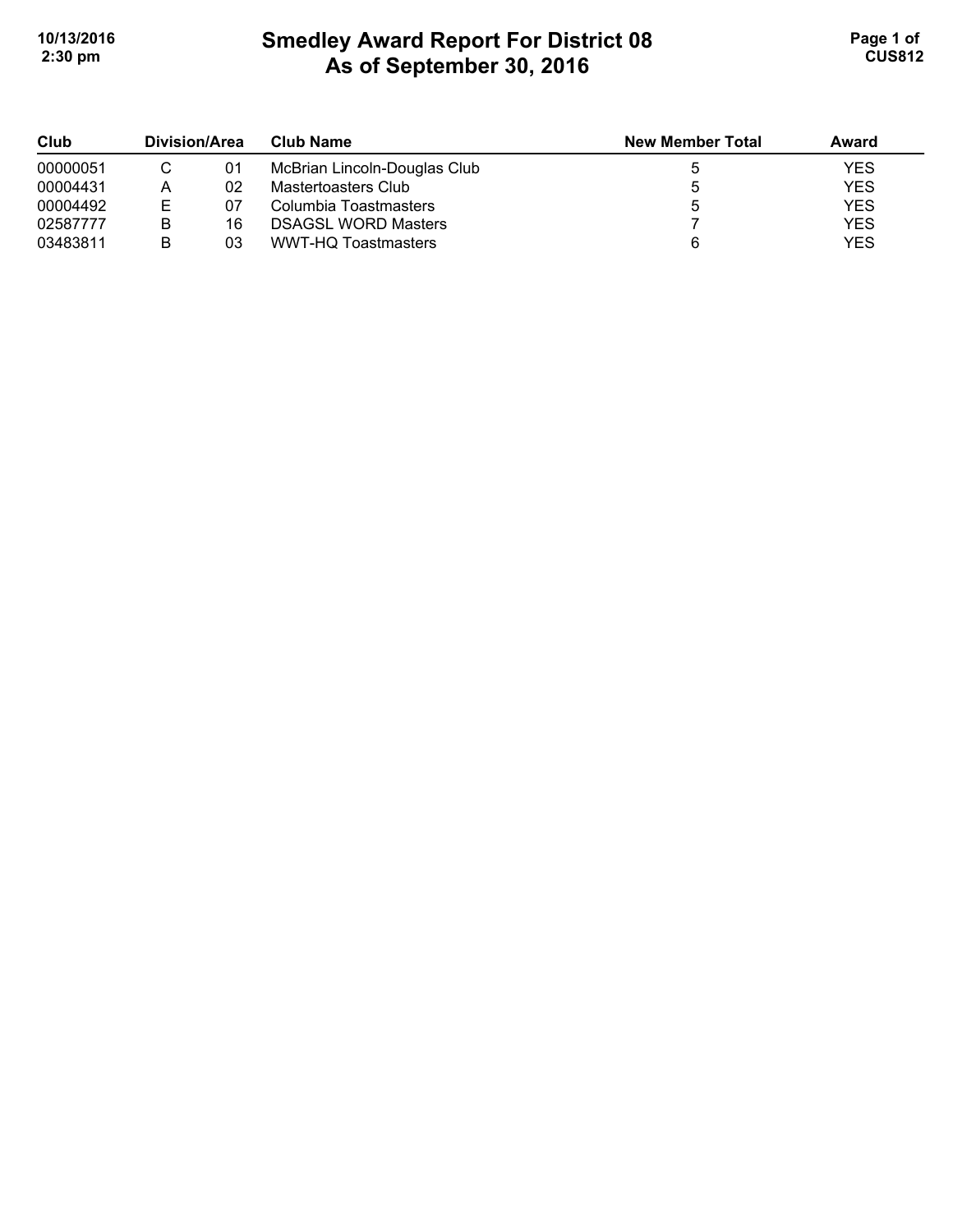# Smedley Award Report For District 08
## As of September 30, 2016

| Club | Division/Area | | Club Name | New Member Total | Award |
|---|---|---|---|---|---|
| 00000051 | C | 01 | McBrian Lincoln-Douglas Club | 5 | YES |
| 00004431 | A | 02 | Mastertoasters Club | 5 | YES |
| 00004492 | E | 07 | Columbia Toastmasters | 5 | YES |
| 02587777 | B | 16 | DSAGSL WORD Masters | 7 | YES |
| 03483811 | B | 03 | WWT-HQ Toastmasters | 6 | YES |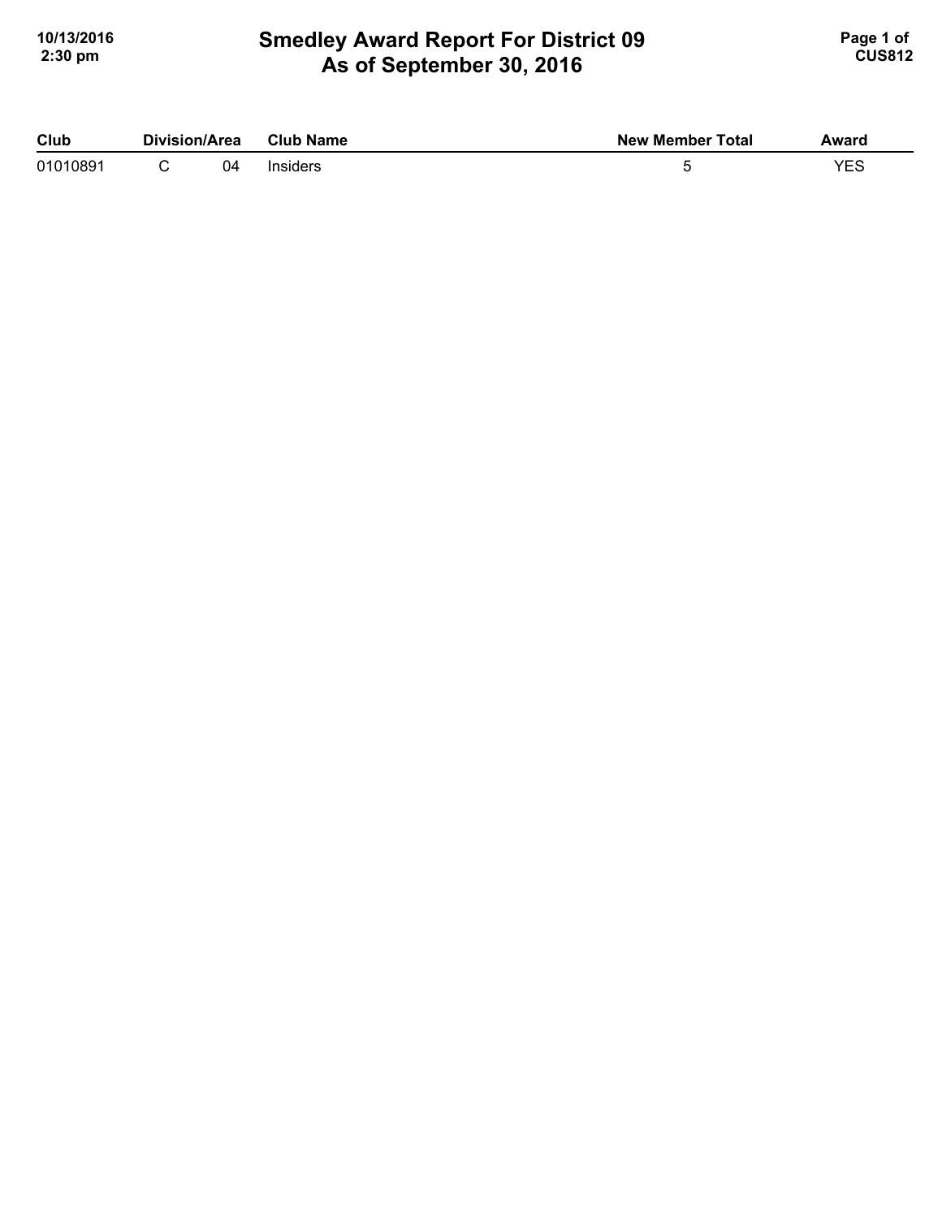# Smedley Award Report For District 09
## As of September 30, 2016

| Club | Division/Area | | Club Name | New Member Total | Award |
|---|---|---|---|---|---|
| 01010891 | C | 04 | Insiders | 5 | YES |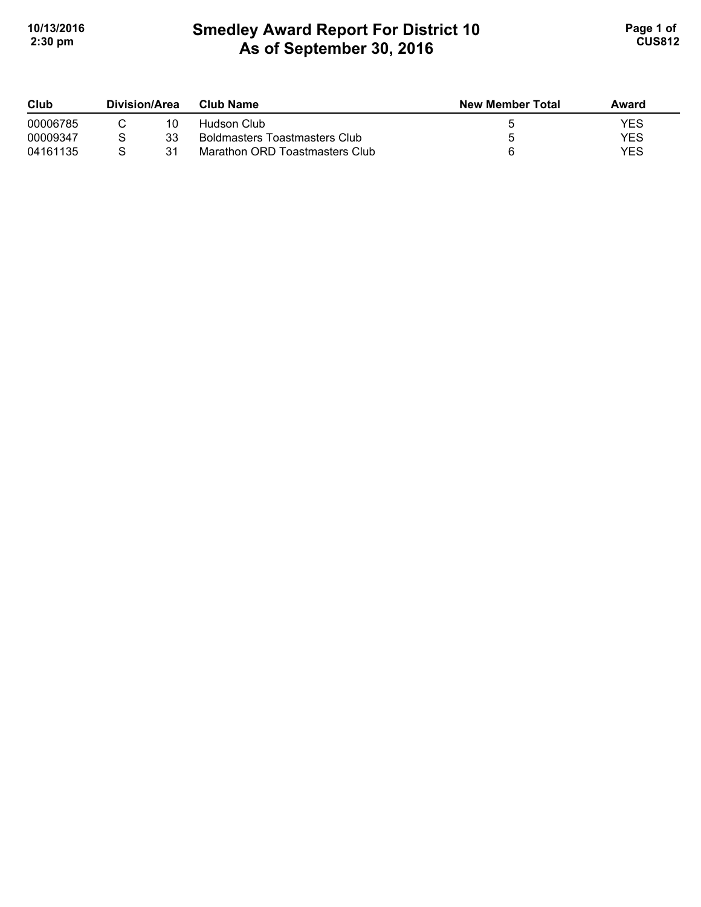# Smedley Award Report For District 10
## As of September 30, 2016

| Club | Division/Area | | Club Name | New Member Total | Award |
|---|---|---|---|---|---|
| 00006785 | C | 10 | Hudson Club | 5 | YES |
| 00009347 | S | 33 | Boldmasters Toastmasters Club | 5 | YES |
| 04161135 | S | 31 | Marathon ORD Toastmasters Club | 6 | YES |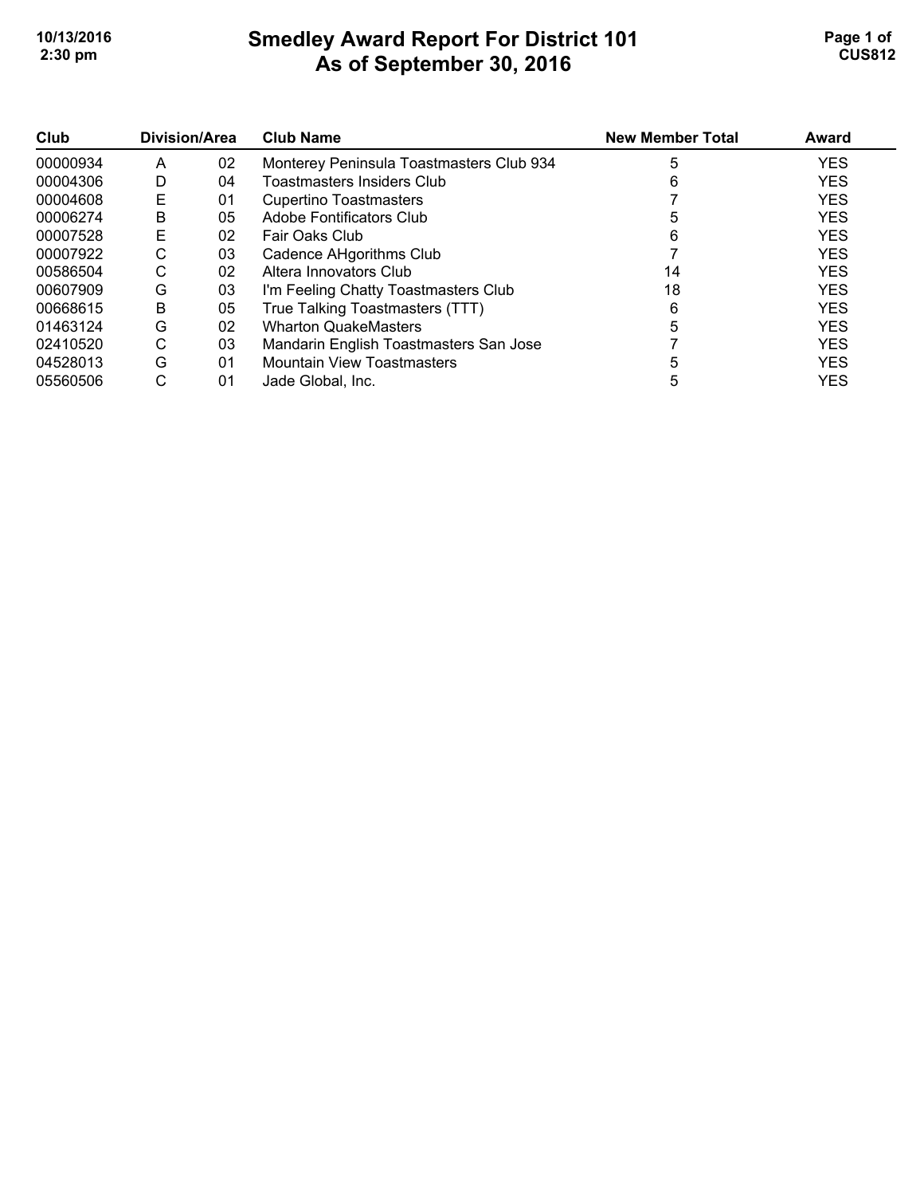# Smedley Award Report For District 101
## As of September 30, 2016

| Club | Division | Area | Club Name | New Member Total | Award |
|---|---|---|---|---|---|
| 00000934 | A | 02 | Monterey Peninsula Toastmasters Club 934 | 5 | YES |
| 00004306 | D | 04 | Toastmasters Insiders Club | 6 | YES |
| 00004608 | E | 01 | Cupertino Toastmasters | 7 | YES |
| 00006274 | B | 05 | Adobe Fontificators Club | 5 | YES |
| 00007528 | E | 02 | Fair Oaks Club | 6 | YES |
| 00007922 | C | 03 | Cadence AHgorithms Club | 7 | YES |
| 00586504 | C | 02 | Altera Innovators Club | 14 | YES |
| 00607909 | G | 03 | I'm Feeling Chatty Toastmasters Club | 18 | YES |
| 00668615 | B | 05 | True Talking Toastmasters (TTT) | 6 | YES |
| 01463124 | G | 02 | Wharton QuakeMasters | 5 | YES |
| 02410520 | C | 03 | Mandarin English Toastmasters San Jose | 7 | YES |
| 04528013 | G | 01 | Mountain View Toastmasters | 5 | YES |
| 05560506 | C | 01 | Jade Global, Inc. | 5 | YES |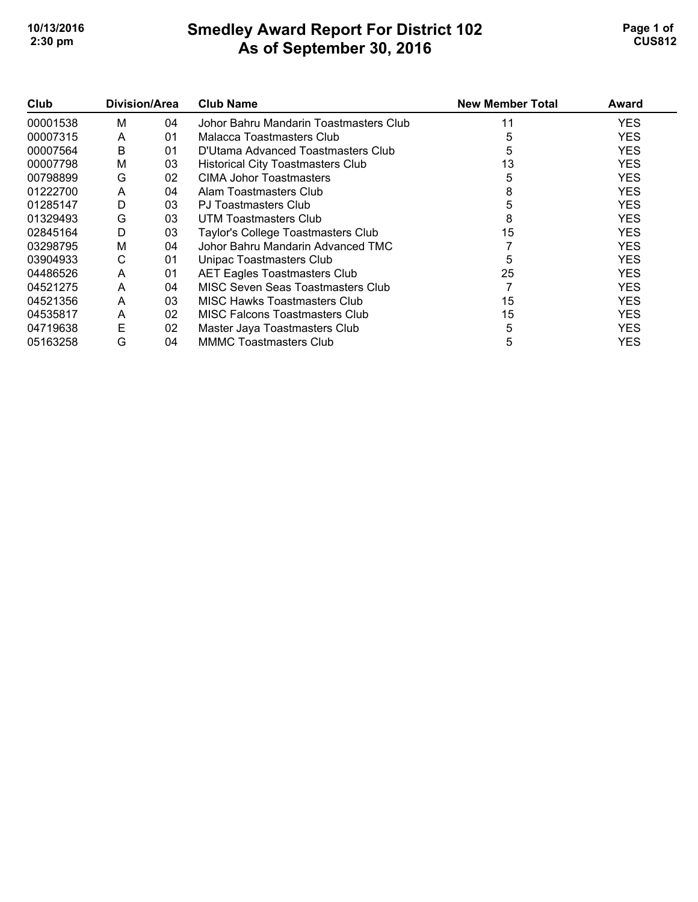# Smedley Award Report For District 102
## As of September 30, 2016

| Club | Division/Area | | Club Name | New Member Total | Award |
|---|---|---|---|---|---|
| 00001538 | M | 04 | Johor Bahru Mandarin Toastmasters Club | 11 | YES |
| 00007315 | A | 01 | Malacca Toastmasters Club | 5 | YES |
| 00007564 | B | 01 | D'Utama Advanced Toastmasters Club | 5 | YES |
| 00007798 | M | 03 | Historical City Toastmasters Club | 13 | YES |
| 00798899 | G | 02 | CIMA Johor Toastmasters | 5 | YES |
| 01222700 | A | 04 | Alam Toastmasters Club | 8 | YES |
| 01285147 | D | 03 | PJ Toastmasters Club | 5 | YES |
| 01329493 | G | 03 | UTM Toastmasters Club | 8 | YES |
| 02845164 | D | 03 | Taylor's College Toastmasters Club | 15 | YES |
| 03298795 | M | 04 | Johor Bahru Mandarin Advanced TMC | 7 | YES |
| 03904933 | C | 01 | Unipac Toastmasters Club | 5 | YES |
| 04486526 | A | 01 | AET Eagles Toastmasters Club | 25 | YES |
| 04521275 | A | 04 | MISC Seven Seas Toastmasters Club | 7 | YES |
| 04521356 | A | 03 | MISC Hawks Toastmasters Club | 15 | YES |
| 04535817 | A | 02 | MISC Falcons Toastmasters Club | 15 | YES |
| 04719638 | E | 02 | Master Jaya Toastmasters Club | 5 | YES |
| 05163258 | G | 04 | MMMC Toastmasters Club | 5 | YES |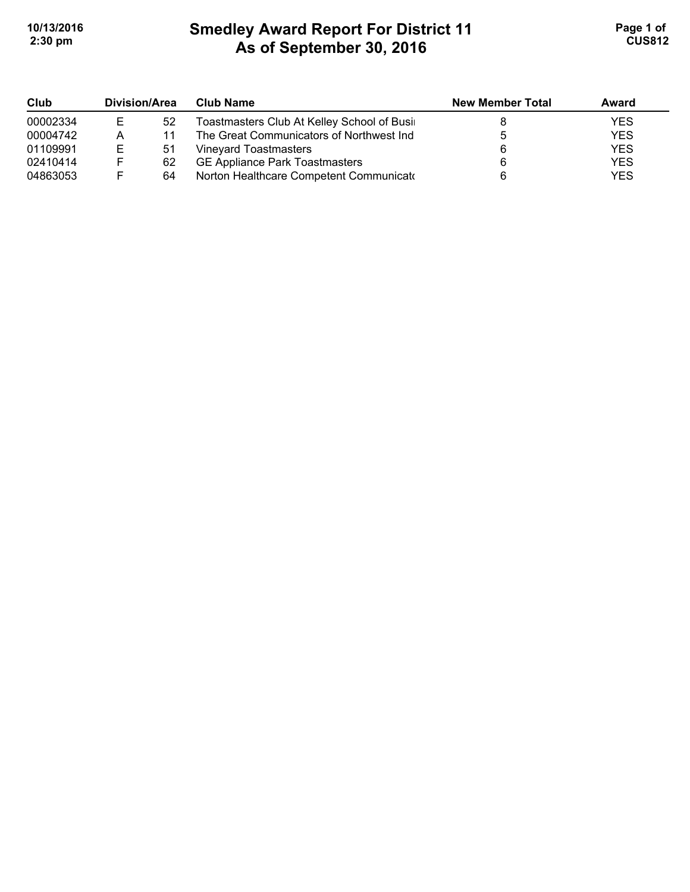# Smedley Award Report For District 11
## As of September 30, 2016

| Club | Division/Area | | Club Name | New Member Total | Award |
|---|---|---|---|---|---|
| 00002334 | E | 52 | Toastmasters Club At Kelley School of Busi | 8 | YES |
| 00004742 | A | 11 | The Great Communicators of Northwest Ind | 5 | YES |
| 01109991 | E | 51 | Vineyard Toastmasters | 6 | YES |
| 02410414 | F | 62 | GE Appliance Park Toastmasters | 6 | YES |
| 04863053 | F | 64 | Norton Healthcare Competent Communicato | 6 | YES |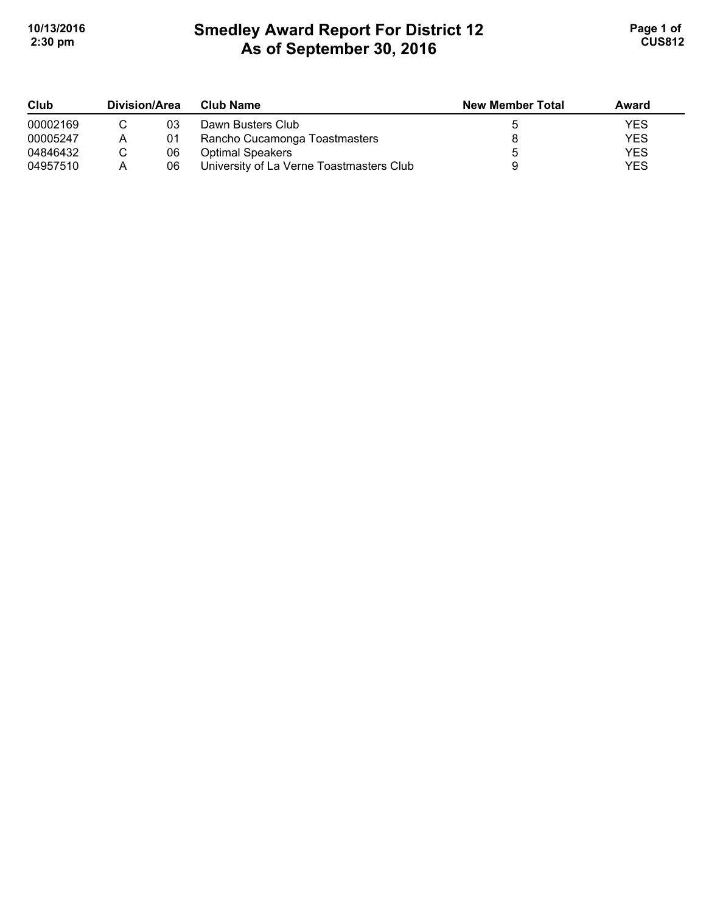# Smedley Award Report For District 12
## As of September 30, 2016

| Club | Division/Area | | Club Name | New Member Total | Award |
|---|---|---|---|---|---|
| 00002169 | C | 03 | Dawn Busters Club | 5 | YES |
| 00005247 | A | 01 | Rancho Cucamonga Toastmasters | 8 | YES |
| 04846432 | C | 06 | Optimal Speakers | 5 | YES |
| 04957510 | A | 06 | University of La Verne Toastmasters Club | 9 | YES |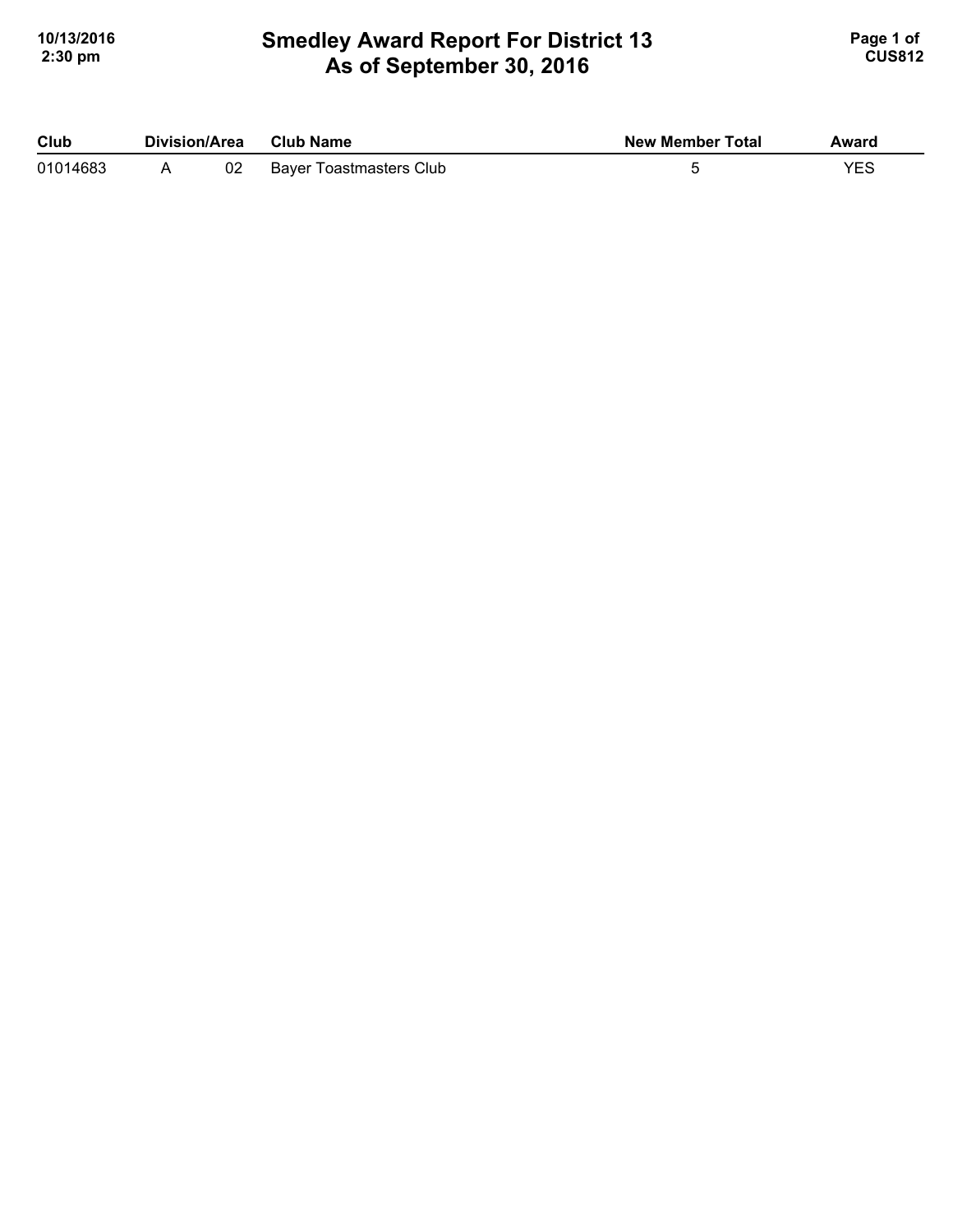# Smedley Award Report For District 13
## As of September 30, 2016

| Club | Division/Area | | Club Name | New Member Total | Award |
|---|---|---|---|---|---|
| 01014683 | A | 02 | Bayer Toastmasters Club | 5 | YES |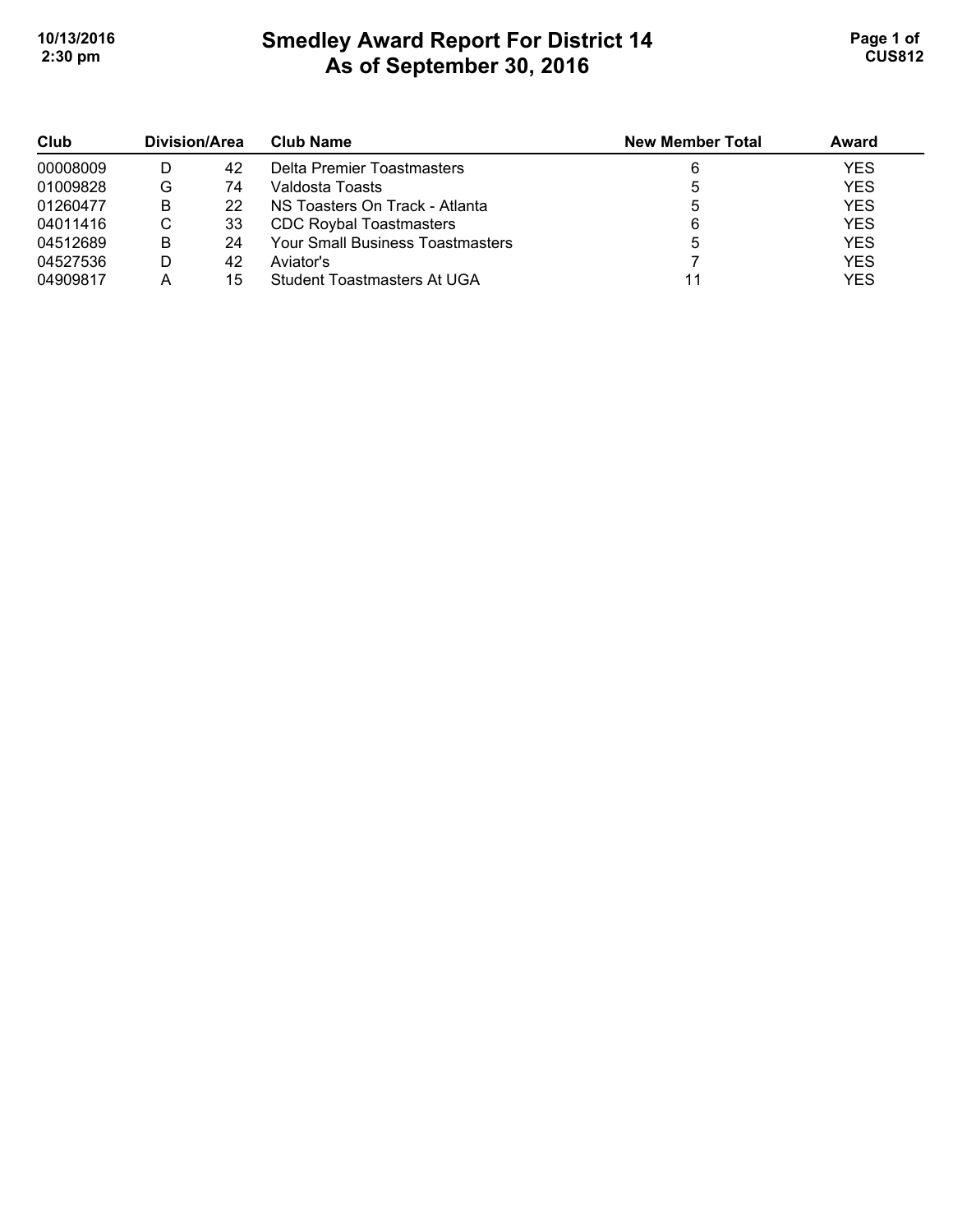# Smedley Award Report For District 14
## As of September 30, 2016

| Club | Division/Area | | Club Name | New Member Total | Award |
|---|---|---|---|---|---|
| 00008009 | D | 42 | Delta Premier Toastmasters | 6 | YES |
| 01009828 | G | 74 | Valdosta Toasts | 5 | YES |
| 01260477 | B | 22 | NS Toasters On Track - Atlanta | 5 | YES |
| 04011416 | C | 33 | CDC Roybal Toastmasters | 6 | YES |
| 04512689 | B | 24 | Your Small Business Toastmasters | 5 | YES |
| 04527536 | D | 42 | Aviator's | 7 | YES |
| 04909817 | A | 15 | Student Toastmasters At UGA | 11 | YES |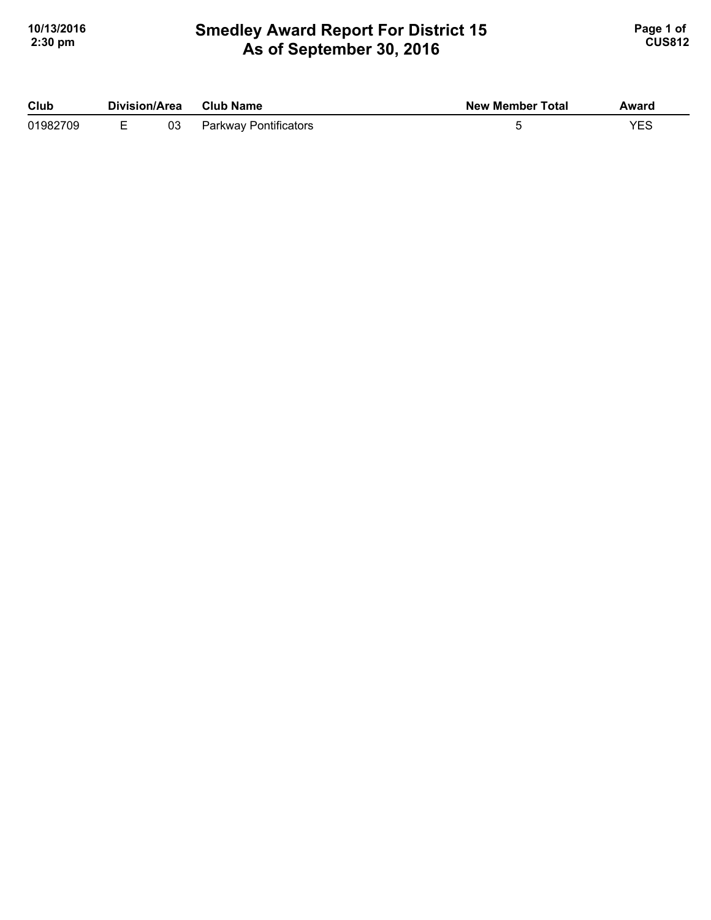# Smedley Award Report For District 15
## As of September 30, 2016

| Club | Division | Area | Club Name | New Member Total | Award |
|---|---|---|---|---|---|
| 01982709 | E | 03 | Parkway Pontificators | 5 | YES |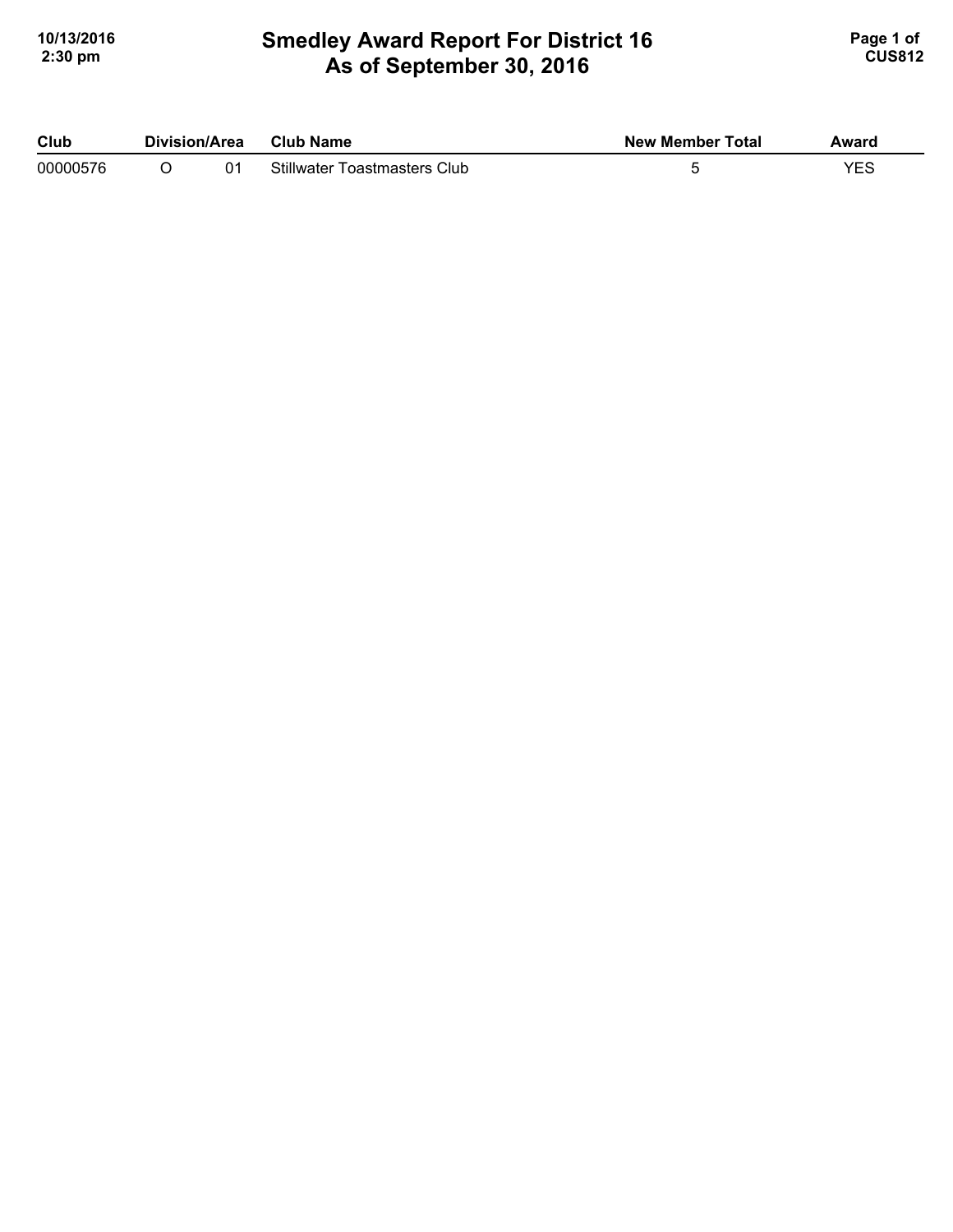# Smedley Award Report For District 16
## As of September 30, 2016

| Club | Division/Area | | Club Name | New Member Total | Award |
|---|---|---|---|---|---|
| 00000576 | O | 01 | Stillwater Toastmasters Club | 5 | YES |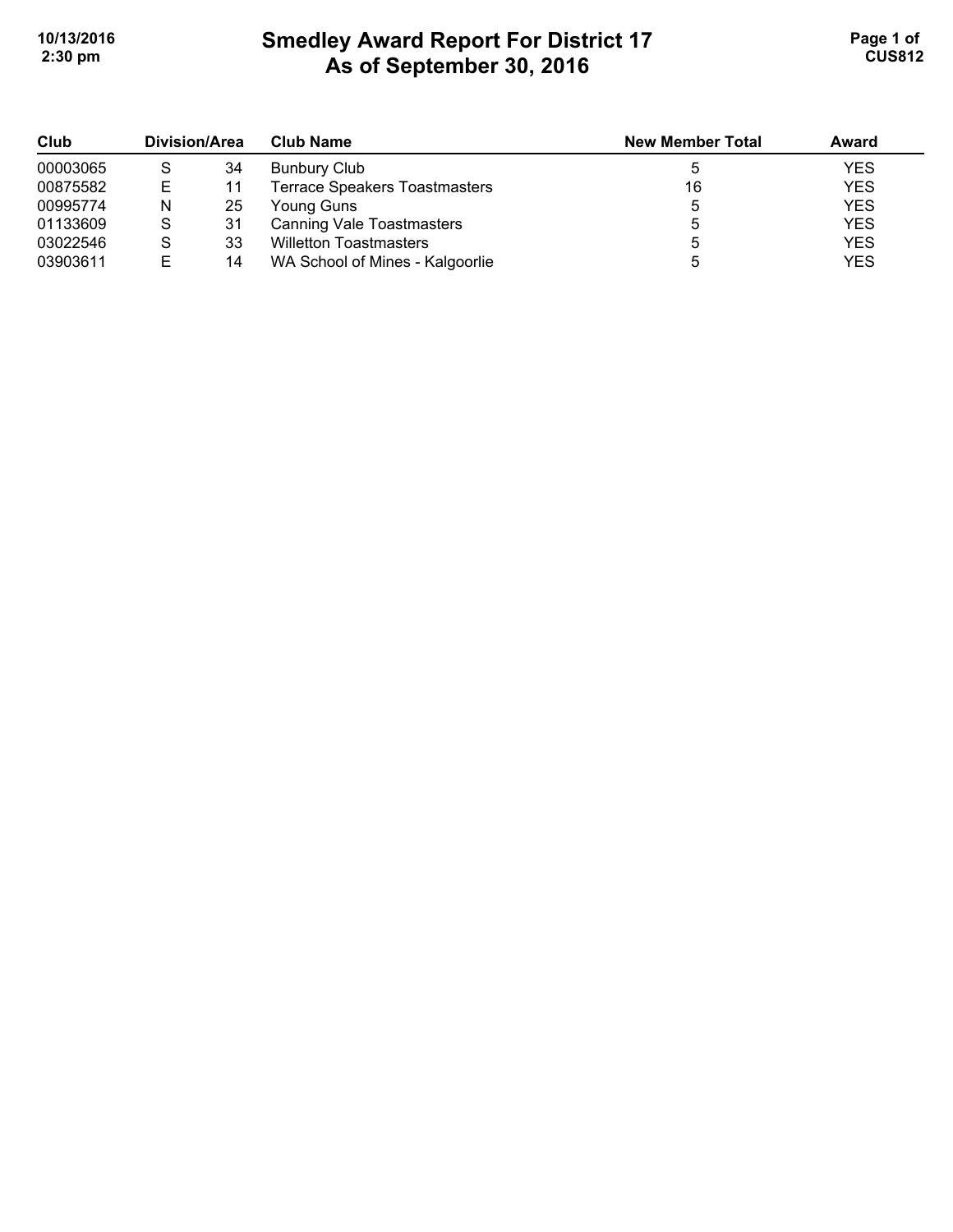# Smedley Award Report For District 17
## As of September 30, 2016

| Club | Division/Area | | Club Name | New Member Total | Award |
|---|---|---|---|---|---|
| 00003065 | S | 34 | Bunbury Club | 5 | YES |
| 00875582 | E | 11 | Terrace Speakers Toastmasters | 16 | YES |
| 00995774 | N | 25 | Young Guns | 5 | YES |
| 01133609 | S | 31 | Canning Vale Toastmasters | 5 | YES |
| 03022546 | S | 33 | Willetton Toastmasters | 5 | YES |
| 03903611 | E | 14 | WA School of Mines - Kalgoorlie | 5 | YES |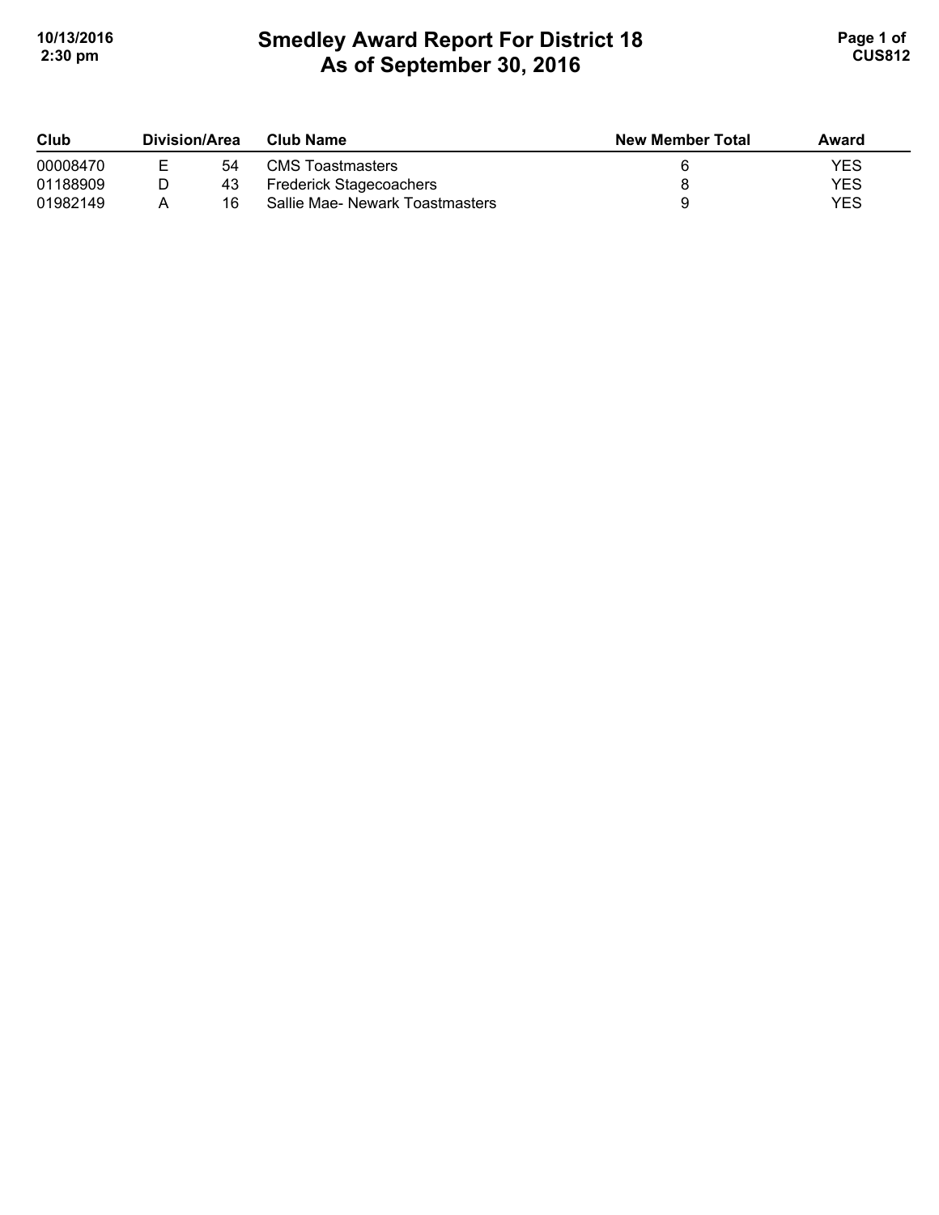# Smedley Award Report For District 18
## As of September 30, 2016

| Club | Division/Area | | Club Name | New Member Total | Award |
|---|---|---|---|---|---|
| 00008470 | E | 54 | CMS Toastmasters | 6 | YES |
| 01188909 | D | 43 | Frederick Stagecoachers | 8 | YES |
| 01982149 | A | 16 | Sallie Mae- Newark Toastmasters | 9 | YES |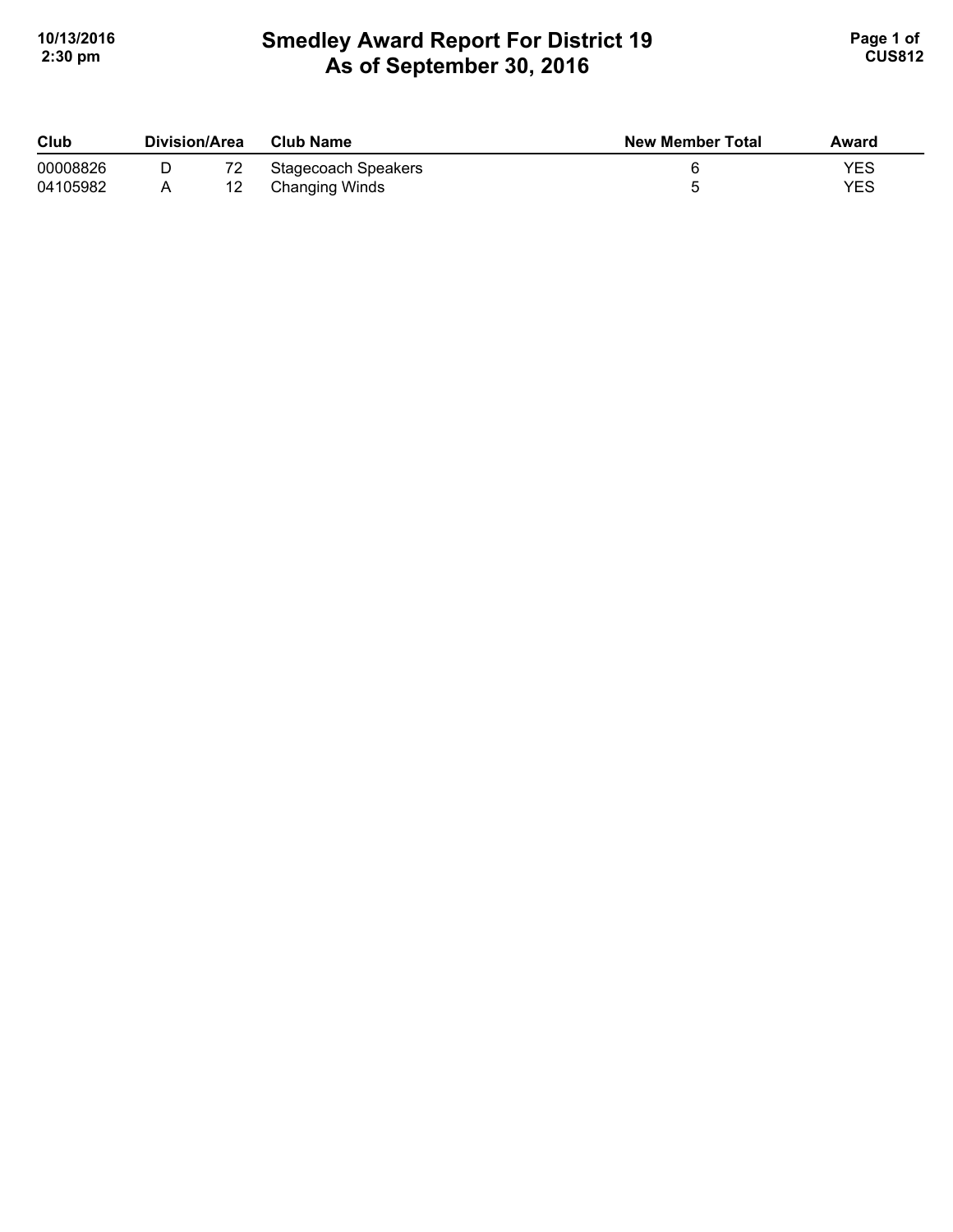# Smedley Award Report For District 19
# As of September 30, 2016

| Club | Division/Area | | Club Name | New Member Total | Award |
|---|---|---|---|---|---|
| 00008826 | D | 72 | Stagecoach Speakers | 6 | YES |
| 04105982 | A | 12 | Changing Winds | 5 | YES |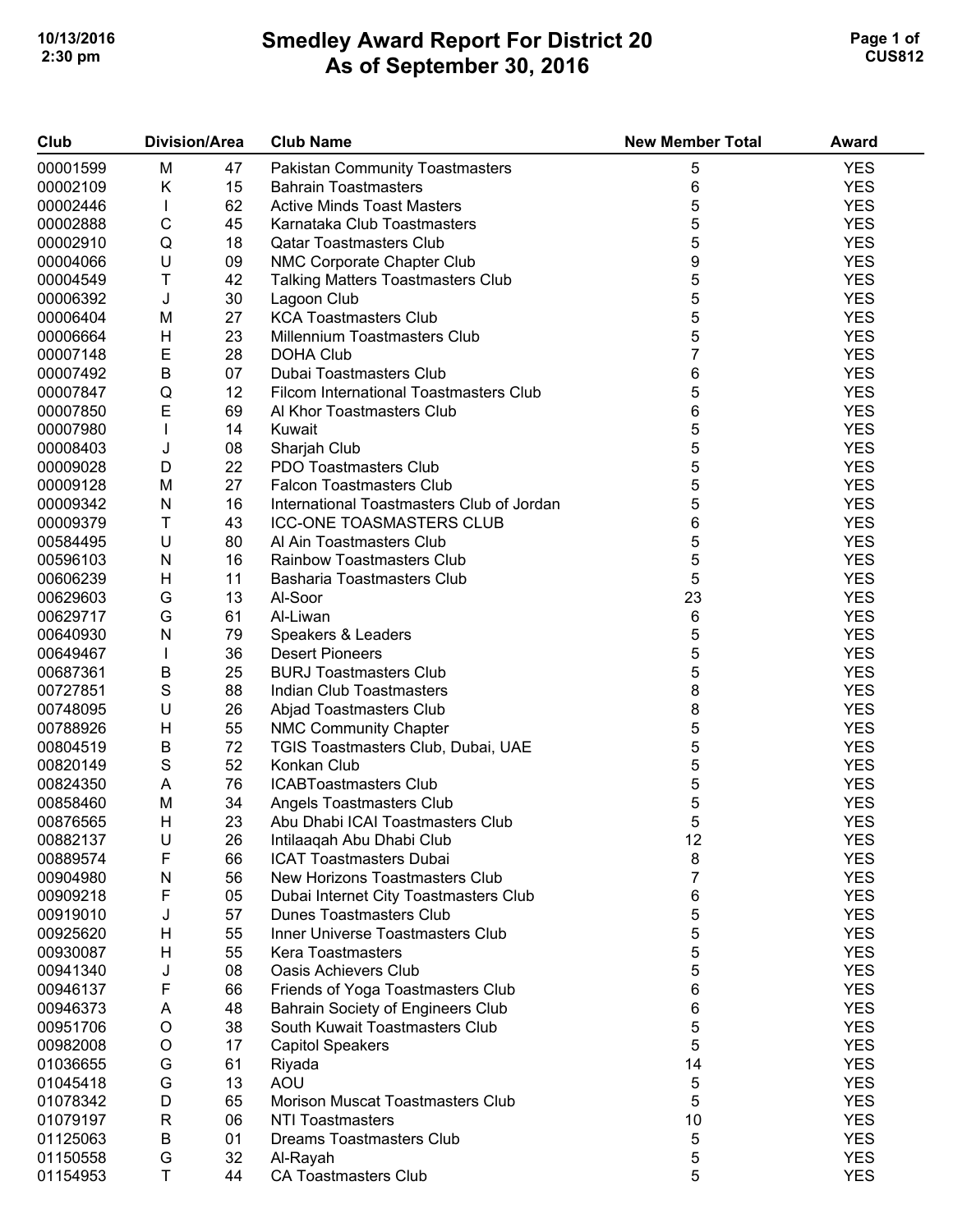# Smedley Award Report For District 20
## As of September 30, 2016

10/13/2016
2:30 pm

CUS812

| Club | Division/Area | | Club Name | New Member Total | Award |
|---|---|---|---|---|---|
| 00001599 | M | 47 | Pakistan Community Toastmasters | 5 | YES |
| 00002109 | K | 15 | Bahrain Toastmasters | 6 | YES |
| 00002446 | I | 62 | Active Minds Toast Masters | 5 | YES |
| 00002888 | C | 45 | Karnataka Club Toastmasters | 5 | YES |
| 00002910 | Q | 18 | Qatar Toastmasters Club | 5 | YES |
| 00004066 | U | 09 | NMC Corporate Chapter Club | 9 | YES |
| 00004549 | T | 42 | Talking Matters Toastmasters Club | 5 | YES |
| 00006392 | J | 30 | Lagoon Club | 5 | YES |
| 00006404 | M | 27 | KCA Toastmasters Club | 5 | YES |
| 00006664 | H | 23 | Millennium Toastmasters Club | 5 | YES |
| 00007148 | E | 28 | DOHA Club | 7 | YES |
| 00007492 | B | 07 | Dubai Toastmasters Club | 6 | YES |
| 00007847 | Q | 12 | Filcom International Toastmasters Club | 5 | YES |
| 00007850 | E | 69 | Al Khor Toastmasters Club | 6 | YES |
| 00007980 | I | 14 | Kuwait | 5 | YES |
| 00008403 | J | 08 | Sharjah Club | 5 | YES |
| 00009028 | D | 22 | PDO Toastmasters Club | 5 | YES |
| 00009128 | M | 27 | Falcon Toastmasters Club | 5 | YES |
| 00009342 | N | 16 | International Toastmasters Club of Jordan | 5 | YES |
| 00009379 | T | 43 | ICC-ONE TOASMASTERS CLUB | 6 | YES |
| 00584495 | U | 80 | Al Ain Toastmasters Club | 5 | YES |
| 00596103 | N | 16 | Rainbow Toastmasters Club | 5 | YES |
| 00606239 | H | 11 | Basharia Toastmasters Club | 5 | YES |
| 00629603 | G | 13 | Al-Soor | 23 | YES |
| 00629717 | G | 61 | Al-Liwan | 6 | YES |
| 00640930 | N | 79 | Speakers & Leaders | 5 | YES |
| 00649467 | I | 36 | Desert Pioneers | 5 | YES |
| 00687361 | B | 25 | BURJ Toastmasters Club | 5 | YES |
| 00727851 | S | 88 | Indian Club Toastmasters | 8 | YES |
| 00748095 | U | 26 | Abjad Toastmasters Club | 8 | YES |
| 00788926 | H | 55 | NMC Community Chapter | 5 | YES |
| 00804519 | B | 72 | TGIS Toastmasters Club, Dubai, UAE | 5 | YES |
| 00820149 | S | 52 | Konkan Club | 5 | YES |
| 00824350 | A | 76 | ICABToastmasters Club | 5 | YES |
| 00858460 | M | 34 | Angels Toastmasters Club | 5 | YES |
| 00876565 | H | 23 | Abu Dhabi ICAI Toastmasters Club | 5 | YES |
| 00882137 | U | 26 | Intilaaqah Abu Dhabi Club | 12 | YES |
| 00889574 | F | 66 | ICAT Toastmasters Dubai | 8 | YES |
| 00904980 | N | 56 | New Horizons Toastmasters Club | 7 | YES |
| 00909218 | F | 05 | Dubai Internet City Toastmasters Club | 6 | YES |
| 00919010 | J | 57 | Dunes Toastmasters Club | 5 | YES |
| 00925620 | H | 55 | Inner Universe Toastmasters Club | 5 | YES |
| 00930087 | H | 55 | Kera Toastmasters | 5 | YES |
| 00941340 | J | 08 | Oasis Achievers Club | 5 | YES |
| 00946137 | F | 66 | Friends of Yoga Toastmasters Club | 6 | YES |
| 00946373 | A | 48 | Bahrain Society of Engineers Club | 6 | YES |
| 00951706 | O | 38 | South Kuwait Toastmasters Club | 5 | YES |
| 00982008 | O | 17 | Capitol Speakers | 5 | YES |
| 01036655 | G | 61 | Riyada | 14 | YES |
| 01045418 | G | 13 | AOU | 5 | YES |
| 01078342 | D | 65 | Morison Muscat Toastmasters Club | 5 | YES |
| 01079197 | R | 06 | NTI Toastmasters | 10 | YES |
| 01125063 | B | 01 | Dreams Toastmasters Club | 5 | YES |
| 01150558 | G | 32 | Al-Rayah | 5 | YES |
| 01154953 | T | 44 | CA Toastmasters Club | 5 | YES |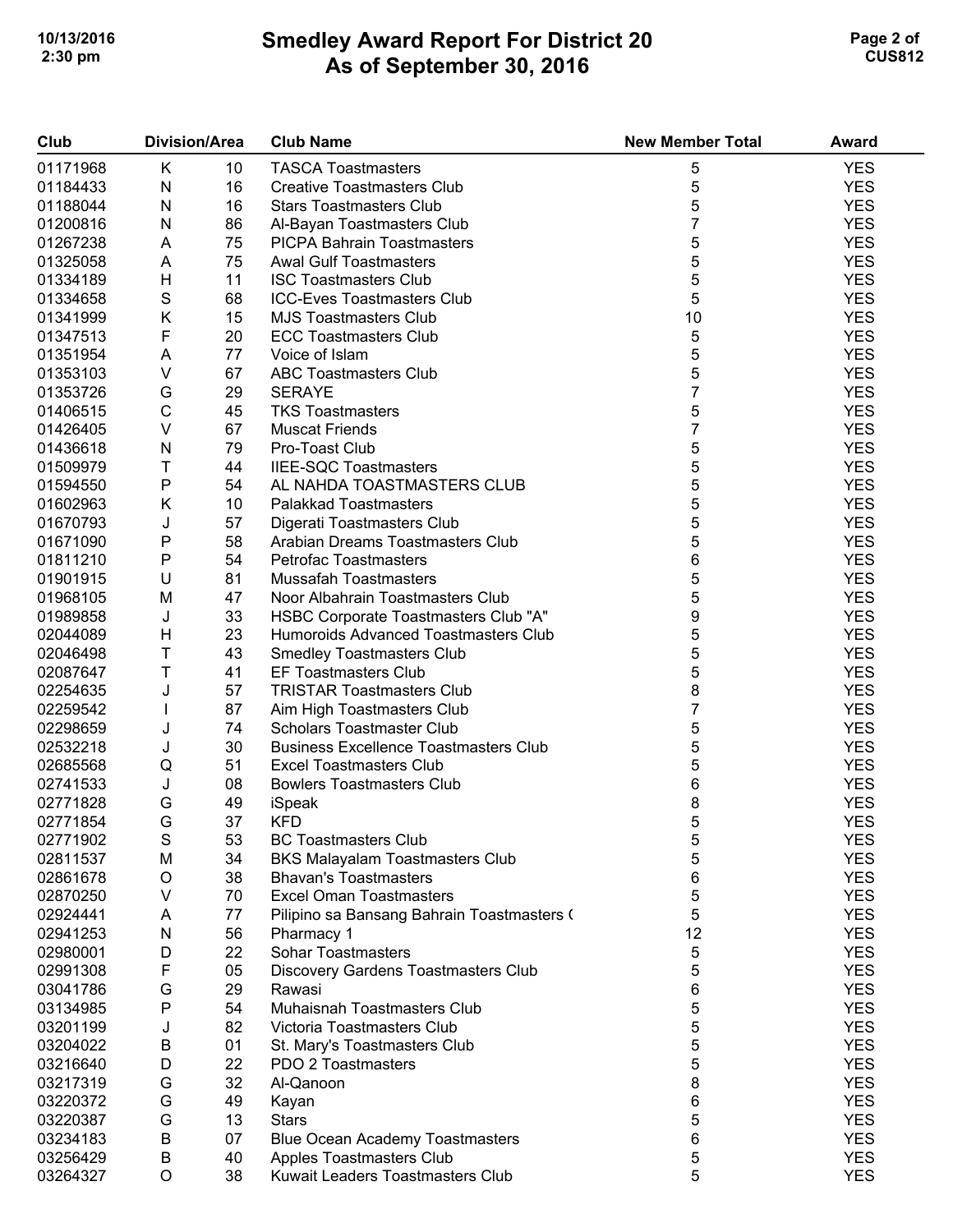# Smedley Award Report For District 20
# As of September 30, 2016

| Club | Division | Area | Club Name | New Member Total | Award |
|---|---|---|---|---|---|
| 01171968 | K | 10 | TASCA Toastmasters | 5 | YES |
| 01184433 | N | 16 | Creative Toastmasters Club | 5 | YES |
| 01188044 | N | 16 | Stars Toastmasters Club | 5 | YES |
| 01200816 | N | 86 | Al-Bayan Toastmasters Club | 7 | YES |
| 01267238 | A | 75 | PICPA Bahrain Toastmasters | 5 | YES |
| 01325058 | A | 75 | Awal Gulf Toastmasters | 5 | YES |
| 01334189 | H | 11 | ISC Toastmasters Club | 5 | YES |
| 01334658 | S | 68 | ICC-Eves Toastmasters Club | 5 | YES |
| 01341999 | K | 15 | MJS Toastmasters Club | 10 | YES |
| 01347513 | F | 20 | ECC Toastmasters Club | 5 | YES |
| 01351954 | A | 77 | Voice of Islam | 5 | YES |
| 01353103 | V | 67 | ABC Toastmasters Club | 5 | YES |
| 01353726 | G | 29 | SERAYE | 7 | YES |
| 01406515 | C | 45 | TKS Toastmasters | 5 | YES |
| 01426405 | V | 67 | Muscat Friends | 7 | YES |
| 01436618 | N | 79 | Pro-Toast Club | 5 | YES |
| 01509979 | T | 44 | IIEE-SQC Toastmasters | 5 | YES |
| 01594550 | P | 54 | AL NAHDA TOASTMASTERS CLUB | 5 | YES |
| 01602963 | K | 10 | Palakkad Toastmasters | 5 | YES |
| 01670793 | J | 57 | Digerati Toastmasters Club | 5 | YES |
| 01671090 | P | 58 | Arabian Dreams Toastmasters Club | 5 | YES |
| 01811210 | P | 54 | Petrofac Toastmasters | 6 | YES |
| 01901915 | U | 81 | Mussafah Toastmasters | 5 | YES |
| 01968105 | M | 47 | Noor Albahrain Toastmasters Club | 5 | YES |
| 01989858 | J | 33 | HSBC Corporate Toastmasters Club "A" | 9 | YES |
| 02044089 | H | 23 | Humoroids Advanced Toastmasters Club | 5 | YES |
| 02046498 | T | 43 | Smedley Toastmasters Club | 5 | YES |
| 02087647 | T | 41 | EF Toastmasters Club | 5 | YES |
| 02254635 | J | 57 | TRISTAR Toastmasters Club | 8 | YES |
| 02259542 | I | 87 | Aim High Toastmasters Club | 7 | YES |
| 02298659 | J | 74 | Scholars Toastmaster Club | 5 | YES |
| 02532218 | J | 30 | Business Excellence Toastmasters Club | 5 | YES |
| 02685568 | Q | 51 | Excel Toastmasters Club | 5 | YES |
| 02741533 | J | 08 | Bowlers Toastmasters Club | 6 | YES |
| 02771828 | G | 49 | iSpeak | 8 | YES |
| 02771854 | G | 37 | KFD | 5 | YES |
| 02771902 | S | 53 | BC Toastmasters Club | 5 | YES |
| 02811537 | M | 34 | BKS Malayalam Toastmasters Club | 5 | YES |
| 02861678 | O | 38 | Bhavan's Toastmasters | 6 | YES |
| 02870250 | V | 70 | Excel Oman Toastmasters | 5 | YES |
| 02924441 | A | 77 | Pilipino sa Bansang Bahrain Toastmasters ( | 5 | YES |
| 02941253 | N | 56 | Pharmacy 1 | 12 | YES |
| 02980001 | D | 22 | Sohar Toastmasters | 5 | YES |
| 02991308 | F | 05 | Discovery Gardens Toastmasters Club | 5 | YES |
| 03041786 | G | 29 | Rawasi | 6 | YES |
| 03134985 | P | 54 | Muhaisnah Toastmasters Club | 5 | YES |
| 03201199 | J | 82 | Victoria Toastmasters Club | 5 | YES |
| 03204022 | B | 01 | St. Mary's Toastmasters Club | 5 | YES |
| 03216640 | D | 22 | PDO 2 Toastmasters | 5 | YES |
| 03217319 | G | 32 | Al-Qanoon | 8 | YES |
| 03220372 | G | 49 | Kayan | 6 | YES |
| 03220387 | G | 13 | Stars | 5 | YES |
| 03234183 | B | 07 | Blue Ocean Academy Toastmasters | 6 | YES |
| 03256429 | B | 40 | Apples Toastmasters Club | 5 | YES |
| 03264327 | O | 38 | Kuwait Leaders Toastmasters Club | 5 | YES |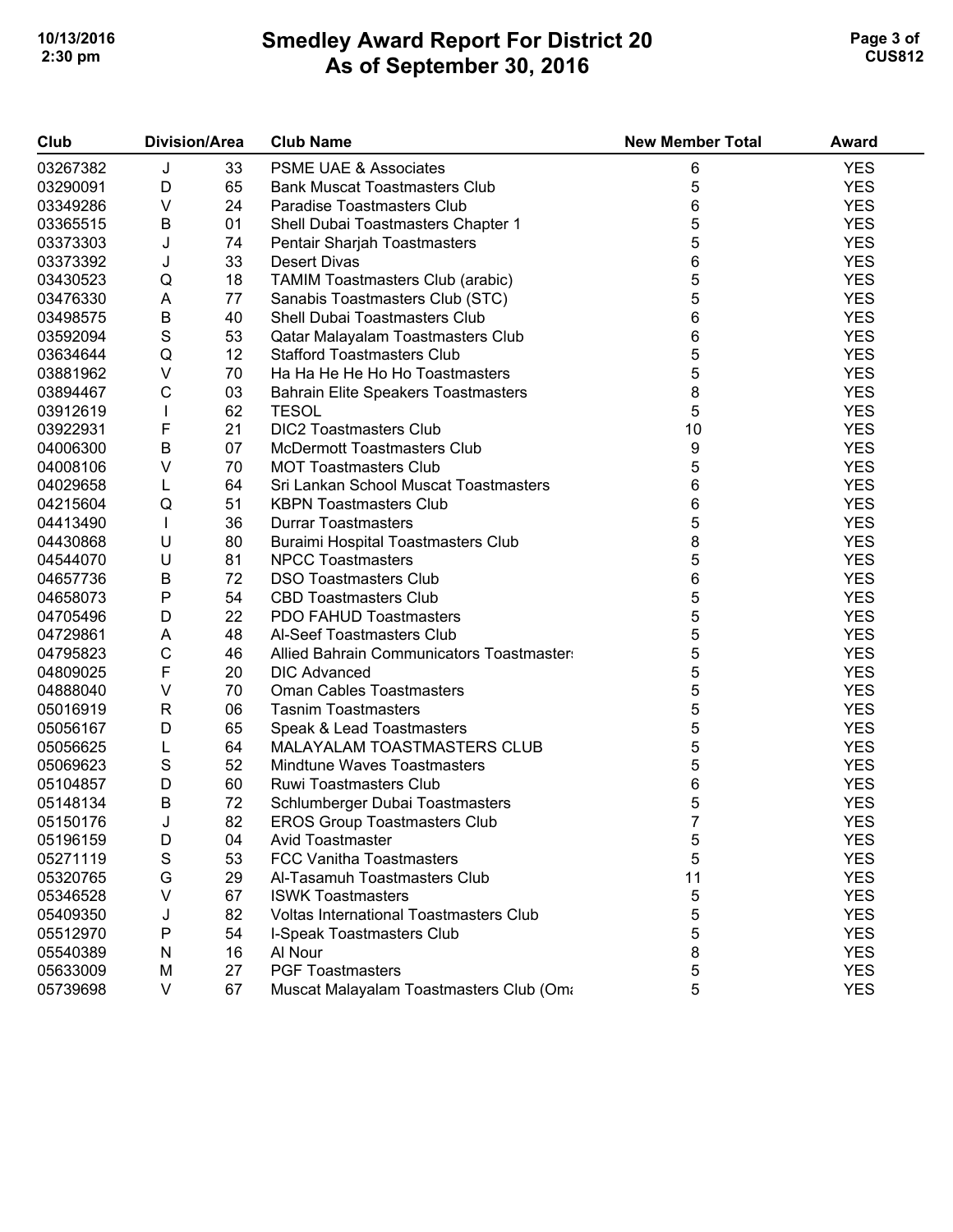# Smedley Award Report For District 20
## As of September 30, 2016

| Club | Division/Area | | Club Name | New Member Total | Award |
|---|---|---|---|---|---|
| 03267382 | J | 33 | PSME UAE & Associates | 6 | YES |
| 03290091 | D | 65 | Bank Muscat Toastmasters Club | 5 | YES |
| 03349286 | V | 24 | Paradise Toastmasters Club | 6 | YES |
| 03365515 | B | 01 | Shell Dubai Toastmasters Chapter 1 | 5 | YES |
| 03373303 | J | 74 | Pentair Sharjah Toastmasters | 5 | YES |
| 03373392 | J | 33 | Desert Divas | 6 | YES |
| 03430523 | Q | 18 | TAMIM Toastmasters Club (arabic) | 5 | YES |
| 03476330 | A | 77 | Sanabis Toastmasters Club (STC) | 5 | YES |
| 03498575 | B | 40 | Shell Dubai Toastmasters Club | 6 | YES |
| 03592094 | S | 53 | Qatar Malayalam Toastmasters Club | 6 | YES |
| 03634644 | Q | 12 | Stafford Toastmasters Club | 5 | YES |
| 03881962 | V | 70 | Ha Ha He He Ho Ho Toastmasters | 5 | YES |
| 03894467 | C | 03 | Bahrain Elite Speakers Toastmasters | 8 | YES |
| 03912619 | I | 62 | TESOL | 5 | YES |
| 03922931 | F | 21 | DIC2 Toastmasters Club | 10 | YES |
| 04006300 | B | 07 | McDermott Toastmasters Club | 9 | YES |
| 04008106 | V | 70 | MOT Toastmasters Club | 5 | YES |
| 04029658 | L | 64 | Sri Lankan School Muscat Toastmasters | 6 | YES |
| 04215604 | Q | 51 | KBPN Toastmasters Club | 6 | YES |
| 04413490 | I | 36 | Durrar Toastmasters | 5 | YES |
| 04430868 | U | 80 | Buraimi Hospital Toastmasters Club | 8 | YES |
| 04544070 | U | 81 | NPCC Toastmasters | 5 | YES |
| 04657736 | B | 72 | DSO Toastmasters Club | 6 | YES |
| 04658073 | P | 54 | CBD Toastmasters Club | 5 | YES |
| 04705496 | D | 22 | PDO FAHUD Toastmasters | 5 | YES |
| 04729861 | A | 48 | Al-Seef Toastmasters Club | 5 | YES |
| 04795823 | C | 46 | Allied Bahrain Communicators Toastmaster: | 5 | YES |
| 04809025 | F | 20 | DIC Advanced | 5 | YES |
| 04888040 | V | 70 | Oman Cables Toastmasters | 5 | YES |
| 05016919 | R | 06 | Tasnim Toastmasters | 5 | YES |
| 05056167 | D | 65 | Speak & Lead Toastmasters | 5 | YES |
| 05056625 | L | 64 | MALAYALAM TOASTMASTERS CLUB | 5 | YES |
| 05069623 | S | 52 | Mindtune Waves Toastmasters | 5 | YES |
| 05104857 | D | 60 | Ruwi Toastmasters Club | 6 | YES |
| 05148134 | B | 72 | Schlumberger Dubai Toastmasters | 5 | YES |
| 05150176 | J | 82 | EROS Group Toastmasters Club | 7 | YES |
| 05196159 | D | 04 | Avid Toastmaster | 5 | YES |
| 05271119 | S | 53 | FCC Vanitha Toastmasters | 5 | YES |
| 05320765 | G | 29 | Al-Tasamuh Toastmasters Club | 11 | YES |
| 05346528 | V | 67 | ISWK Toastmasters | 5 | YES |
| 05409350 | J | 82 | Voltas International Toastmasters Club | 5 | YES |
| 05512970 | P | 54 | I-Speak Toastmasters Club | 5 | YES |
| 05540389 | N | 16 | Al Nour | 8 | YES |
| 05633009 | M | 27 | PGF Toastmasters | 5 | YES |
| 05739698 | V | 67 | Muscat Malayalam Toastmasters Club (Om: | 5 | YES |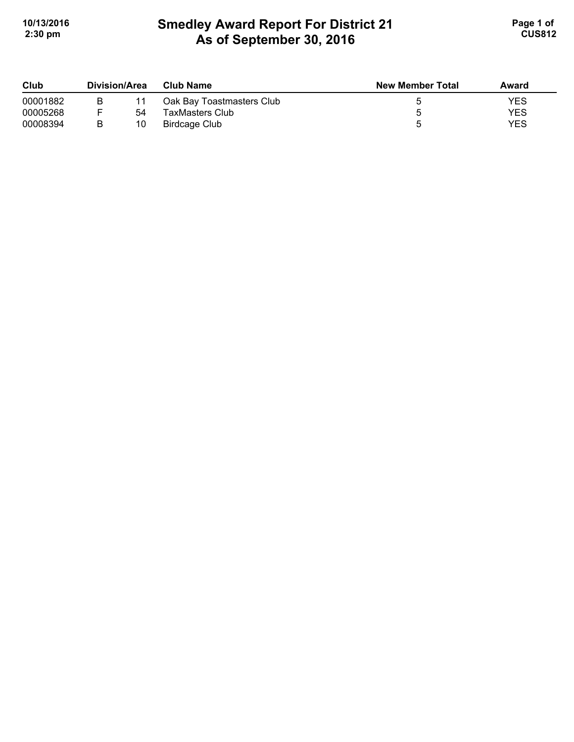# Smedley Award Report For District 21
## As of September 30, 2016

| Club | Division/Area | | Club Name | New Member Total | Award |
|---|---|---|---|---|---|
| 00001882 | B | 11 | Oak Bay Toastmasters Club | 5 | YES |
| 00005268 | F | 54 | TaxMasters Club | 5 | YES |
| 00008394 | B | 10 | Birdcage Club | 5 | YES |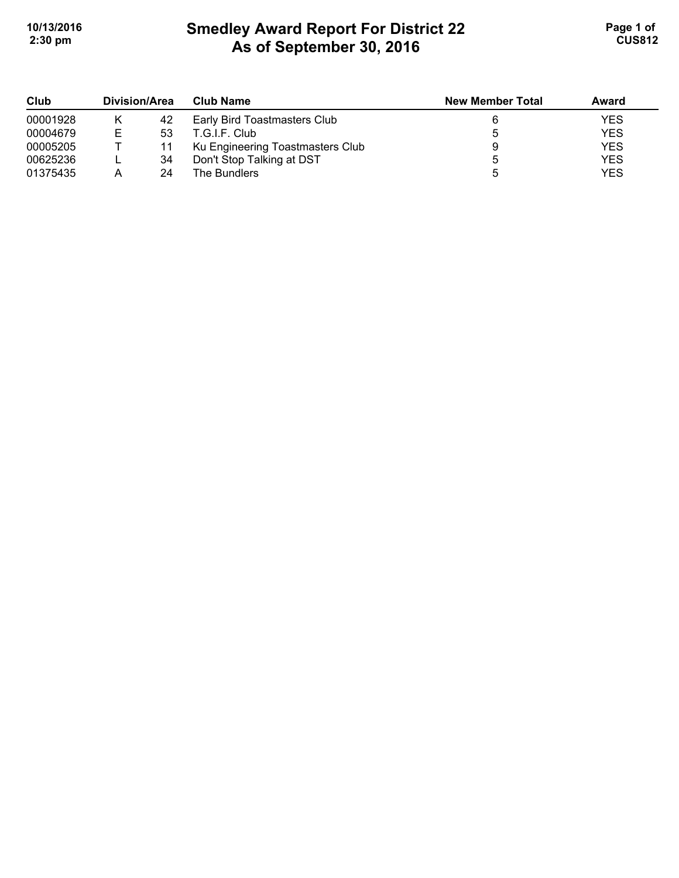# Smedley Award Report For District 22
## As of September 30, 2016

| Club | Division/Area | | Club Name | New Member Total | Award |
|---|---|---|---|---|---|
| 00001928 | K | 42 | Early Bird Toastmasters Club | 6 | YES |
| 00004679 | E | 53 | T.G.I.F. Club | 5 | YES |
| 00005205 | T | 11 | Ku Engineering Toastmasters Club | 9 | YES |
| 00625236 | L | 34 | Don't Stop Talking at DST | 5 | YES |
| 01375435 | A | 24 | The Bundlers | 5 | YES |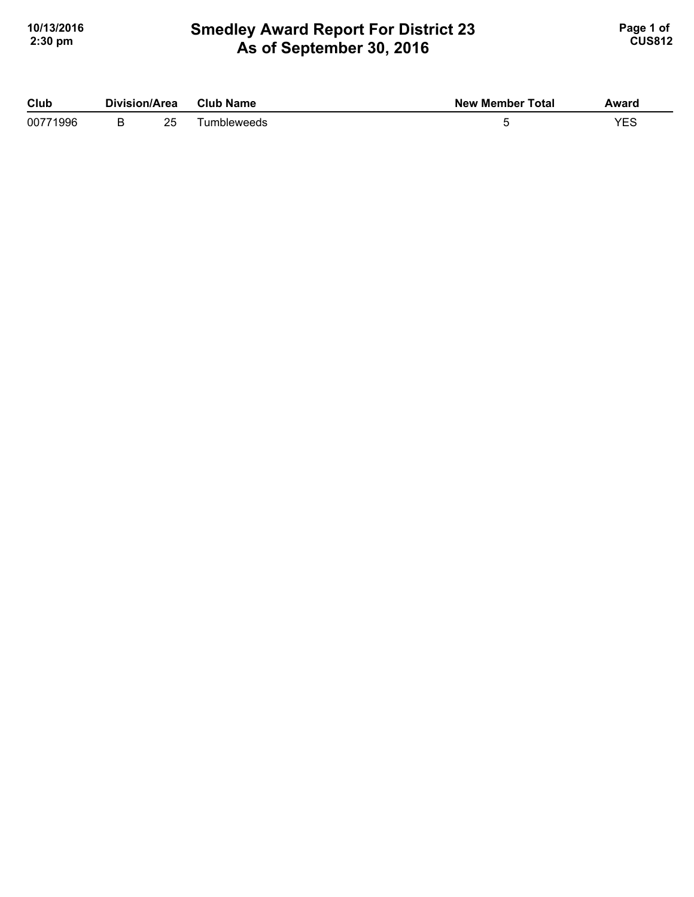# Smedley Award Report For District 23
## As of September 30, 2016

| Club | Division/Area | | Club Name | New Member Total | Award |
|---|---|---|---|---|---|
| 00771996 | B | 25 | Tumbleweeds | 5 | YES |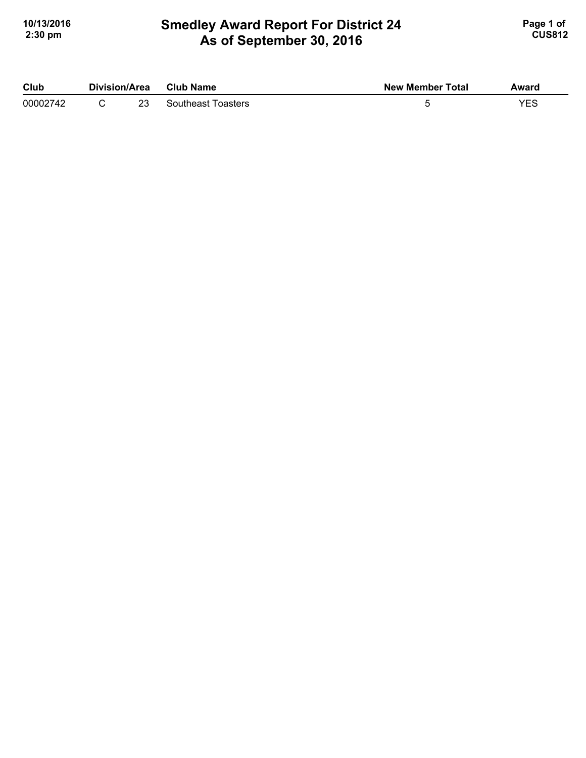# Smedley Award Report For District 24
## As of September 30, 2016

| Club | Division/Area | | Club Name | New Member Total | Award |
|---|---|---|---|---|---|
| 00002742 | C | 23 | Southeast Toasters | 5 | YES |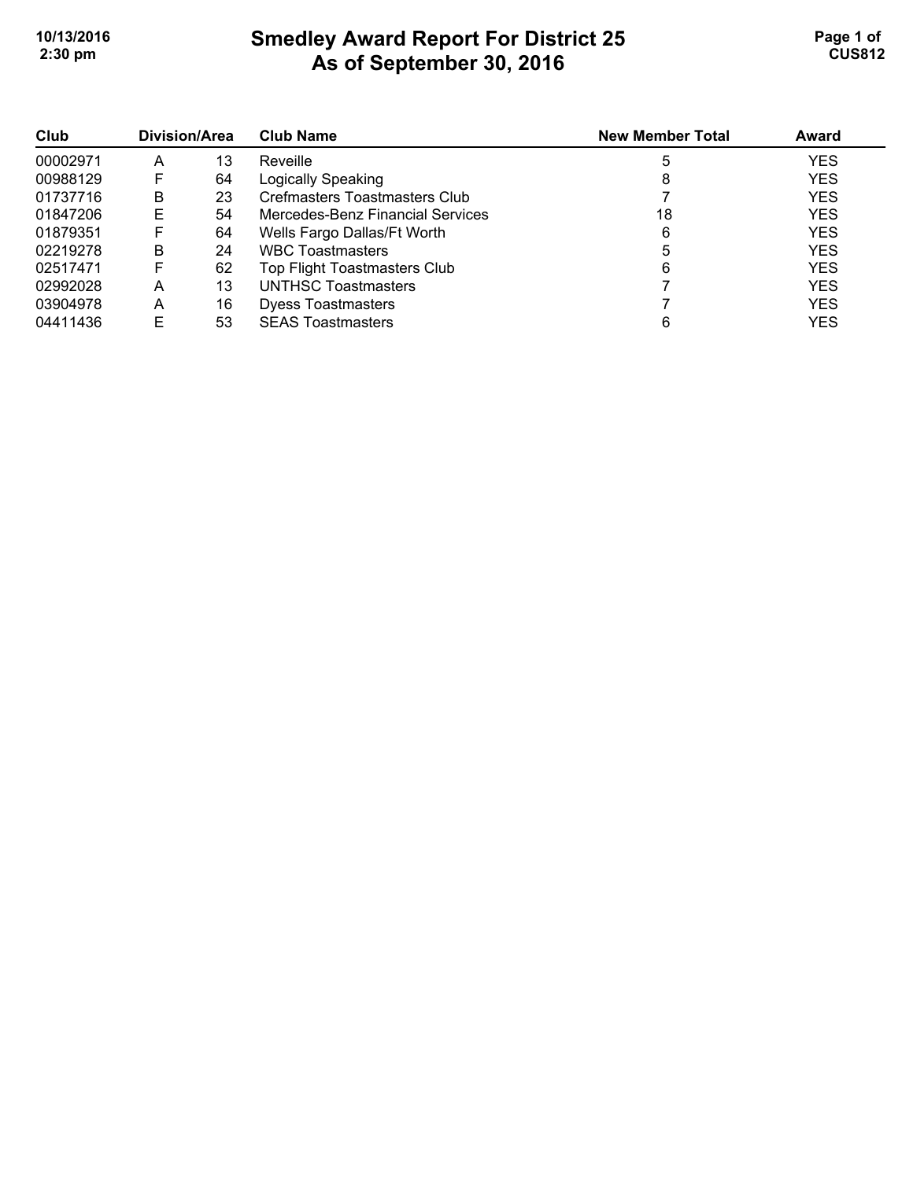# Smedley Award Report For District 25
## As of September 30, 2016

| Club | Division/Area | | Club Name | New Member Total | Award |
|---|---|---|---|---|---|
| 00002971 | A | 13 | Reveille | 5 | YES |
| 00988129 | F | 64 | Logically Speaking | 8 | YES |
| 01737716 | B | 23 | Crefmasters Toastmasters Club | 7 | YES |
| 01847206 | E | 54 | Mercedes-Benz Financial Services | 18 | YES |
| 01879351 | F | 64 | Wells Fargo Dallas/Ft Worth | 6 | YES |
| 02219278 | B | 24 | WBC Toastmasters | 5 | YES |
| 02517471 | F | 62 | Top Flight Toastmasters Club | 6 | YES |
| 02992028 | A | 13 | UNTHSC Toastmasters | 7 | YES |
| 03904978 | A | 16 | Dyess Toastmasters | 7 | YES |
| 04411436 | E | 53 | SEAS Toastmasters | 6 | YES |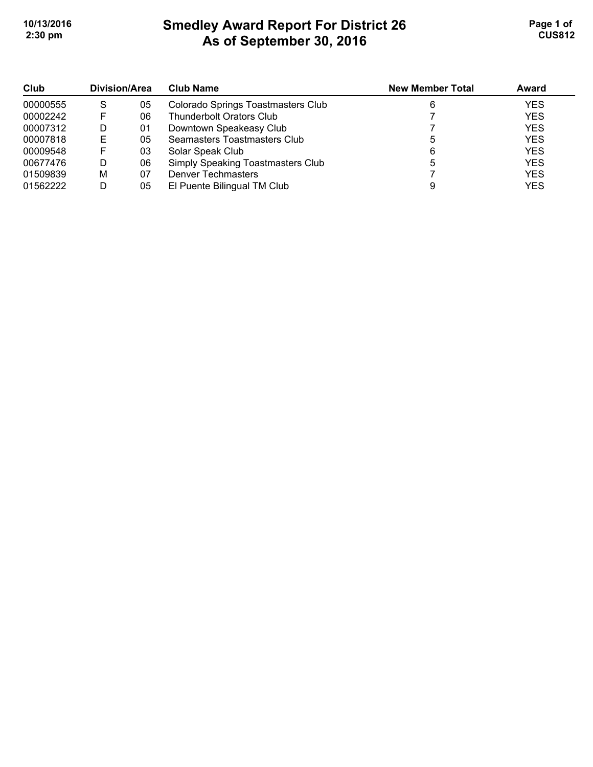# Smedley Award Report For District 26
## As of September 30, 2016

| Club | Division/Area | | Club Name | New Member Total | Award |
|---|---|---|---|---|---|
| 00000555 | S | 05 | Colorado Springs Toastmasters Club | 6 | YES |
| 00002242 | F | 06 | Thunderbolt Orators Club | 7 | YES |
| 00007312 | D | 01 | Downtown Speakeasy Club | 7 | YES |
| 00007818 | E | 05 | Seamasters Toastmasters Club | 5 | YES |
| 00009548 | F | 03 | Solar Speak Club | 6 | YES |
| 00677476 | D | 06 | Simply Speaking Toastmasters Club | 5 | YES |
| 01509839 | M | 07 | Denver Techmasters | 7 | YES |
| 01562222 | D | 05 | El Puente Bilingual TM Club | 9 | YES |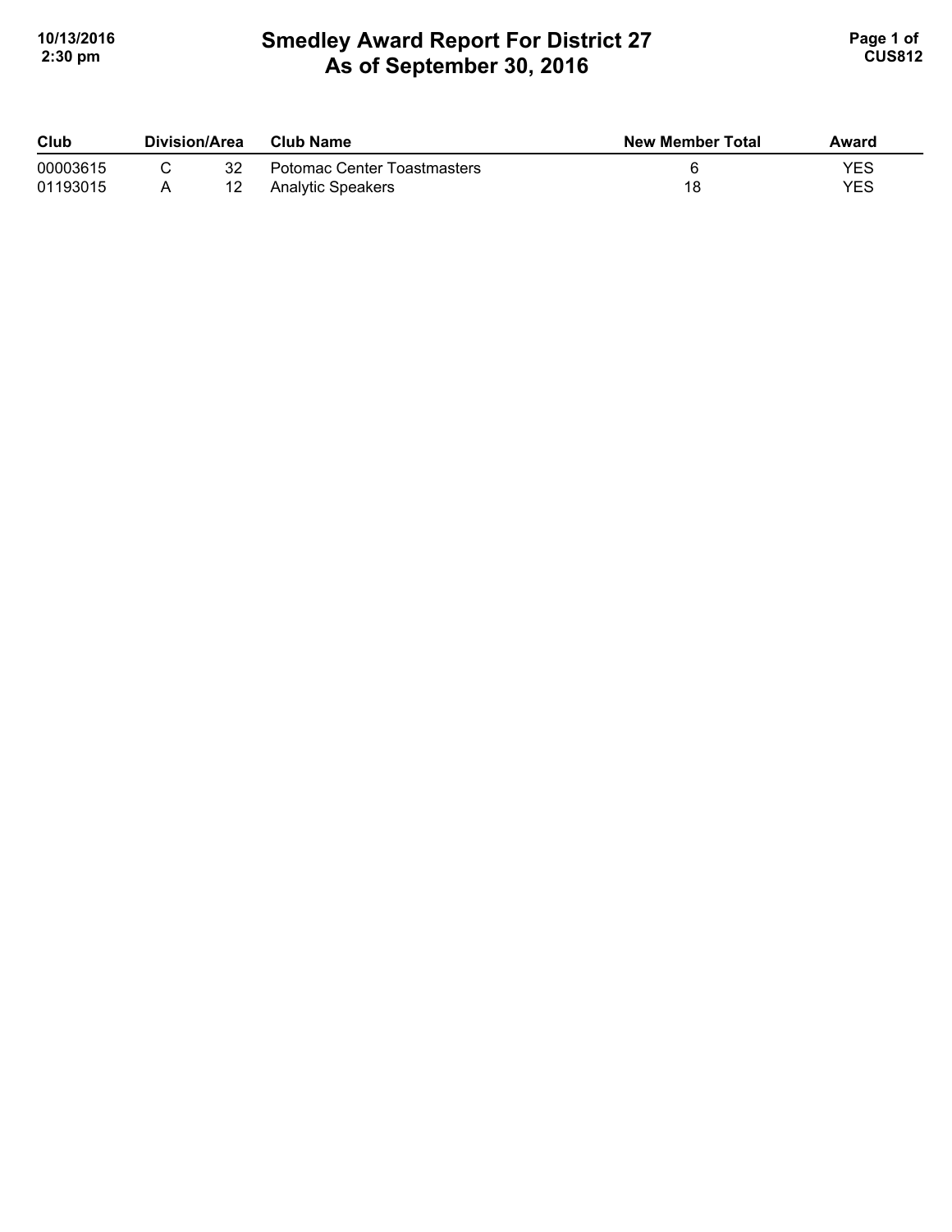# Smedley Award Report For District 27
## As of September 30, 2016

| Club | Division/Area | | Club Name | New Member Total | Award |
|---|---|---|---|---|---|
| 00003615 | C | 32 | Potomac Center Toastmasters | 6 | YES |
| 01193015 | A | 12 | Analytic Speakers | 18 | YES |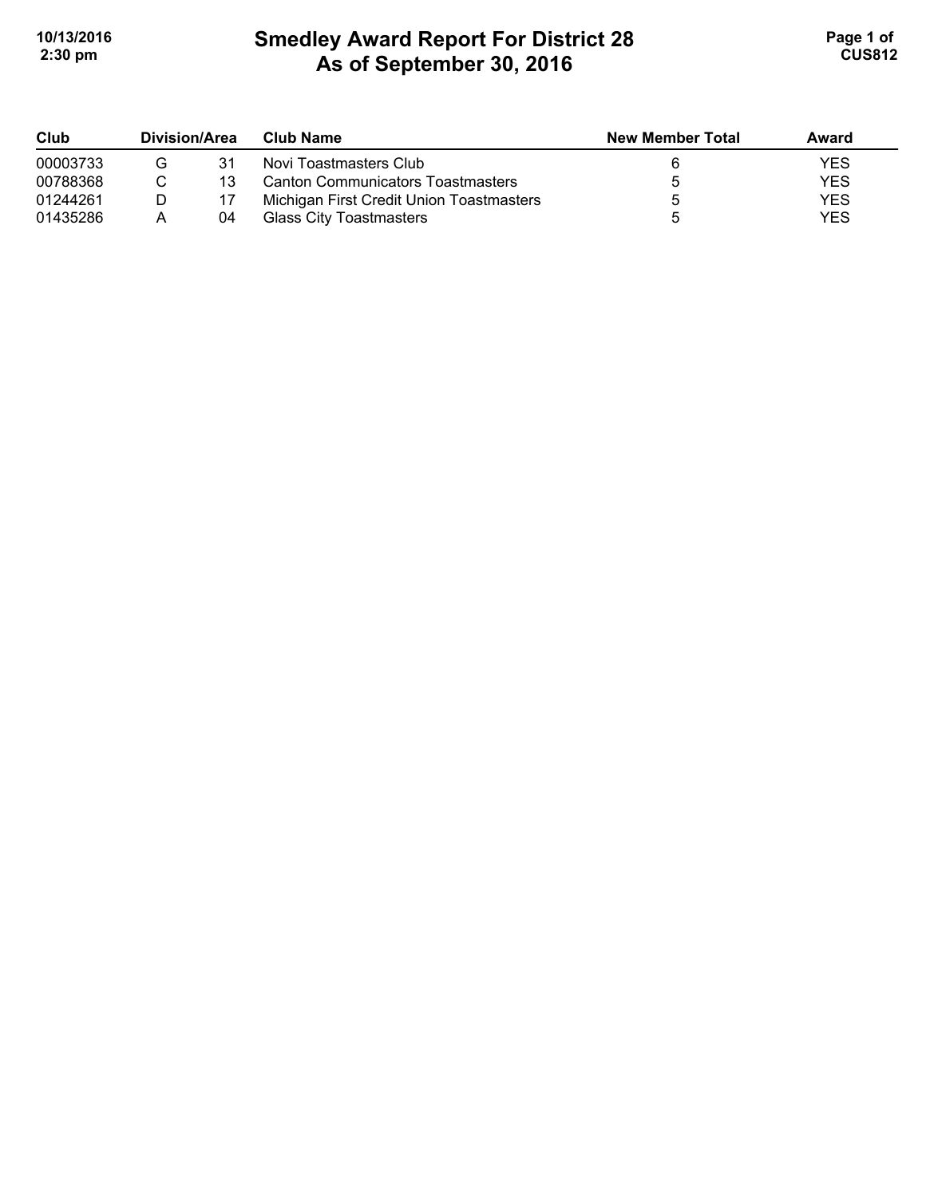# Smedley Award Report For District 28
## As of September 30, 2016

| Club | Division/Area | | Club Name | New Member Total | Award |
|---|---|---|---|---|---|
| 00003733 | G | 31 | Novi Toastmasters Club | 6 | YES |
| 00788368 | C | 13 | Canton Communicators Toastmasters | 5 | YES |
| 01244261 | D | 17 | Michigan First Credit Union Toastmasters | 5 | YES |
| 01435286 | A | 04 | Glass City Toastmasters | 5 | YES |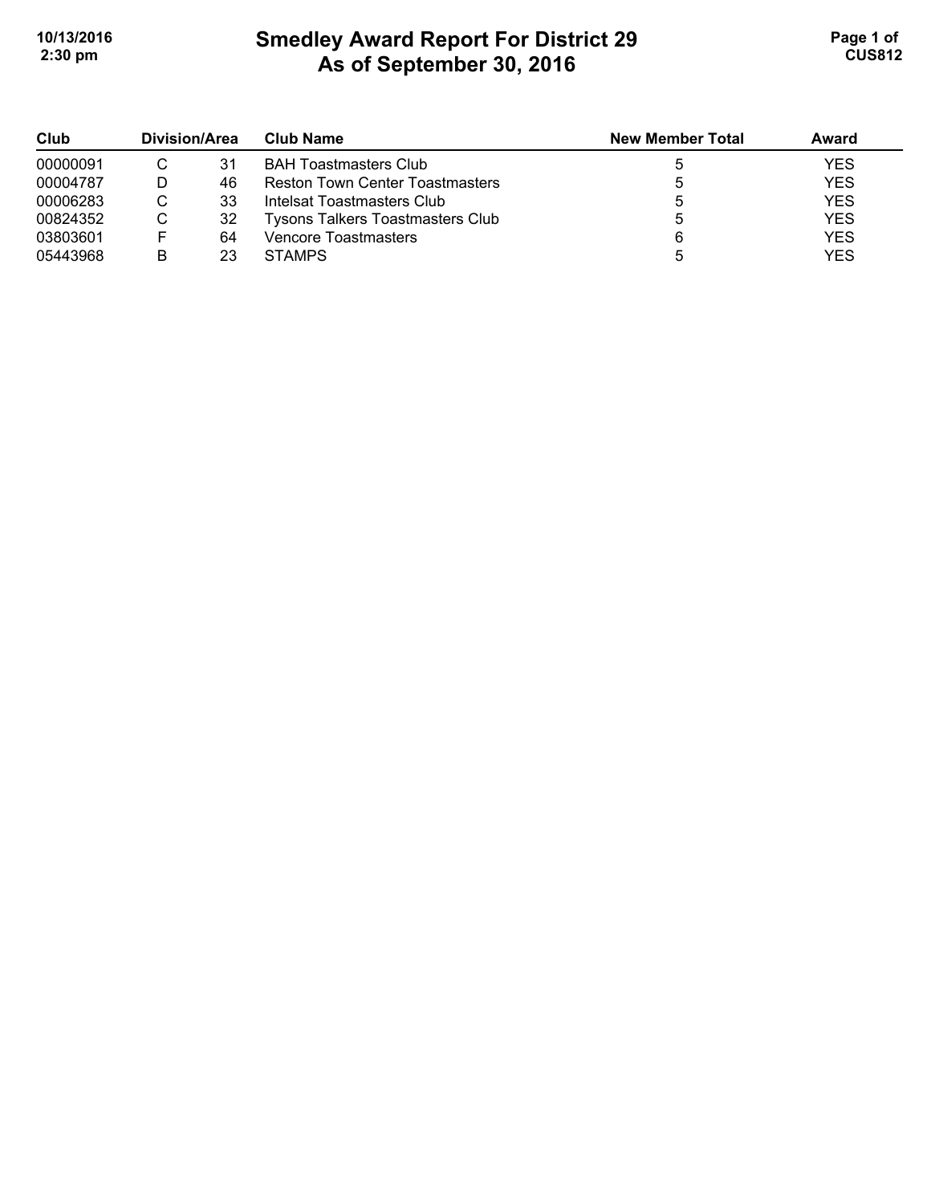# Smedley Award Report For District 29
## As of September 30, 2016

| Club | Division/Area | | Club Name | New Member Total | Award |
|---|---|---|---|---|---|
| 00000091 | C | 31 | BAH Toastmasters Club | 5 | YES |
| 00004787 | D | 46 | Reston Town Center Toastmasters | 5 | YES |
| 00006283 | C | 33 | Intelsat Toastmasters Club | 5 | YES |
| 00824352 | C | 32 | Tysons Talkers Toastmasters Club | 5 | YES |
| 03803601 | F | 64 | Vencore Toastmasters | 6 | YES |
| 05443968 | B | 23 | STAMPS | 5 | YES |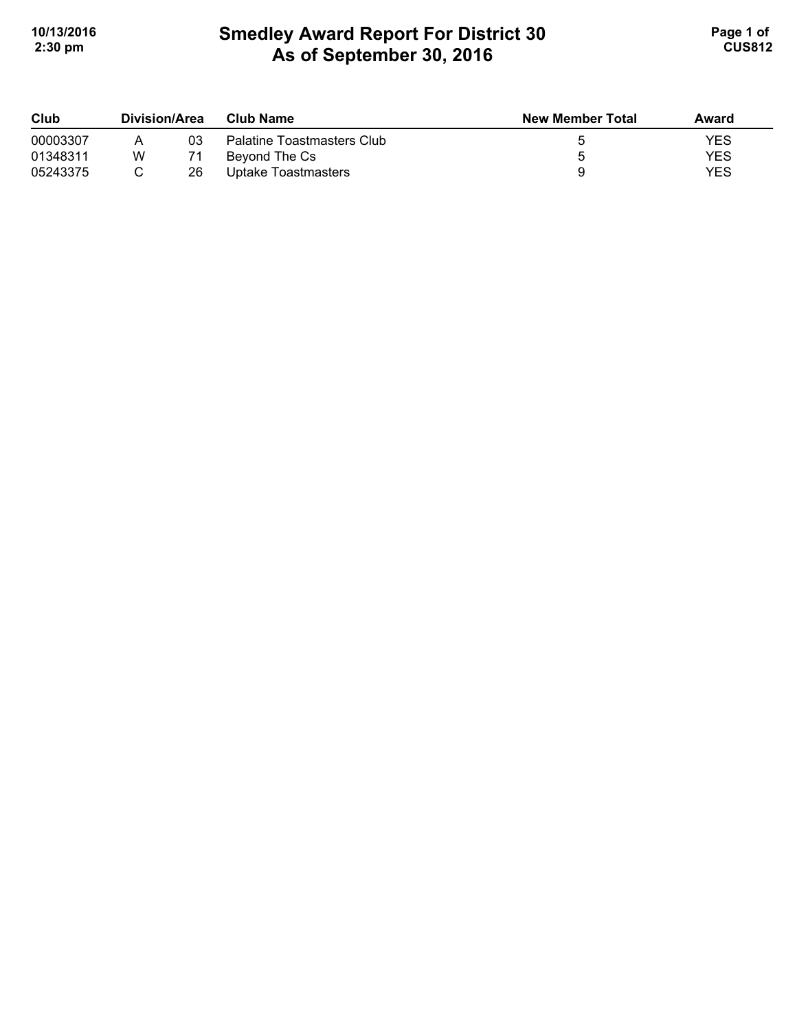# Smedley Award Report For District 30
## As of September 30, 2016

| Club | Division/Area | | Club Name | New Member Total | Award |
|---|---|---|---|---|---|
| 00003307 | A | 03 | Palatine Toastmasters Club | 5 | YES |
| 01348311 | W | 71 | Beyond The Cs | 5 | YES |
| 05243375 | C | 26 | Uptake Toastmasters | 9 | YES |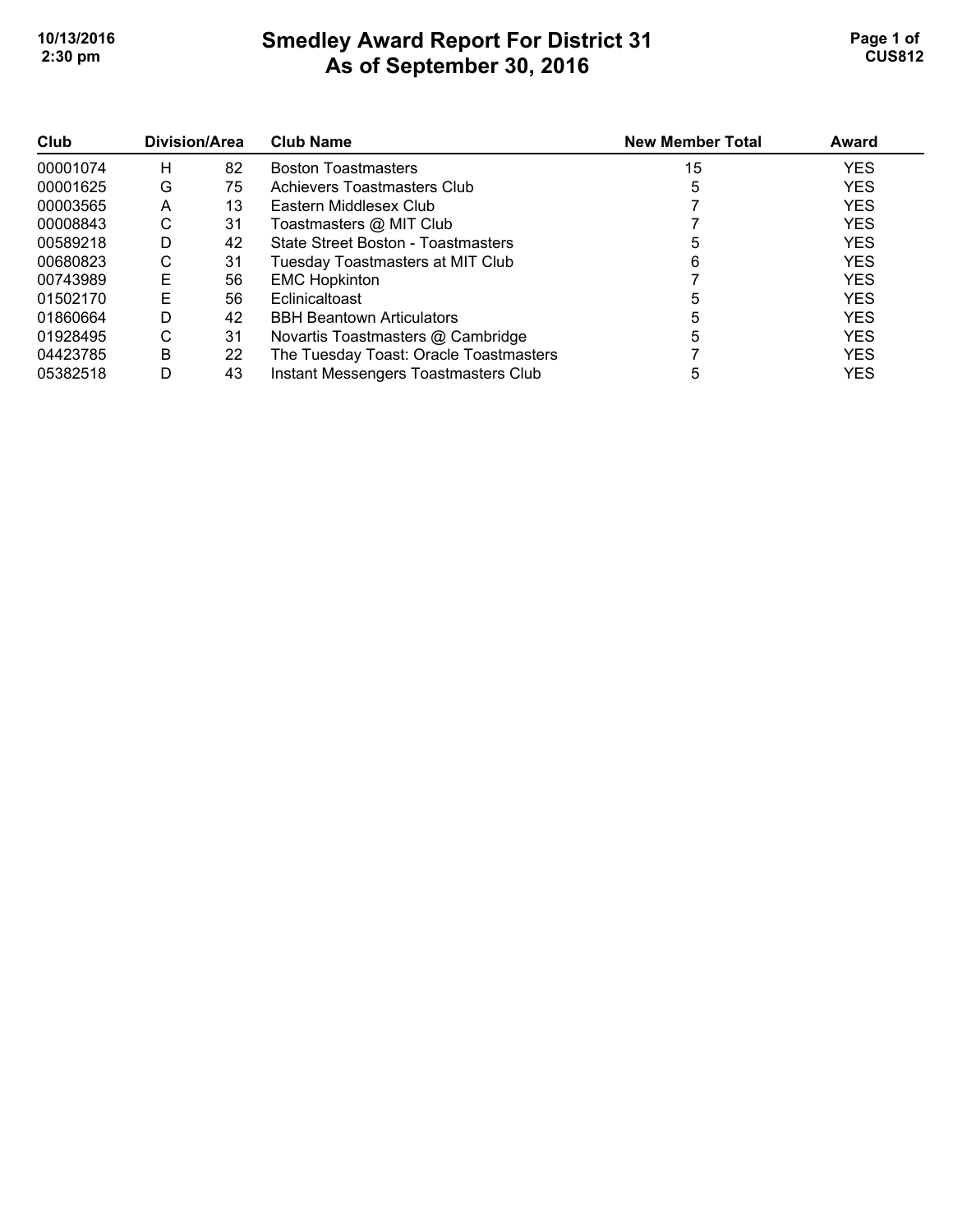# Smedley Award Report For District 31
## As of September 30, 2016

| Club | Division/Area | | Club Name | New Member Total | Award |
|---|---|---|---|---|---|
| 00001074 | H | 82 | Boston Toastmasters | 15 | YES |
| 00001625 | G | 75 | Achievers Toastmasters Club | 5 | YES |
| 00003565 | A | 13 | Eastern Middlesex Club | 7 | YES |
| 00008843 | C | 31 | Toastmasters @ MIT Club | 7 | YES |
| 00589218 | D | 42 | State Street Boston - Toastmasters | 5 | YES |
| 00680823 | C | 31 | Tuesday Toastmasters at MIT Club | 6 | YES |
| 00743989 | E | 56 | EMC Hopkinton | 7 | YES |
| 01502170 | E | 56 | Eclinicaltoast | 5 | YES |
| 01860664 | D | 42 | BBH Beantown Articulators | 5 | YES |
| 01928495 | C | 31 | Novartis Toastmasters @ Cambridge | 5 | YES |
| 04423785 | B | 22 | The Tuesday Toast: Oracle Toastmasters | 7 | YES |
| 05382518 | D | 43 | Instant Messengers Toastmasters Club | 5 | YES |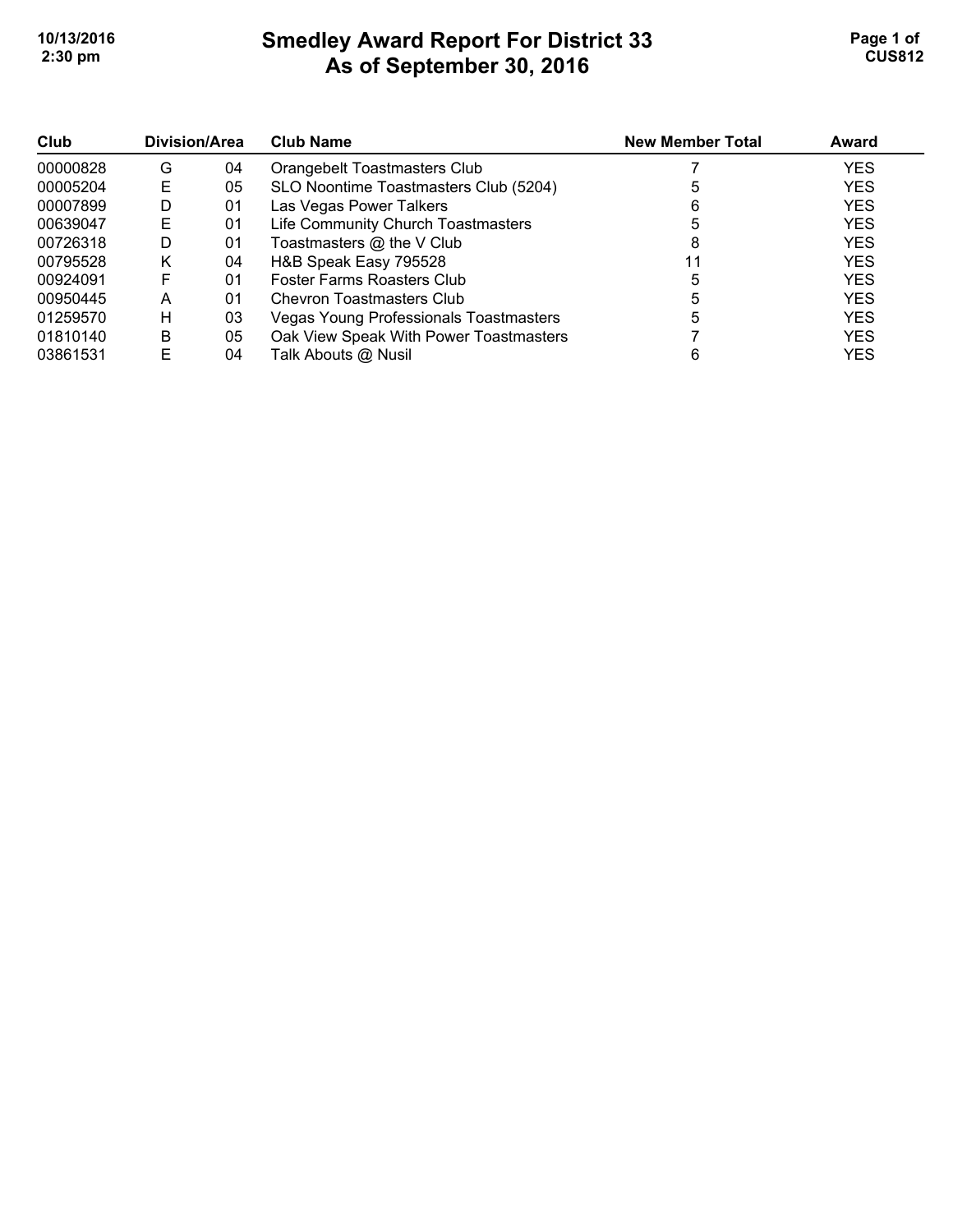# Smedley Award Report For District 33
## As of September 30, 2016

| Club | Division/Area | | Club Name | New Member Total | Award |
|---|---|---|---|---|---|
| 00000828 | G | 04 | Orangebelt Toastmasters Club | 7 | YES |
| 00005204 | E | 05 | SLO Noontime Toastmasters Club (5204) | 5 | YES |
| 00007899 | D | 01 | Las Vegas Power Talkers | 6 | YES |
| 00639047 | E | 01 | Life Community Church Toastmasters | 5 | YES |
| 00726318 | D | 01 | Toastmasters @ the V Club | 8 | YES |
| 00795528 | K | 04 | H&B Speak Easy 795528 | 11 | YES |
| 00924091 | F | 01 | Foster Farms Roasters Club | 5 | YES |
| 00950445 | A | 01 | Chevron Toastmasters Club | 5 | YES |
| 01259570 | H | 03 | Vegas Young Professionals Toastmasters | 5 | YES |
| 01810140 | B | 05 | Oak View Speak With Power Toastmasters | 7 | YES |
| 03861531 | E | 04 | Talk Abouts @ Nusil | 6 | YES |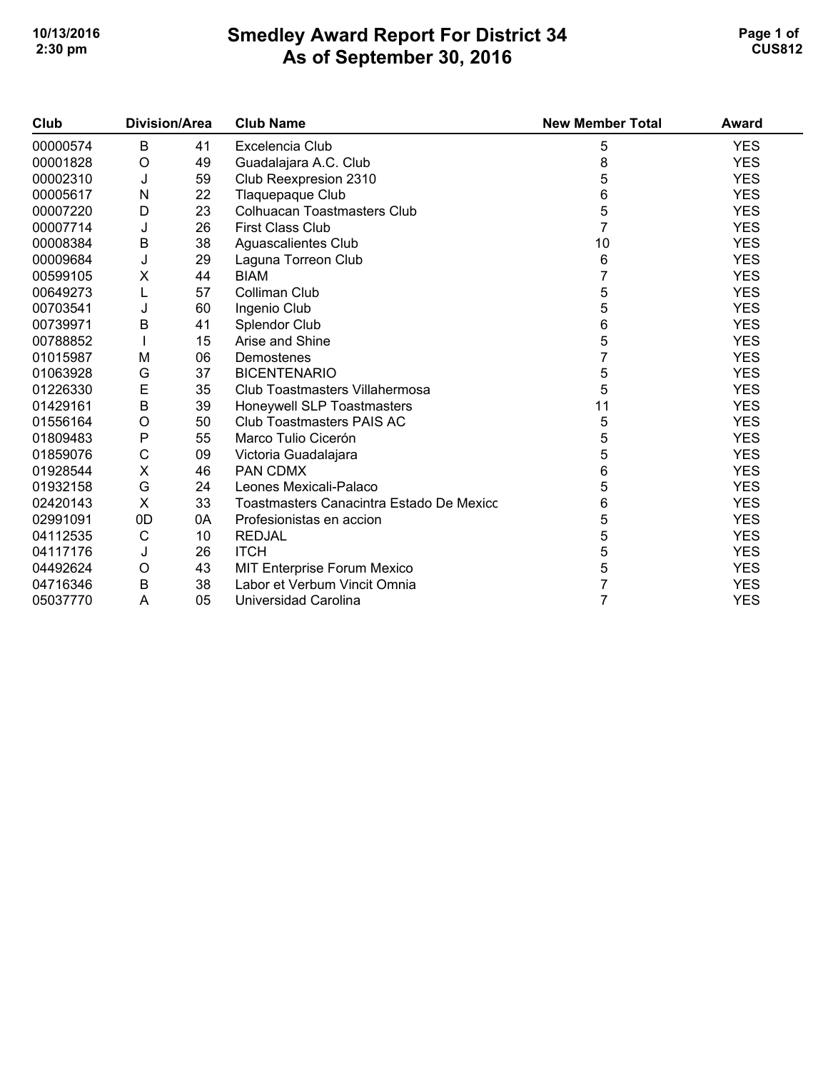# Smedley Award Report For District 34
## As of September 30, 2016

| Club | Division/Area | | Club Name | New Member Total | Award |
|---|---|---|---|---|---|
| 00000574 | B | 41 | Excelencia Club | 5 | YES |
| 00001828 | O | 49 | Guadalajara A.C. Club | 8 | YES |
| 00002310 | J | 59 | Club Reexpresion 2310 | 5 | YES |
| 00005617 | N | 22 | Tlaquepaque Club | 6 | YES |
| 00007220 | D | 23 | Colhuacan Toastmasters Club | 5 | YES |
| 00007714 | J | 26 | First Class Club | 7 | YES |
| 00008384 | B | 38 | Aguascalientes Club | 10 | YES |
| 00009684 | J | 29 | Laguna Torreon Club | 6 | YES |
| 00599105 | X | 44 | BIAM | 7 | YES |
| 00649273 | L | 57 | Colliman Club | 5 | YES |
| 00703541 | J | 60 | Ingenio Club | 5 | YES |
| 00739971 | B | 41 | Splendor Club | 6 | YES |
| 00788852 | I | 15 | Arise and Shine | 5 | YES |
| 01015987 | M | 06 | Demostenes | 7 | YES |
| 01063928 | G | 37 | BICENTENARIO | 5 | YES |
| 01226330 | E | 35 | Club Toastmasters Villahermosa | 5 | YES |
| 01429161 | B | 39 | Honeywell SLP Toastmasters | 11 | YES |
| 01556164 | O | 50 | Club Toastmasters PAIS AC | 5 | YES |
| 01809483 | P | 55 | Marco Tulio Cicerón | 5 | YES |
| 01859076 | C | 09 | Victoria Guadalajara | 5 | YES |
| 01928544 | X | 46 | PAN CDMX | 6 | YES |
| 01932158 | G | 24 | Leones Mexicali-Palaco | 5 | YES |
| 02420143 | X | 33 | Toastmasters Canacintra Estado De Mexicc | 6 | YES |
| 02991091 | 0D | 0A | Profesionistas en accion | 5 | YES |
| 04112535 | C | 10 | REDJAL | 5 | YES |
| 04117176 | J | 26 | ITCH | 5 | YES |
| 04492624 | O | 43 | MIT Enterprise Forum Mexico | 5 | YES |
| 04716346 | B | 38 | Labor et Verbum Vincit Omnia | 7 | YES |
| 05037770 | A | 05 | Universidad Carolina | 7 | YES |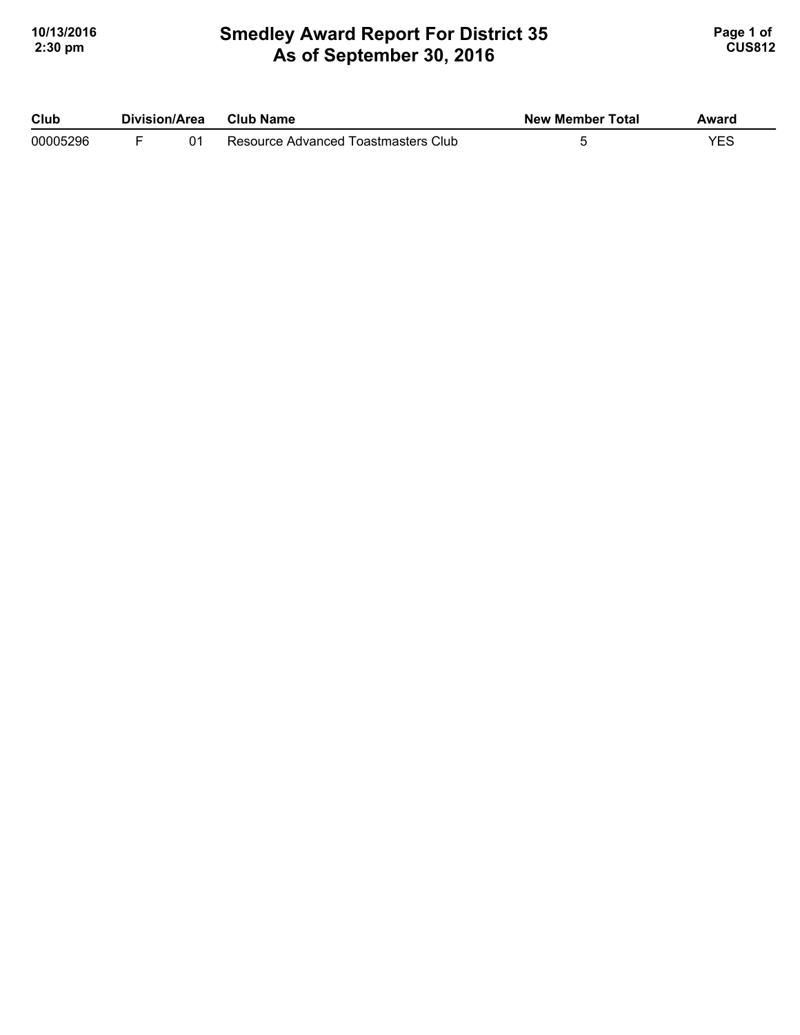# Smedley Award Report For District 35
## As of September 30, 2016

| Club | Division/Area | | Club Name | New Member Total | Award |
|---|---|---|---|---|---|
| 00005296 | F | 01 | Resource Advanced Toastmasters Club | 5 | YES |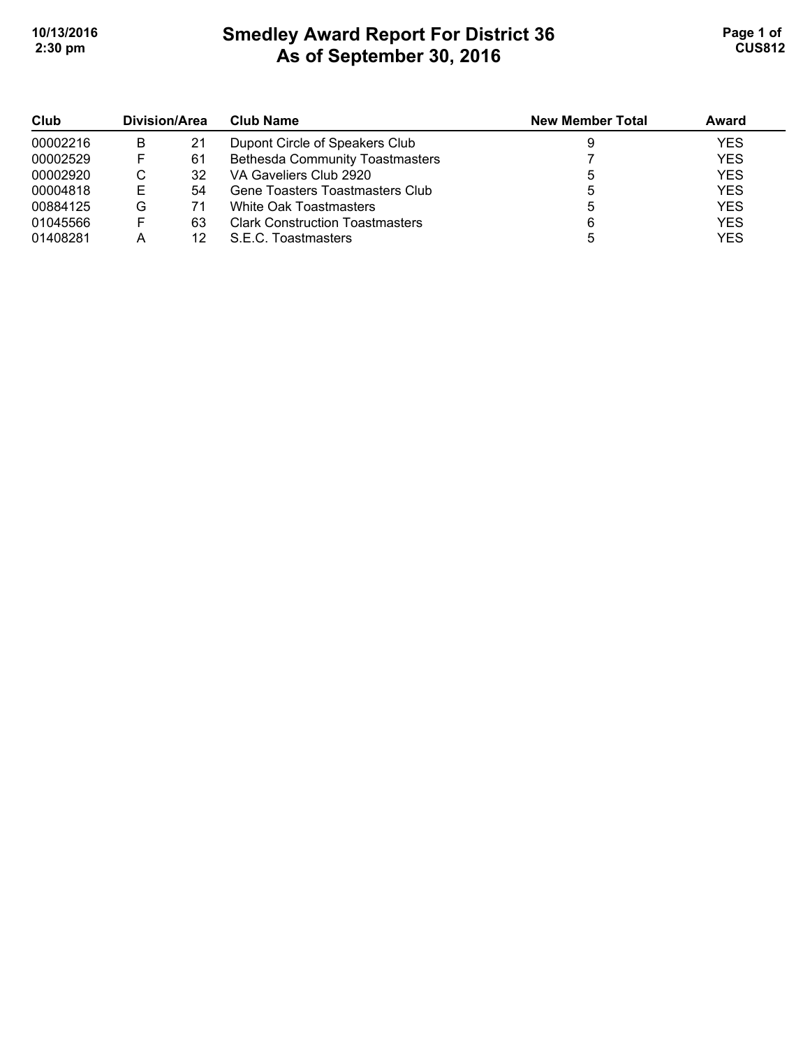# Smedley Award Report For District 36
## As of September 30, 2016

| Club | Division | Area | Club Name | New Member Total | Award |
|---|---|---|---|---|---|
| 00002216 | B | 21 | Dupont Circle of Speakers Club | 9 | YES |
| 00002529 | F | 61 | Bethesda Community Toastmasters | 7 | YES |
| 00002920 | C | 32 | VA Gaveliers Club 2920 | 5 | YES |
| 00004818 | E | 54 | Gene Toasters Toastmasters Club | 5 | YES |
| 00884125 | G | 71 | White Oak Toastmasters | 5 | YES |
| 01045566 | F | 63 | Clark Construction Toastmasters | 6 | YES |
| 01408281 | A | 12 | S.E.C. Toastmasters | 5 | YES |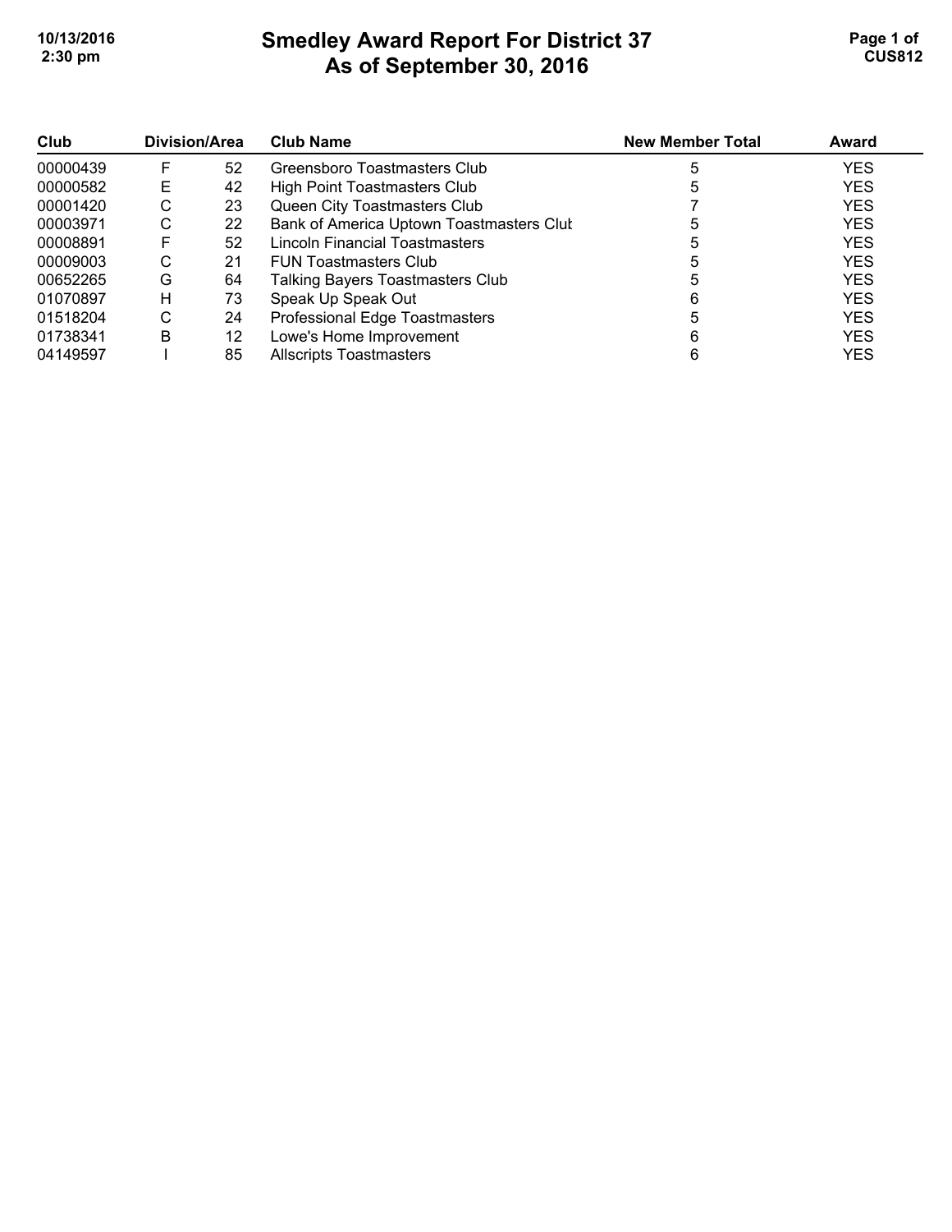# Smedley Award Report For District 37
## As of September 30, 2016

| Club | Division/Area | | Club Name | New Member Total | Award |
|---|---|---|---|---|---|
| 00000439 | F | 52 | Greensboro Toastmasters Club | 5 | YES |
| 00000582 | E | 42 | High Point Toastmasters Club | 5 | YES |
| 00001420 | C | 23 | Queen City Toastmasters Club | 7 | YES |
| 00003971 | C | 22 | Bank of America Uptown Toastmasters Clut | 5 | YES |
| 00008891 | F | 52 | Lincoln Financial Toastmasters | 5 | YES |
| 00009003 | C | 21 | FUN Toastmasters Club | 5 | YES |
| 00652265 | G | 64 | Talking Bayers Toastmasters Club | 5 | YES |
| 01070897 | H | 73 | Speak Up Speak Out | 6 | YES |
| 01518204 | C | 24 | Professional Edge Toastmasters | 5 | YES |
| 01738341 | B | 12 | Lowe's Home Improvement | 6 | YES |
| 04149597 | I | 85 | Allscripts Toastmasters | 6 | YES |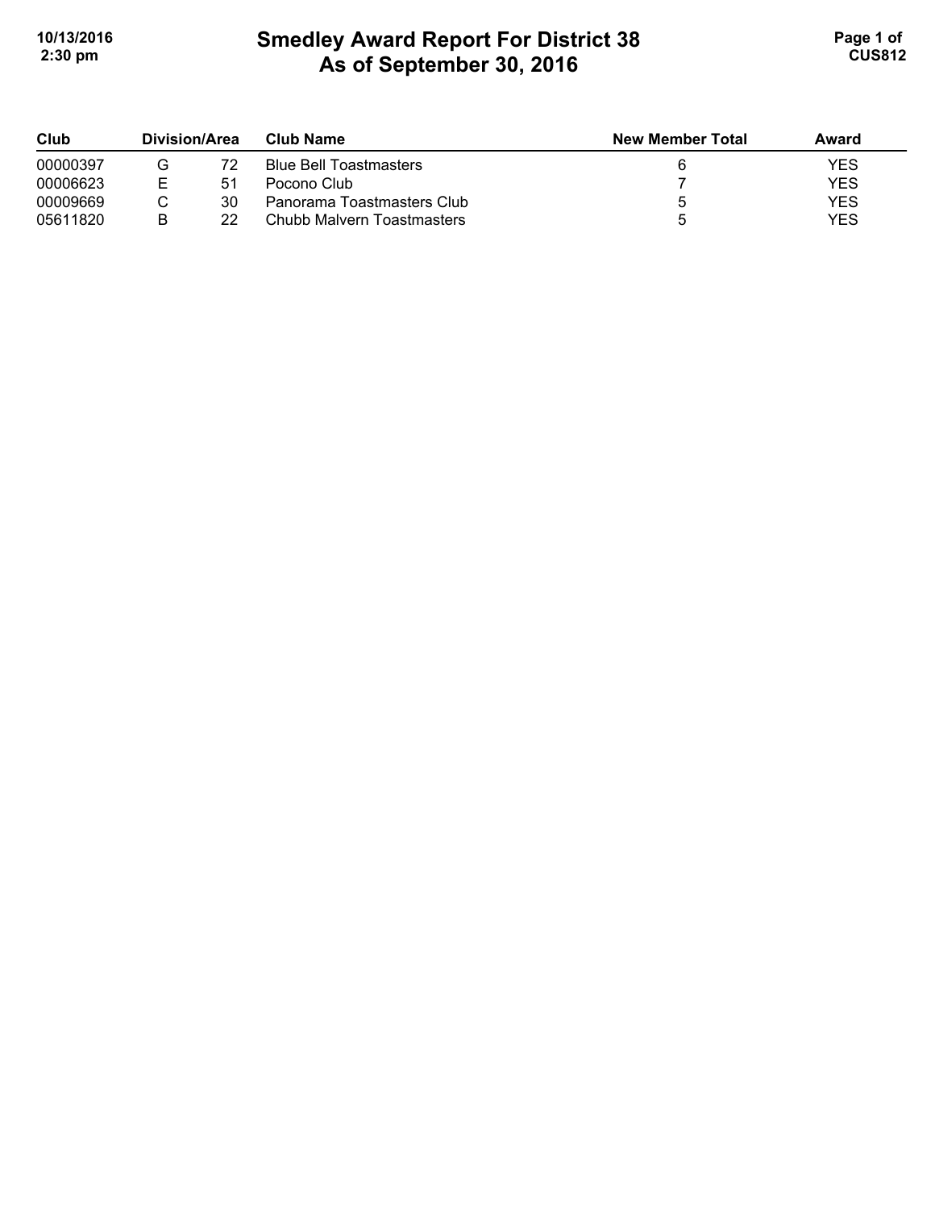# Smedley Award Report For District 38
## As of September 30, 2016

| Club | Division/Area | | Club Name | New Member Total | Award |
|---|---|---|---|---|---|
| 00000397 | G | 72 | Blue Bell Toastmasters | 6 | YES |
| 00006623 | E | 51 | Pocono Club | 7 | YES |
| 00009669 | C | 30 | Panorama Toastmasters Club | 5 | YES |
| 05611820 | B | 22 | Chubb Malvern Toastmasters | 5 | YES |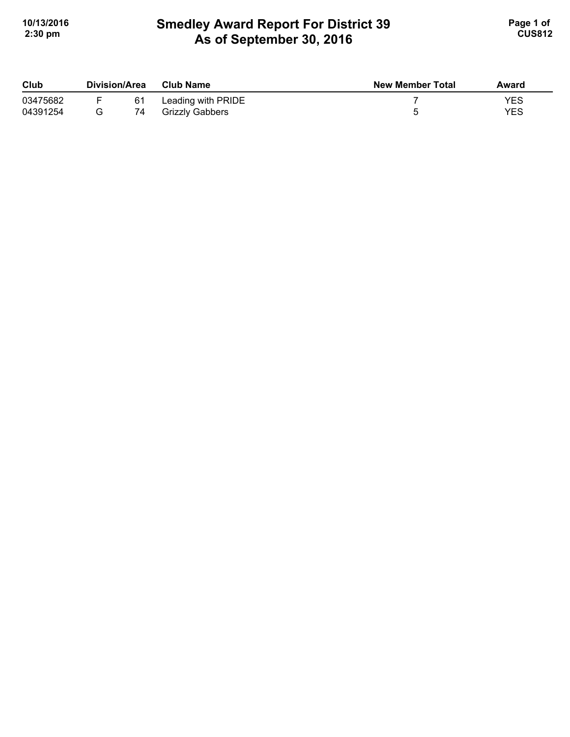# Smedley Award Report For District 39
## As of September 30, 2016

| Club | Division/Area | | Club Name | New Member Total | Award |
|---|---|---|---|---|---|
| 03475682 | F | 61 | Leading with PRIDE | 7 | YES |
| 04391254 | G | 74 | Grizzly Gabbers | 5 | YES |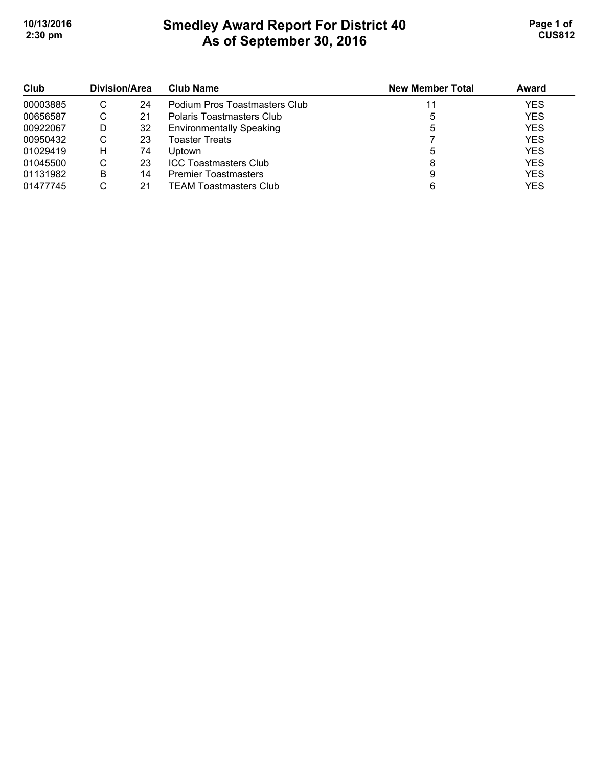# Smedley Award Report For District 40
## As of September 30, 2016

| Club | Division/Area | | Club Name | New Member Total | Award |
|---|---|---|---|---|---|
| 00003885 | C | 24 | Podium Pros Toastmasters Club | 11 | YES |
| 00656587 | C | 21 | Polaris Toastmasters Club | 5 | YES |
| 00922067 | D | 32 | Environmentally Speaking | 5 | YES |
| 00950432 | C | 23 | Toaster Treats | 7 | YES |
| 01029419 | H | 74 | Uptown | 5 | YES |
| 01045500 | C | 23 | ICC Toastmasters Club | 8 | YES |
| 01131982 | B | 14 | Premier Toastmasters | 9 | YES |
| 01477745 | C | 21 | TEAM Toastmasters Club | 6 | YES |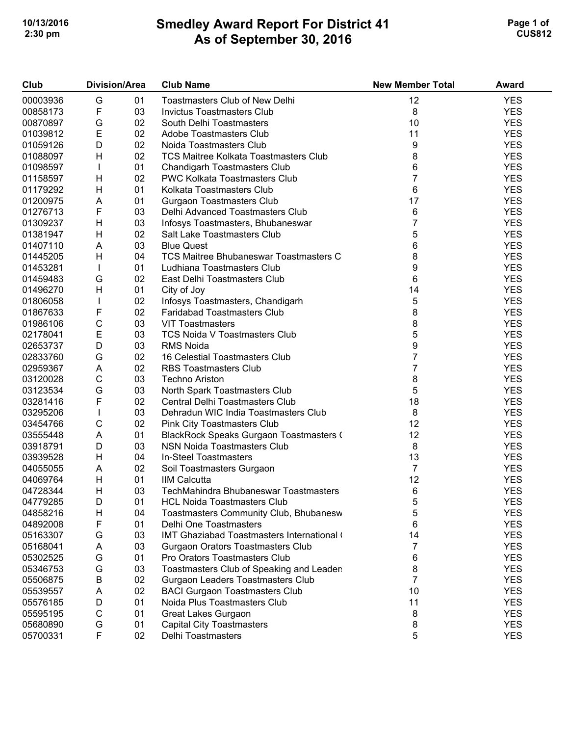# Smedley Award Report For District 41
## As of September 30, 2016

| Club | Division/Area | | Club Name | New Member Total | Award |
|---|---|---|---|---|---|
| 00003936 | G | 01 | Toastmasters Club of New Delhi | 12 | YES |
| 00858173 | F | 03 | Invictus Toastmasters Club | 8 | YES |
| 00870897 | G | 02 | South Delhi Toastmasters | 10 | YES |
| 01039812 | E | 02 | Adobe Toastmasters Club | 11 | YES |
| 01059126 | D | 02 | Noida Toastmasters Club | 9 | YES |
| 01088097 | H | 02 | TCS Maitree Kolkata Toastmasters Club | 8 | YES |
| 01098597 | I | 01 | Chandigarh Toastmasters Club | 6 | YES |
| 01158597 | H | 02 | PWC Kolkata Toastmasters Club | 7 | YES |
| 01179292 | H | 01 | Kolkata Toastmasters Club | 6 | YES |
| 01200975 | A | 01 | Gurgaon Toastmasters Club | 17 | YES |
| 01276713 | F | 03 | Delhi Advanced Toastmasters Club | 6 | YES |
| 01309237 | H | 03 | Infosys Toastmasters, Bhubaneswar | 7 | YES |
| 01381947 | H | 02 | Salt Lake Toastmasters Club | 5 | YES |
| 01407110 | A | 03 | Blue Quest | 6 | YES |
| 01445205 | H | 04 | TCS Maitree Bhubaneswar Toastmasters C | 8 | YES |
| 01453281 | I | 01 | Ludhiana Toastmasters Club | 9 | YES |
| 01459483 | G | 02 | East Delhi Toastmasters Club | 6 | YES |
| 01496270 | H | 01 | City of Joy | 14 | YES |
| 01806058 | I | 02 | Infosys Toastmasters, Chandigarh | 5 | YES |
| 01867633 | F | 02 | Faridabad Toastmasters Club | 8 | YES |
| 01986106 | C | 03 | VIT Toastmasters | 8 | YES |
| 02178041 | E | 03 | TCS Noida V Toastmasters Club | 5 | YES |
| 02653737 | D | 03 | RMS Noida | 9 | YES |
| 02833760 | G | 02 | 16 Celestial Toastmasters Club | 7 | YES |
| 02959367 | A | 02 | RBS Toastmasters Club | 7 | YES |
| 03120028 | C | 03 | Techno Ariston | 8 | YES |
| 03123534 | G | 03 | North Spark Toastmasters Club | 5 | YES |
| 03281416 | F | 02 | Central Delhi Toastmasters Club | 18 | YES |
| 03295206 | I | 03 | Dehradun WIC India Toastmasters Club | 8 | YES |
| 03454766 | C | 02 | Pink City Toastmasters Club | 12 | YES |
| 03555448 | A | 01 | BlackRock Speaks Gurgaon Toastmasters ( | 12 | YES |
| 03918791 | D | 03 | NSN Noida Toastmasters Club | 8 | YES |
| 03939528 | H | 04 | In-Steel Toastmasters | 13 | YES |
| 04055055 | A | 02 | Soil Toastmasters Gurgaon | 7 | YES |
| 04069764 | H | 01 | IIM Calcutta | 12 | YES |
| 04728344 | H | 03 | TechMahindra Bhubaneswar Toastmasters | 6 | YES |
| 04779285 | D | 01 | HCL Noida Toastmasters Club | 5 | YES |
| 04858216 | H | 04 | Toastmasters Community Club, Bhubanesw | 5 | YES |
| 04892008 | F | 01 | Delhi One Toastmasters | 6 | YES |
| 05163307 | G | 03 | IMT Ghaziabad Toastmasters International ( | 14 | YES |
| 05168041 | A | 03 | Gurgaon Orators Toastmasters Club | 7 | YES |
| 05302525 | G | 01 | Pro Orators Toastmasters Club | 6 | YES |
| 05346753 | G | 03 | Toastmasters Club of Speaking and Leader: | 8 | YES |
| 05506875 | B | 02 | Gurgaon Leaders Toastmasters Club | 7 | YES |
| 05539557 | A | 02 | BACI Gurgaon Toastmasters Club | 10 | YES |
| 05576185 | D | 01 | Noida Plus Toastmasters Club | 11 | YES |
| 05595195 | C | 01 | Great Lakes Gurgaon | 8 | YES |
| 05680890 | G | 01 | Capital City Toastmasters | 8 | YES |
| 05700331 | F | 02 | Delhi Toastmasters | 5 | YES |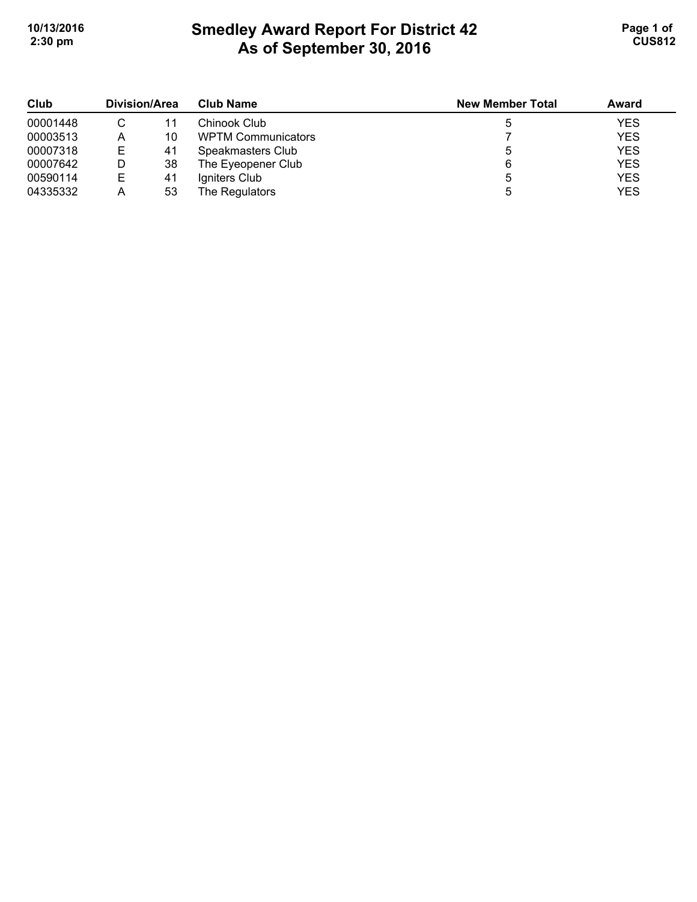# Smedley Award Report For District 42
## As of September 30, 2016

| Club | Division/Area | | Club Name | New Member Total | Award |
|---|---|---|---|---|---|
| 00001448 | C | 11 | Chinook Club | 5 | YES |
| 00003513 | A | 10 | WPTM Communicators | 7 | YES |
| 00007318 | E | 41 | Speakmasters Club | 5 | YES |
| 00007642 | D | 38 | The Eyeopener Club | 6 | YES |
| 00590114 | E | 41 | Igniters Club | 5 | YES |
| 04335332 | A | 53 | The Regulators | 5 | YES |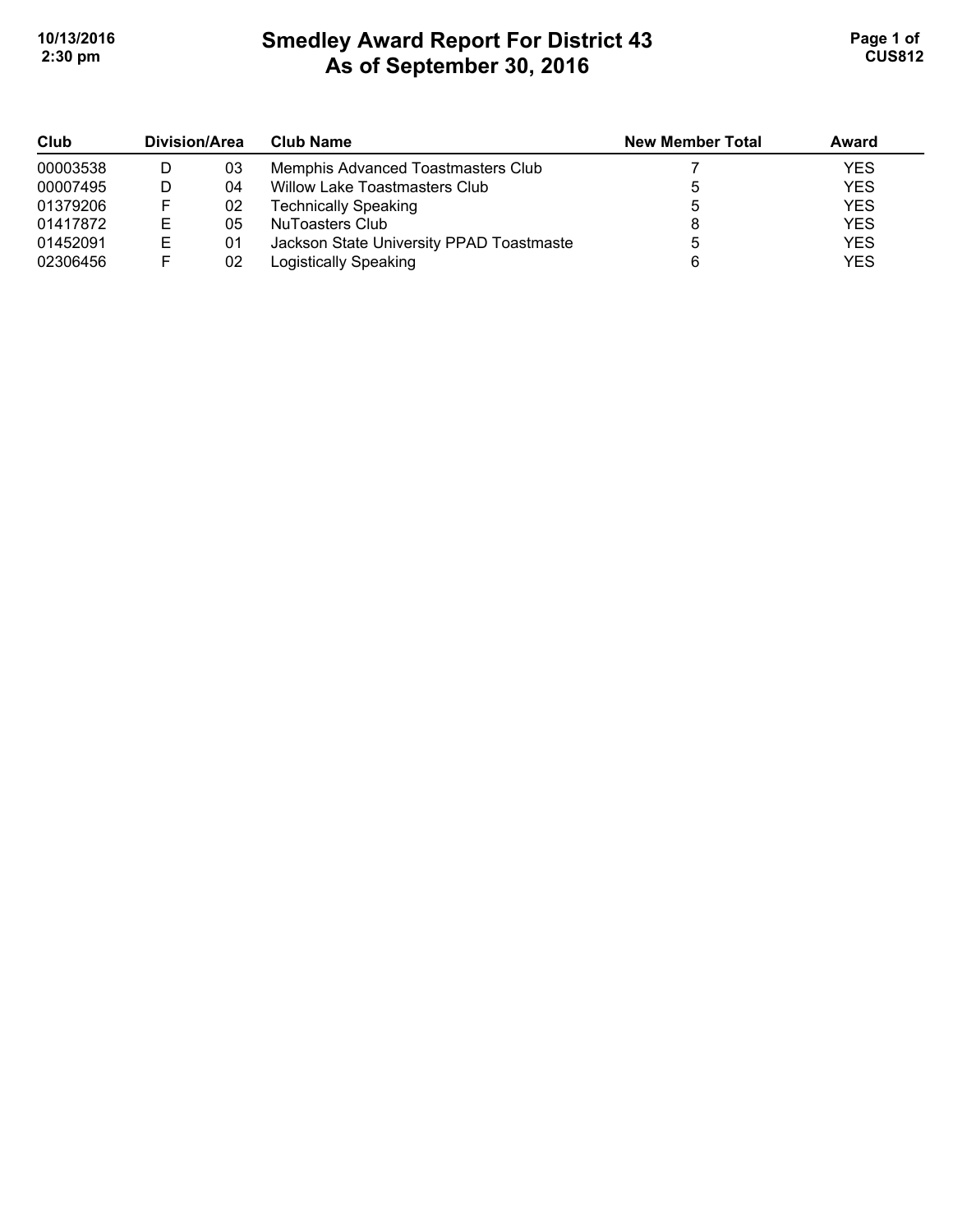# Smedley Award Report For District 43
## As of September 30, 2016

| Club | Division/Area | | Club Name | New Member Total | Award |
|---|---|---|---|---|---|
| 00003538 | D | 03 | Memphis Advanced Toastmasters Club | 7 | YES |
| 00007495 | D | 04 | Willow Lake Toastmasters Club | 5 | YES |
| 01379206 | F | 02 | Technically Speaking | 5 | YES |
| 01417872 | E | 05 | NuToasters Club | 8 | YES |
| 01452091 | E | 01 | Jackson State University PPAD Toastmaste | 5 | YES |
| 02306456 | F | 02 | Logistically Speaking | 6 | YES |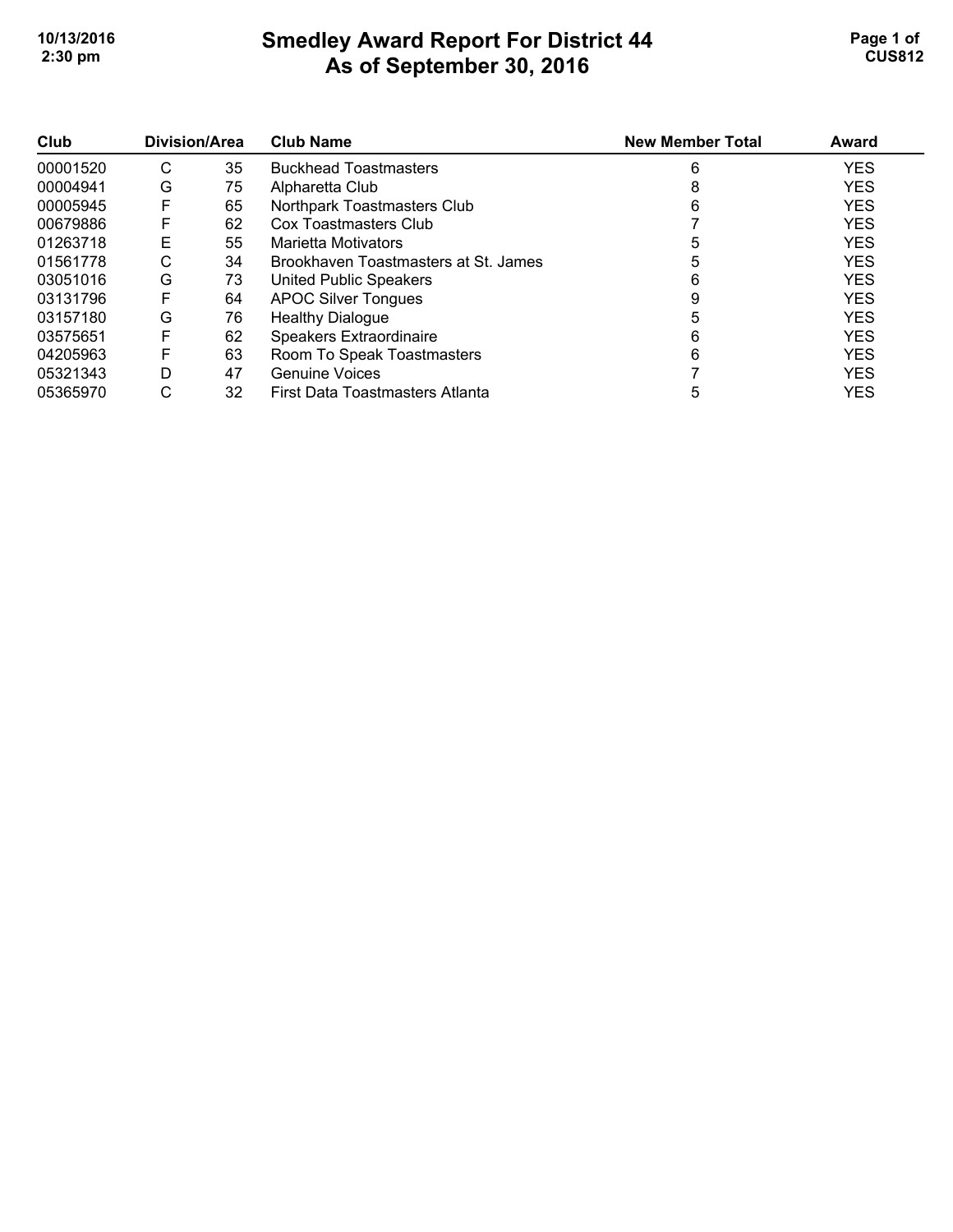# Smedley Award Report For District 44
## As of September 30, 2016

| Club | Division/Area | | Club Name | New Member Total | Award |
|---|---|---|---|---|---|
| 00001520 | C | 35 | Buckhead Toastmasters | 6 | YES |
| 00004941 | G | 75 | Alpharetta Club | 8 | YES |
| 00005945 | F | 65 | Northpark Toastmasters Club | 6 | YES |
| 00679886 | F | 62 | Cox Toastmasters Club | 7 | YES |
| 01263718 | E | 55 | Marietta Motivators | 5 | YES |
| 01561778 | C | 34 | Brookhaven Toastmasters at St. James | 5 | YES |
| 03051016 | G | 73 | United Public Speakers | 6 | YES |
| 03131796 | F | 64 | APOC Silver Tongues | 9 | YES |
| 03157180 | G | 76 | Healthy Dialogue | 5 | YES |
| 03575651 | F | 62 | Speakers Extraordinaire | 6 | YES |
| 04205963 | F | 63 | Room To Speak Toastmasters | 6 | YES |
| 05321343 | D | 47 | Genuine Voices | 7 | YES |
| 05365970 | C | 32 | First Data Toastmasters Atlanta | 5 | YES |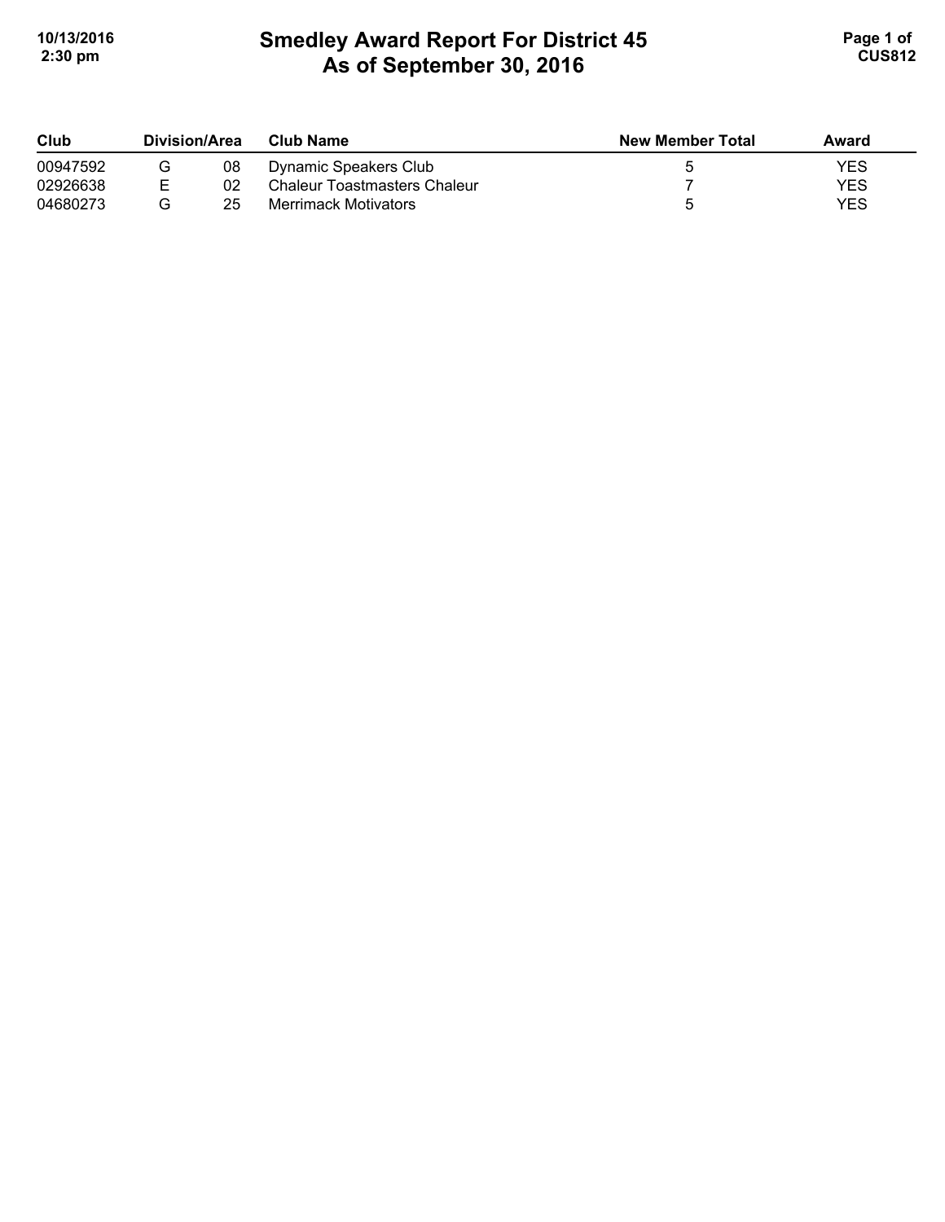# Smedley Award Report For District 45
## As of September 30, 2016

| Club | Division | Area | Club Name | New Member Total | Award |
|---|---|---|---|---|---|
| 00947592 | G | 08 | Dynamic Speakers Club | 5 | YES |
| 02926638 | E | 02 | Chaleur Toastmasters Chaleur | 7 | YES |
| 04680273 | G | 25 | Merrimack Motivators | 5 | YES |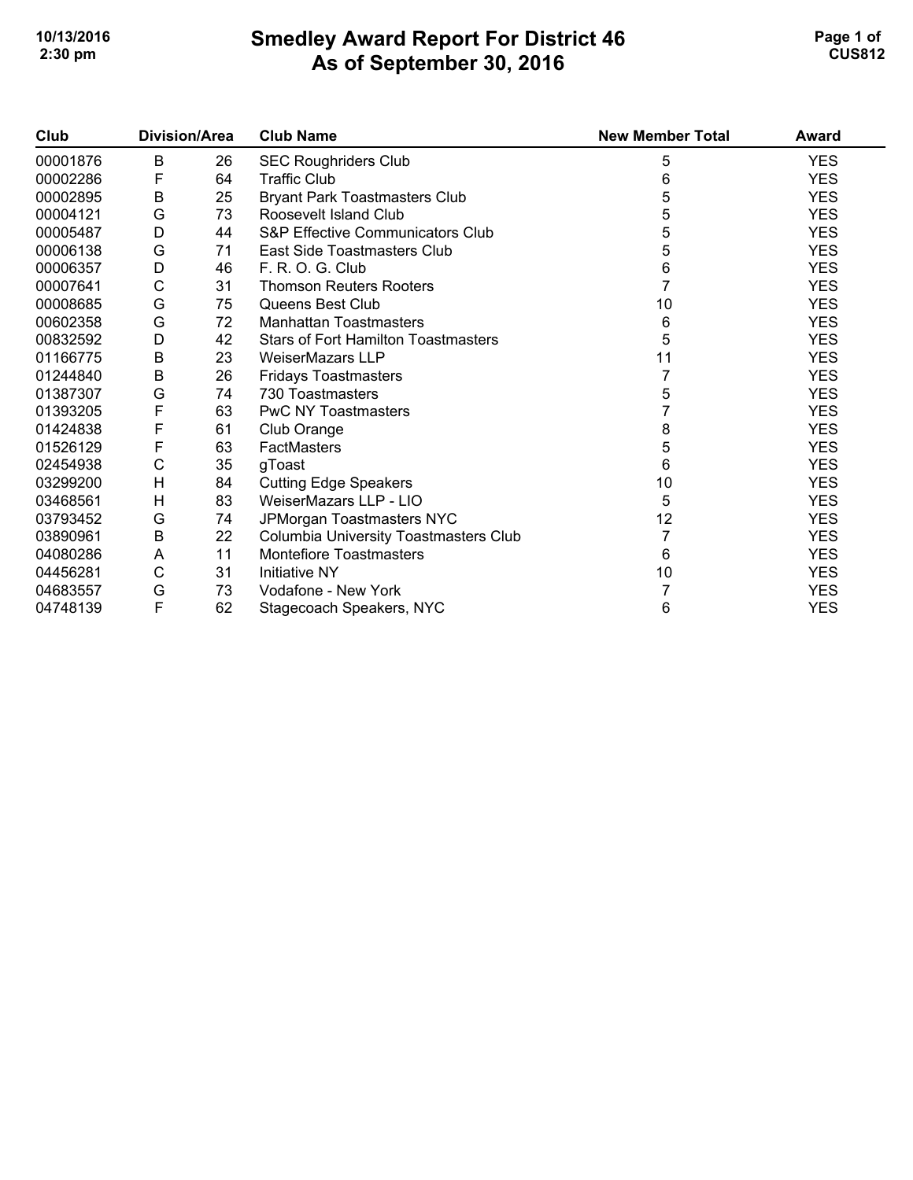# Smedley Award Report For District 46
## As of September 30, 2016

| Club | Division | Area | Club Name | New Member Total | Award |
|---|---|---|---|---|---|
| 00001876 | B | 26 | SEC Roughriders Club | 5 | YES |
| 00002286 | F | 64 | Traffic Club | 6 | YES |
| 00002895 | B | 25 | Bryant Park Toastmasters Club | 5 | YES |
| 00004121 | G | 73 | Roosevelt Island Club | 5 | YES |
| 00005487 | D | 44 | S&P Effective Communicators Club | 5 | YES |
| 00006138 | G | 71 | East Side Toastmasters Club | 5 | YES |
| 00006357 | D | 46 | F. R. O. G. Club | 6 | YES |
| 00007641 | C | 31 | Thomson Reuters Rooters | 7 | YES |
| 00008685 | G | 75 | Queens Best Club | 10 | YES |
| 00602358 | G | 72 | Manhattan Toastmasters | 6 | YES |
| 00832592 | D | 42 | Stars of Fort Hamilton Toastmasters | 5 | YES |
| 01166775 | B | 23 | WeiserMazars LLP | 11 | YES |
| 01244840 | B | 26 | Fridays Toastmasters | 7 | YES |
| 01387307 | G | 74 | 730 Toastmasters | 5 | YES |
| 01393205 | F | 63 | PwC NY Toastmasters | 7 | YES |
| 01424838 | F | 61 | Club Orange | 8 | YES |
| 01526129 | F | 63 | FactMasters | 5 | YES |
| 02454938 | C | 35 | gToast | 6 | YES |
| 03299200 | H | 84 | Cutting Edge Speakers | 10 | YES |
| 03468561 | H | 83 | WeiserMazars LLP - LIO | 5 | YES |
| 03793452 | G | 74 | JPMorgan Toastmasters NYC | 12 | YES |
| 03890961 | B | 22 | Columbia University Toastmasters Club | 7 | YES |
| 04080286 | A | 11 | Montefiore Toastmasters | 6 | YES |
| 04456281 | C | 31 | Initiative NY | 10 | YES |
| 04683557 | G | 73 | Vodafone - New York | 7 | YES |
| 04748139 | F | 62 | Stagecoach Speakers, NYC | 6 | YES |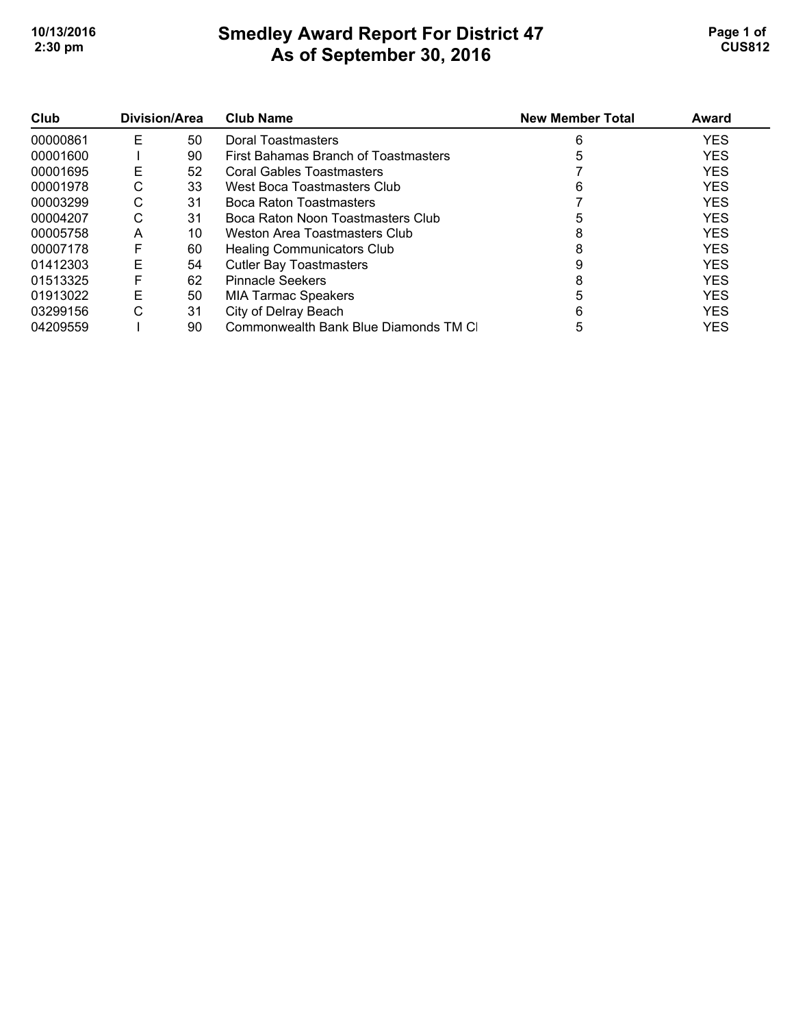# Smedley Award Report For District 47
## As of September 30, 2016

| Club | Division | Area | Club Name | New Member Total | Award |
|---|---|---|---|---|---|
| 00000861 | E | 50 | Doral Toastmasters | 6 | YES |
| 00001600 | I | 90 | First Bahamas Branch of Toastmasters | 5 | YES |
| 00001695 | E | 52 | Coral Gables Toastmasters | 7 | YES |
| 00001978 | C | 33 | West Boca Toastmasters Club | 6 | YES |
| 00003299 | C | 31 | Boca Raton Toastmasters | 7 | YES |
| 00004207 | C | 31 | Boca Raton Noon Toastmasters Club | 5 | YES |
| 00005758 | A | 10 | Weston Area Toastmasters Club | 8 | YES |
| 00007178 | F | 60 | Healing Communicators Club | 8 | YES |
| 01412303 | E | 54 | Cutler Bay Toastmasters | 9 | YES |
| 01513325 | F | 62 | Pinnacle Seekers | 8 | YES |
| 01913022 | E | 50 | MIA Tarmac Speakers | 5 | YES |
| 03299156 | C | 31 | City of Delray Beach | 6 | YES |
| 04209559 | I | 90 | Commonwealth Bank Blue Diamonds TM Cl | 5 | YES |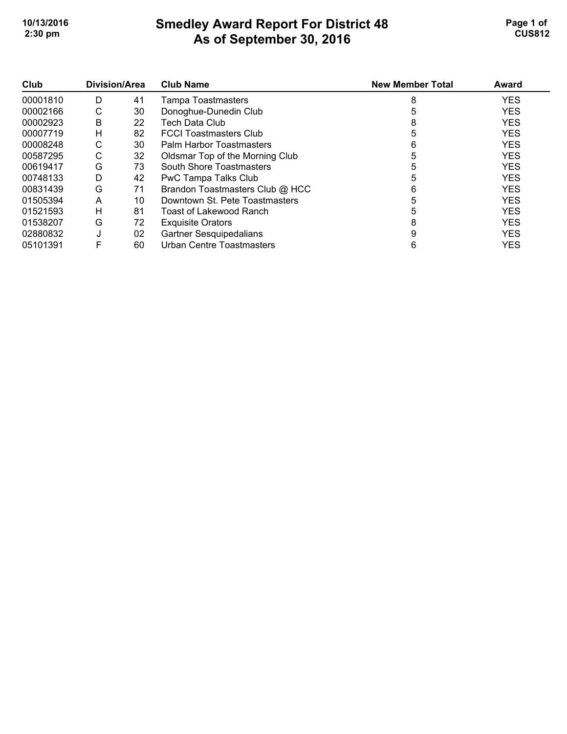# Smedley Award Report For District 48
## As of September 30, 2016

| Club | Division/Area | | Club Name | New Member Total | Award |
|---|---|---|---|---|---|
| 00001810 | D | 41 | Tampa Toastmasters | 8 | YES |
| 00002166 | C | 30 | Donoghue-Dunedin Club | 5 | YES |
| 00002923 | B | 22 | Tech Data Club | 8 | YES |
| 00007719 | H | 82 | FCCI Toastmasters Club | 5 | YES |
| 00008248 | C | 30 | Palm Harbor Toastmasters | 6 | YES |
| 00587295 | C | 32 | Oldsmar Top of the Morning Club | 5 | YES |
| 00619417 | G | 73 | South Shore Toastmasters | 5 | YES |
| 00748133 | D | 42 | PwC Tampa Talks Club | 5 | YES |
| 00831439 | G | 71 | Brandon Toastmasters Club @ HCC | 6 | YES |
| 01505394 | A | 10 | Downtown St. Pete Toastmasters | 5 | YES |
| 01521593 | H | 81 | Toast of Lakewood Ranch | 5 | YES |
| 01538207 | G | 72 | Exquisite Orators | 8 | YES |
| 02880832 | J | 02 | Gartner Sesquipedalians | 9 | YES |
| 05101391 | F | 60 | Urban Centre Toastmasters | 6 | YES |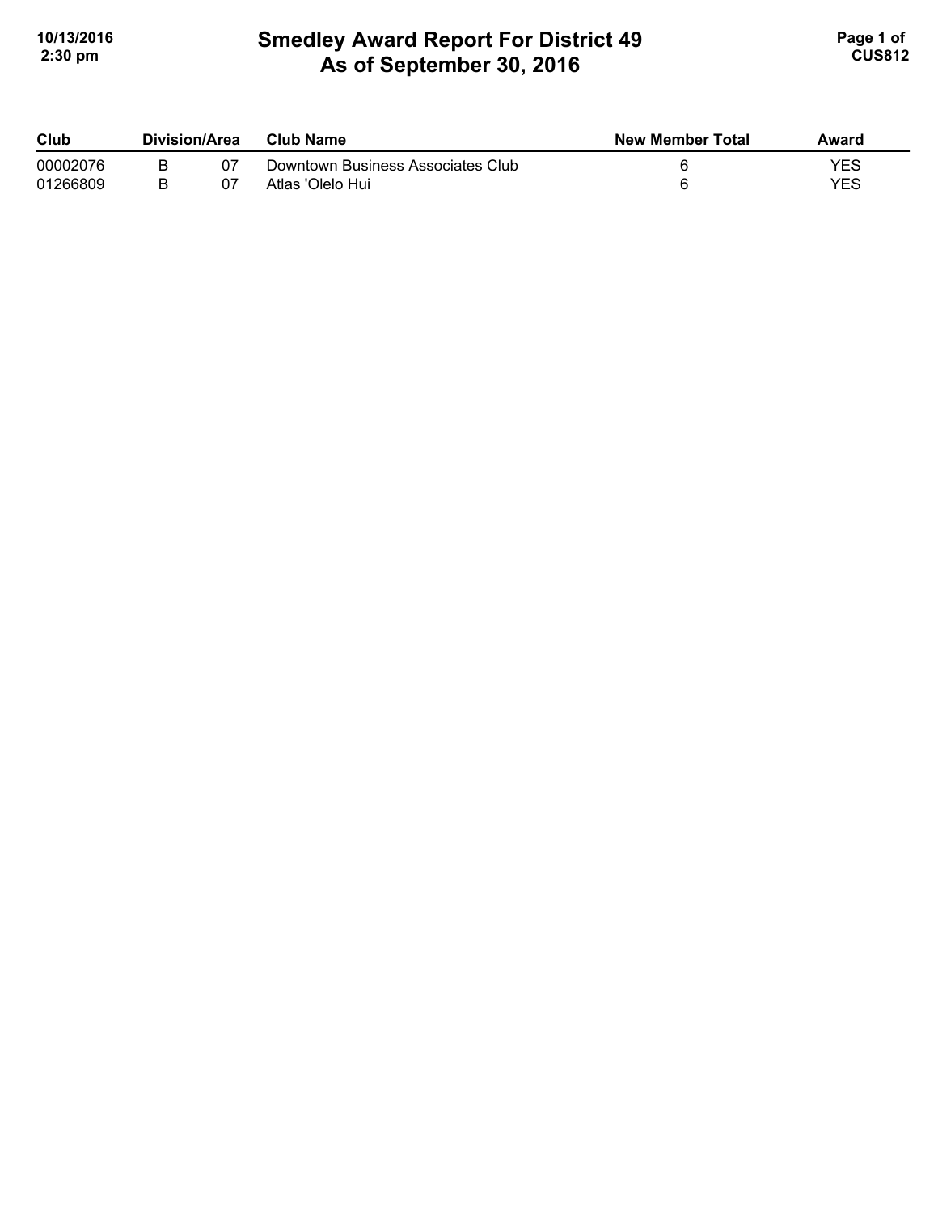# Smedley Award Report For District 49
## As of September 30, 2016

| Club | Division/Area | | Club Name | New Member Total | Award |
|---|---|---|---|---|---|
| 00002076 | B | 07 | Downtown Business Associates Club | 6 | YES |
| 01266809 | B | 07 | Atlas 'Olelo Hui | 6 | YES |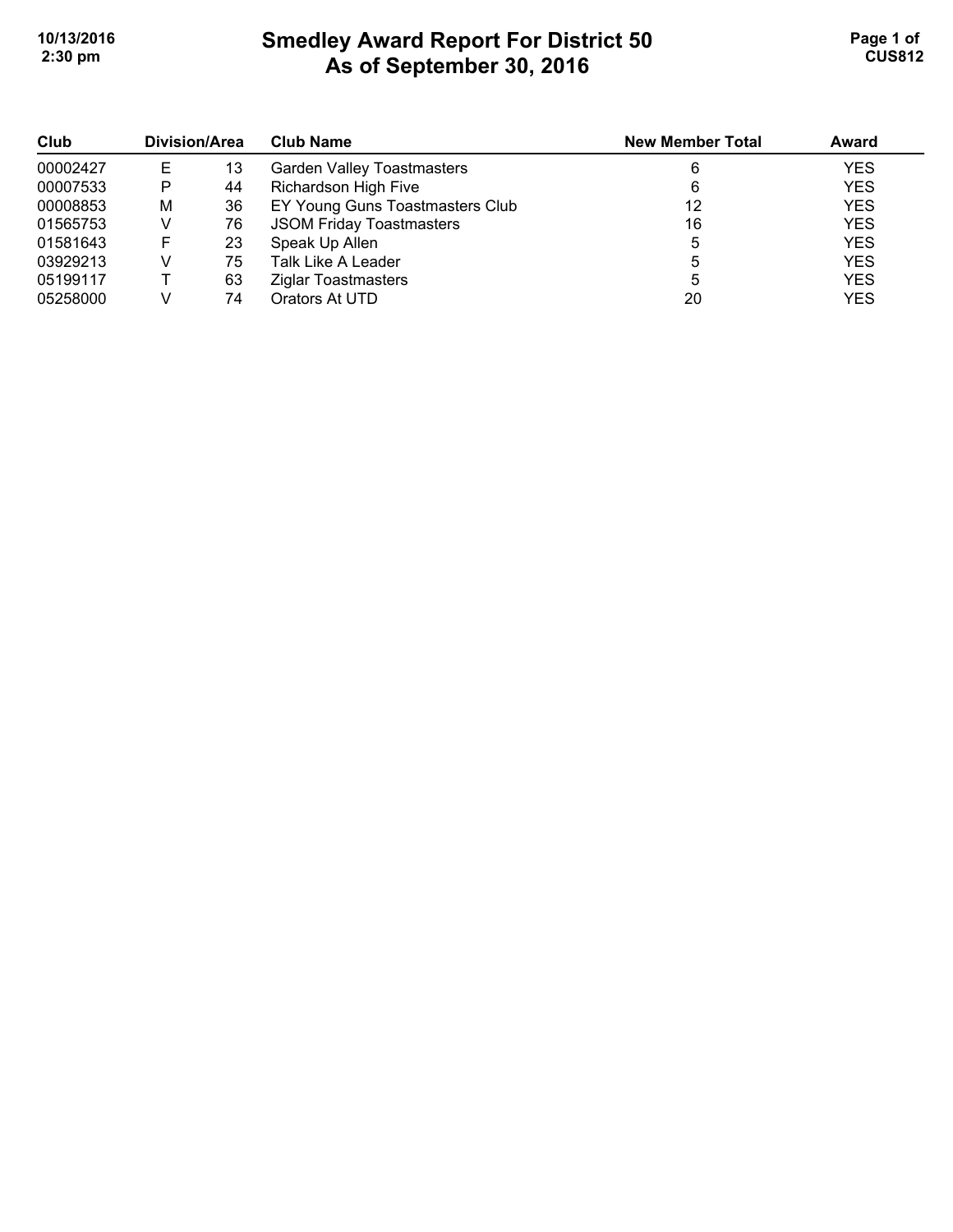# Smedley Award Report For District 50
## As of September 30, 2016

| Club | Division/Area | | Club Name | New Member Total | Award |
|---|---|---|---|---|---|
| 00002427 | E | 13 | Garden Valley Toastmasters | 6 | YES |
| 00007533 | P | 44 | Richardson High Five | 6 | YES |
| 00008853 | M | 36 | EY Young Guns Toastmasters Club | 12 | YES |
| 01565753 | V | 76 | JSOM Friday Toastmasters | 16 | YES |
| 01581643 | F | 23 | Speak Up Allen | 5 | YES |
| 03929213 | V | 75 | Talk Like A Leader | 5 | YES |
| 05199117 | T | 63 | Ziglar Toastmasters | 5 | YES |
| 05258000 | V | 74 | Orators At UTD | 20 | YES |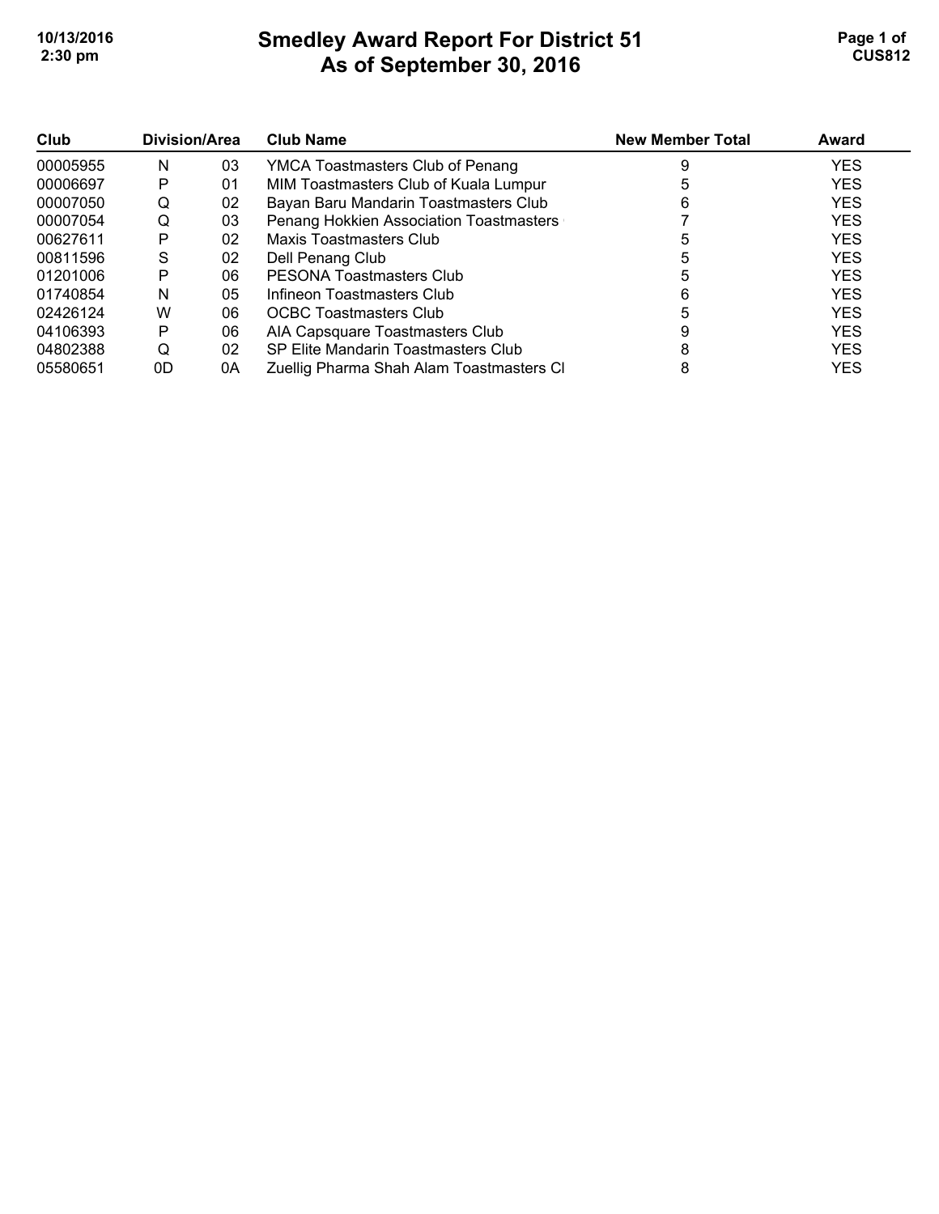# Smedley Award Report For District 51
## As of September 30, 2016

| Club | Division/Area | | Club Name | New Member Total | Award |
|---|---|---|---|---|---|
| 00005955 | N | 03 | YMCA Toastmasters Club of Penang | 9 | YES |
| 00006697 | P | 01 | MIM Toastmasters Club of Kuala Lumpur | 5 | YES |
| 00007050 | Q | 02 | Bayan Baru Mandarin Toastmasters Club | 6 | YES |
| 00007054 | Q | 03 | Penang Hokkien Association Toastmasters | 7 | YES |
| 00627611 | P | 02 | Maxis Toastmasters Club | 5 | YES |
| 00811596 | S | 02 | Dell Penang Club | 5 | YES |
| 01201006 | P | 06 | PESONA Toastmasters Club | 5 | YES |
| 01740854 | N | 05 | Infineon Toastmasters Club | 6 | YES |
| 02426124 | W | 06 | OCBC Toastmasters Club | 5 | YES |
| 04106393 | P | 06 | AIA Capsquare Toastmasters Club | 9 | YES |
| 04802388 | Q | 02 | SP Elite Mandarin Toastmasters Club | 8 | YES |
| 05580651 | 0D | 0A | Zuellig Pharma Shah Alam Toastmasters Cl | 8 | YES |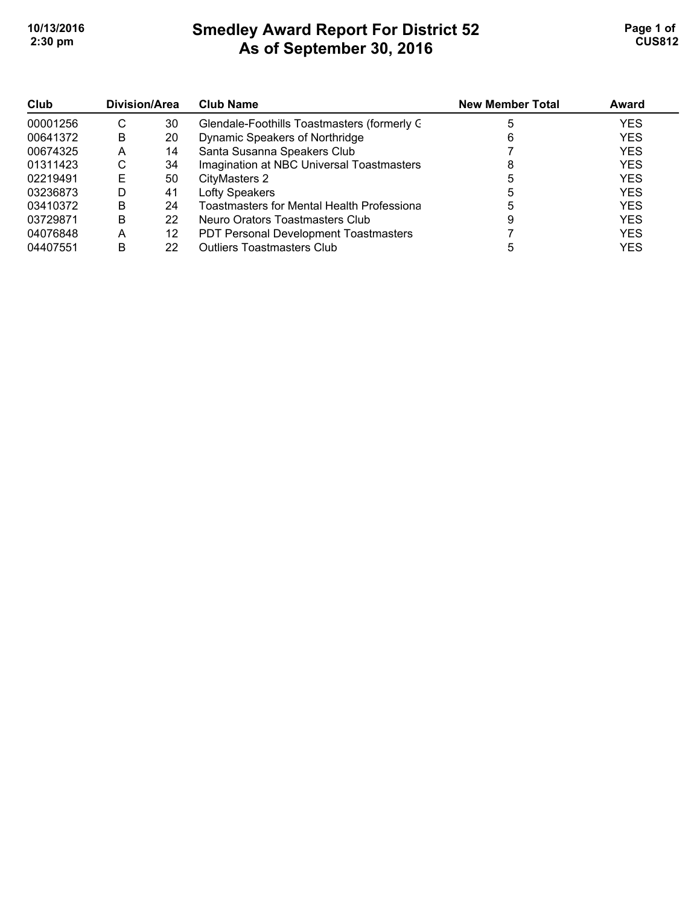# Smedley Award Report For District 52
## As of September 30, 2016

| Club | Division/Area | | Club Name | New Member Total | Award |
|---|---|---|---|---|---|
| 00001256 | C | 30 | Glendale-Foothills Toastmasters (formerly G | 5 | YES |
| 00641372 | B | 20 | Dynamic Speakers of Northridge | 6 | YES |
| 00674325 | A | 14 | Santa Susanna Speakers Club | 7 | YES |
| 01311423 | C | 34 | Imagination at NBC Universal Toastmasters | 8 | YES |
| 02219491 | E | 50 | CityMasters 2 | 5 | YES |
| 03236873 | D | 41 | Lofty Speakers | 5 | YES |
| 03410372 | B | 24 | Toastmasters for Mental Health Professiona | 5 | YES |
| 03729871 | B | 22 | Neuro Orators Toastmasters Club | 9 | YES |
| 04076848 | A | 12 | PDT Personal Development Toastmasters | 7 | YES |
| 04407551 | B | 22 | Outliers Toastmasters Club | 5 | YES |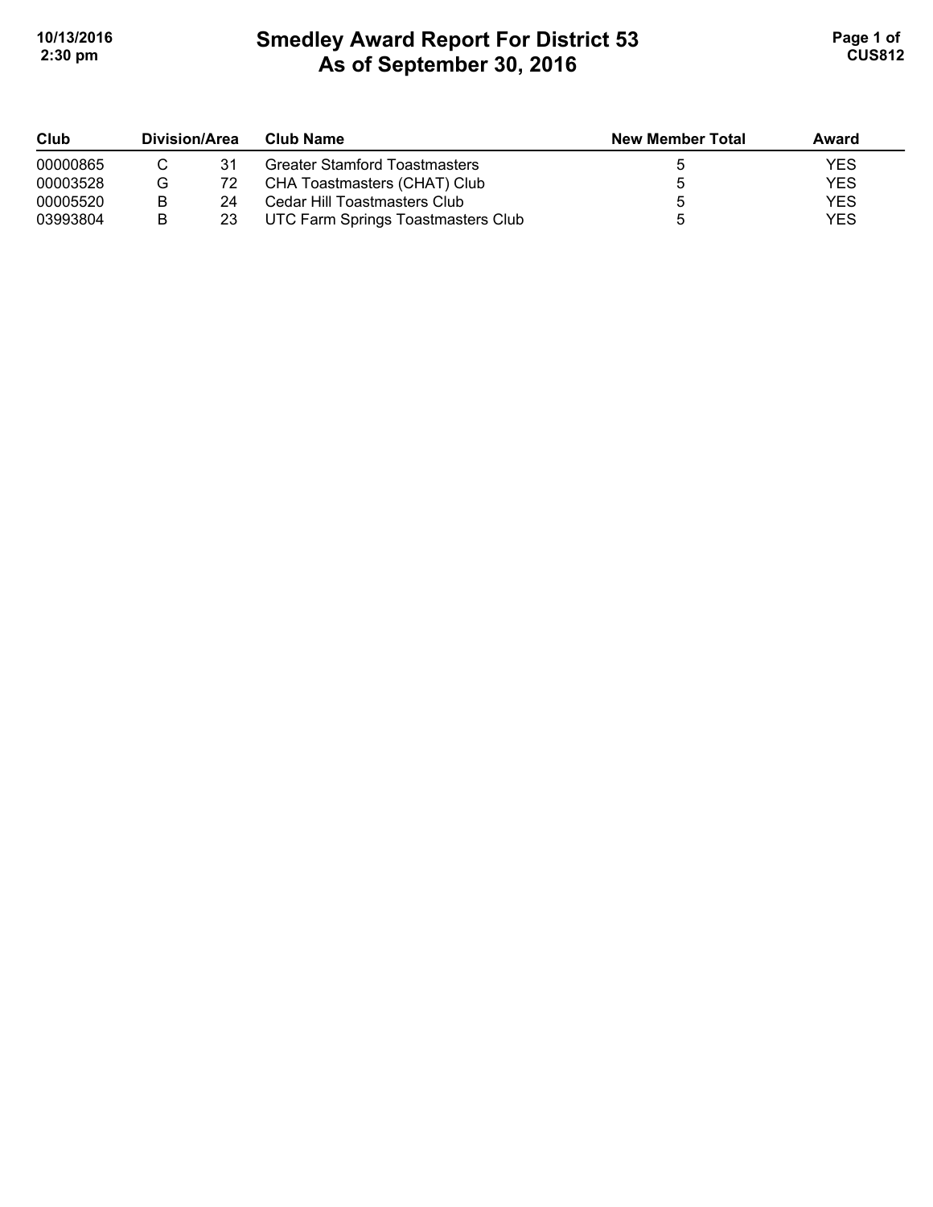# Smedley Award Report For District 53
# As of September 30, 2016

| Club | Division/Area | | Club Name | New Member Total | Award |
|---|---|---|---|---|---|
| 00000865 | C | 31 | Greater Stamford Toastmasters | 5 | YES |
| 00003528 | G | 72 | CHA Toastmasters (CHAT) Club | 5 | YES |
| 00005520 | B | 24 | Cedar Hill Toastmasters Club | 5 | YES |
| 03993804 | B | 23 | UTC Farm Springs Toastmasters Club | 5 | YES |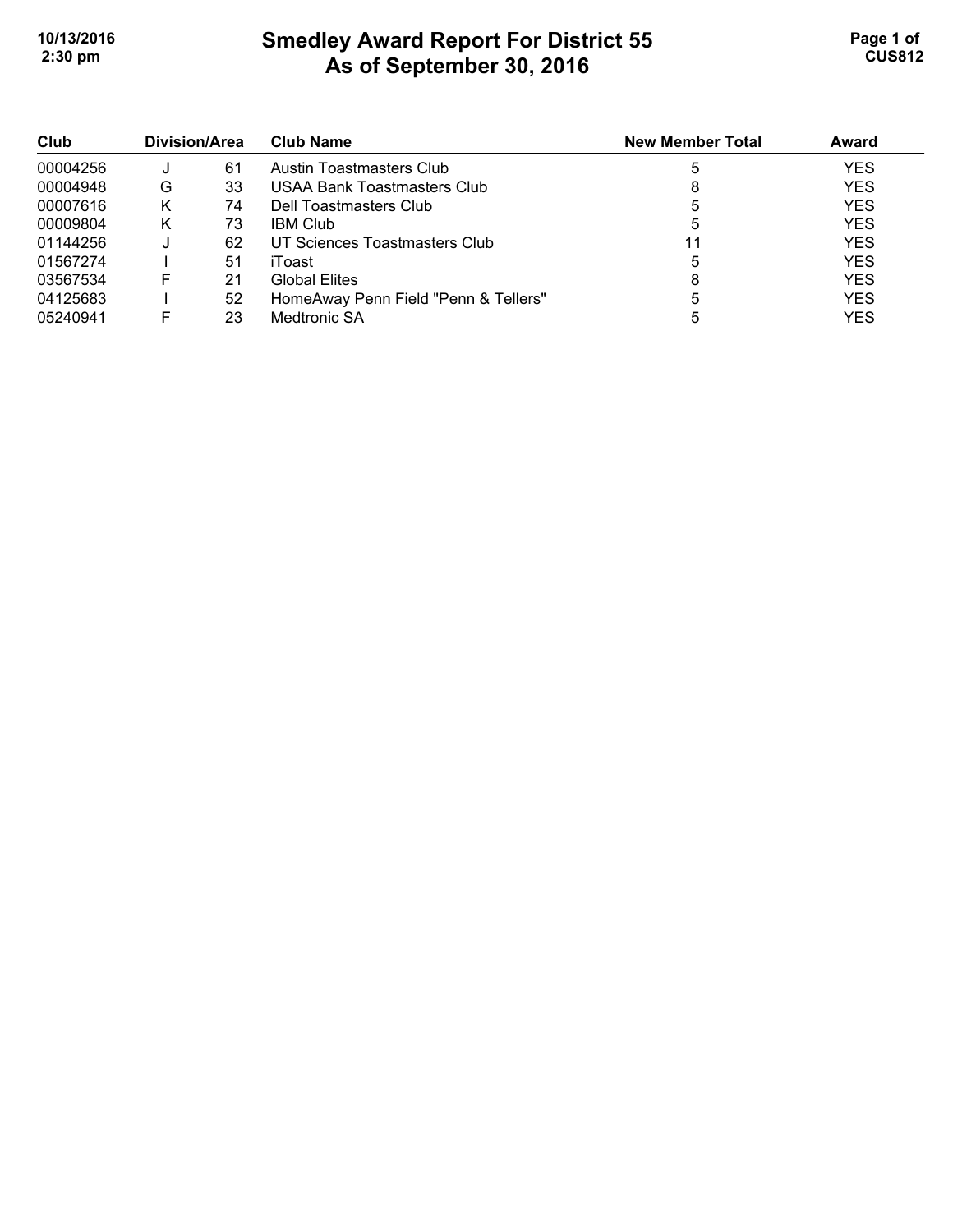# Smedley Award Report For District 55
## As of September 30, 2016

| Club | Division/Area | | Club Name | New Member Total | Award |
|---|---|---|---|---|---|
| 00004256 | J | 61 | Austin Toastmasters Club | 5 | YES |
| 00004948 | G | 33 | USAA Bank Toastmasters Club | 8 | YES |
| 00007616 | K | 74 | Dell Toastmasters Club | 5 | YES |
| 00009804 | K | 73 | IBM Club | 5 | YES |
| 01144256 | J | 62 | UT Sciences Toastmasters Club | 11 | YES |
| 01567274 | I | 51 | iToast | 5 | YES |
| 03567534 | F | 21 | Global Elites | 8 | YES |
| 04125683 | I | 52 | HomeAway Penn Field "Penn & Tellers" | 5 | YES |
| 05240941 | F | 23 | Medtronic SA | 5 | YES |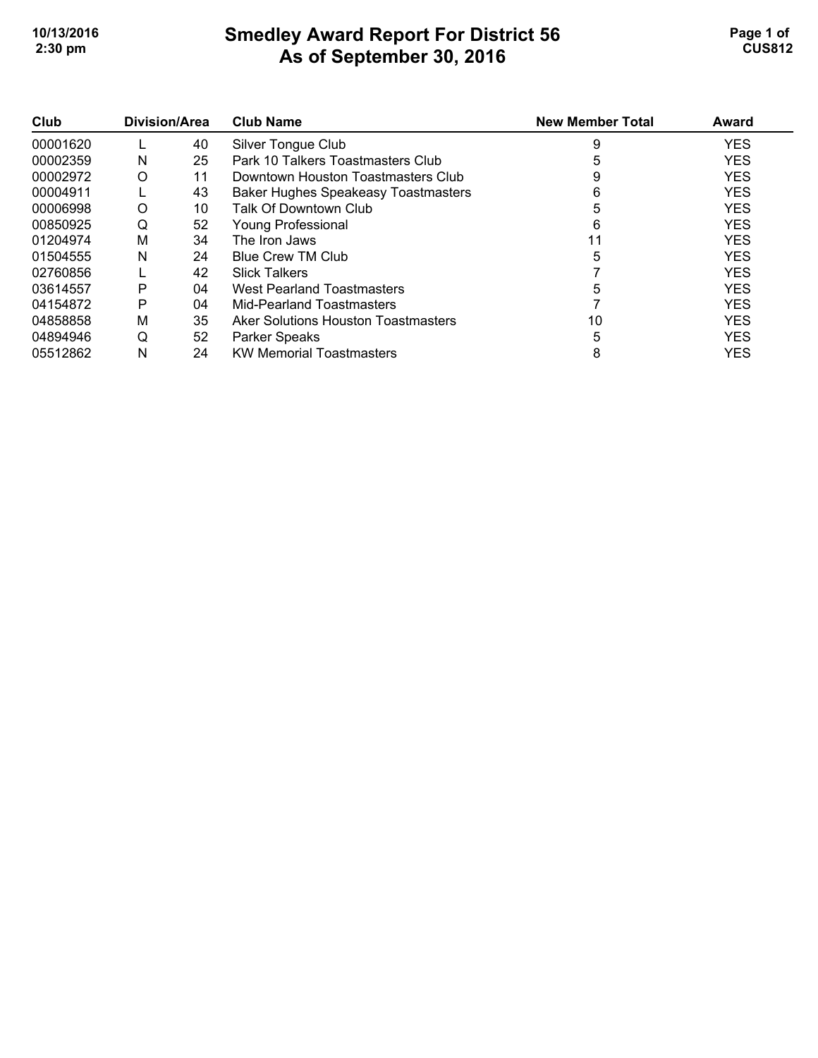# Smedley Award Report For District 56
## As of September 30, 2016

| Club | Division/Area | | Club Name | New Member Total | Award |
|---|---|---|---|---|---|
| 00001620 | L | 40 | Silver Tongue Club | 9 | YES |
| 00002359 | N | 25 | Park 10 Talkers Toastmasters Club | 5 | YES |
| 00002972 | O | 11 | Downtown Houston Toastmasters Club | 9 | YES |
| 00004911 | L | 43 | Baker Hughes Speakeasy Toastmasters | 6 | YES |
| 00006998 | O | 10 | Talk Of Downtown Club | 5 | YES |
| 00850925 | Q | 52 | Young Professional | 6 | YES |
| 01204974 | M | 34 | The Iron Jaws | 11 | YES |
| 01504555 | N | 24 | Blue Crew TM Club | 5 | YES |
| 02760856 | L | 42 | Slick Talkers | 7 | YES |
| 03614557 | P | 04 | West Pearland Toastmasters | 5 | YES |
| 04154872 | P | 04 | Mid-Pearland Toastmasters | 7 | YES |
| 04858858 | M | 35 | Aker Solutions Houston Toastmasters | 10 | YES |
| 04894946 | Q | 52 | Parker Speaks | 5 | YES |
| 05512862 | N | 24 | KW Memorial Toastmasters | 8 | YES |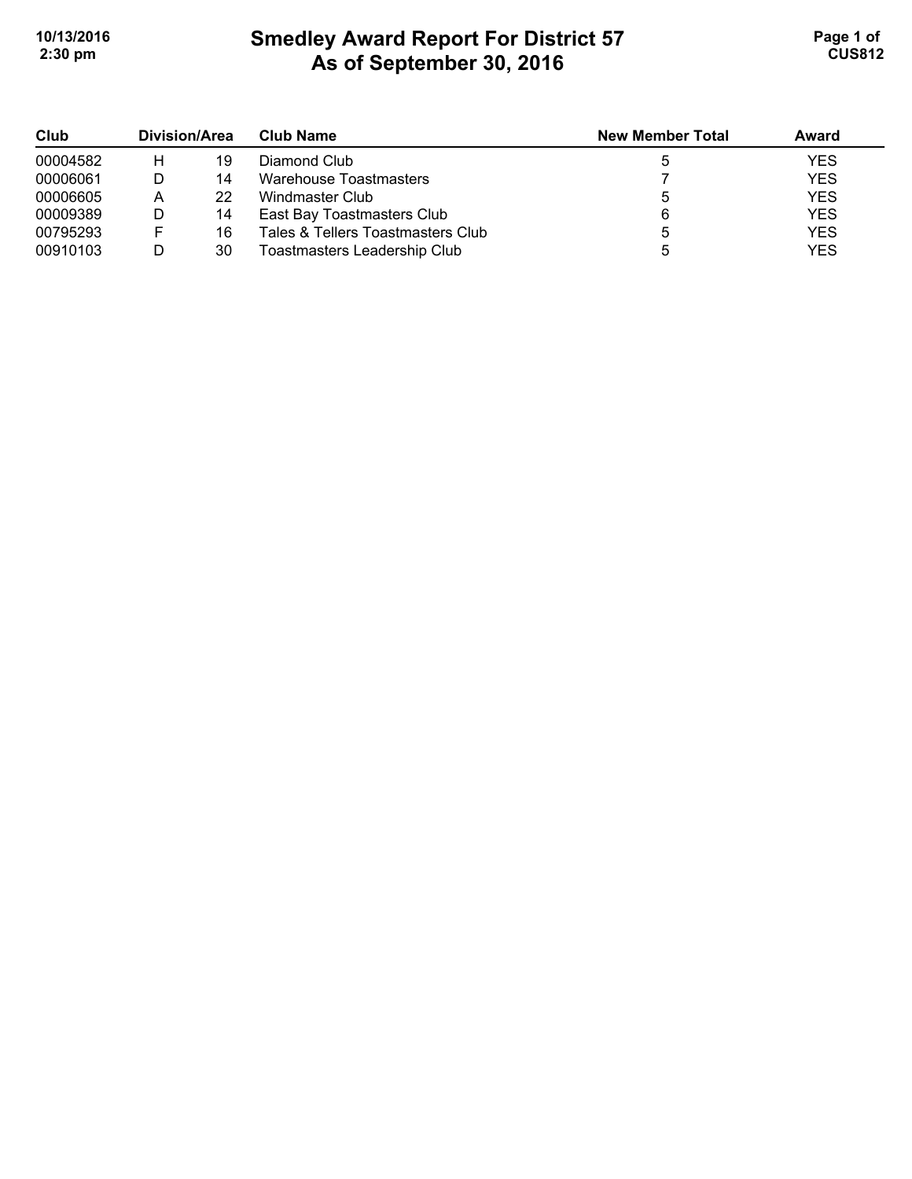# Smedley Award Report For District 57
## As of September 30, 2016

| Club | Division/Area | | Club Name | New Member Total | Award |
|---|---|---|---|---|---|
| 00004582 | H | 19 | Diamond Club | 5 | YES |
| 00006061 | D | 14 | Warehouse Toastmasters | 7 | YES |
| 00006605 | A | 22 | Windmaster Club | 5 | YES |
| 00009389 | D | 14 | East Bay Toastmasters Club | 6 | YES |
| 00795293 | F | 16 | Tales & Tellers Toastmasters Club | 5 | YES |
| 00910103 | D | 30 | Toastmasters Leadership Club | 5 | YES |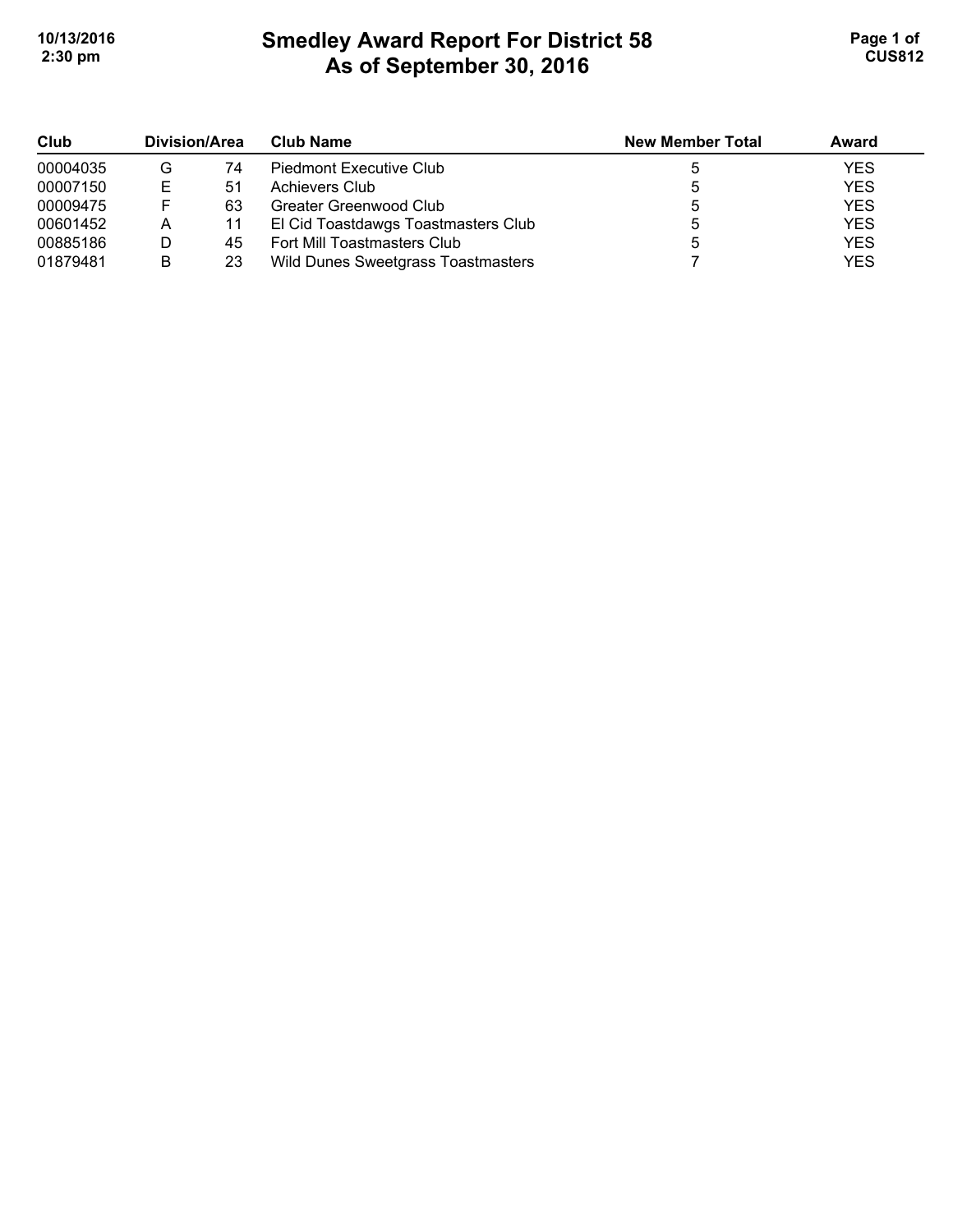# Smedley Award Report For District 58
## As of September 30, 2016

| Club | Division/Area | | Club Name | New Member Total | Award |
|---|---|---|---|---|---|
| 00004035 | G | 74 | Piedmont Executive Club | 5 | YES |
| 00007150 | E | 51 | Achievers Club | 5 | YES |
| 00009475 | F | 63 | Greater Greenwood Club | 5 | YES |
| 00601452 | A | 11 | El Cid Toastdawgs Toastmasters Club | 5 | YES |
| 00885186 | D | 45 | Fort Mill Toastmasters Club | 5 | YES |
| 01879481 | B | 23 | Wild Dunes Sweetgrass Toastmasters | 7 | YES |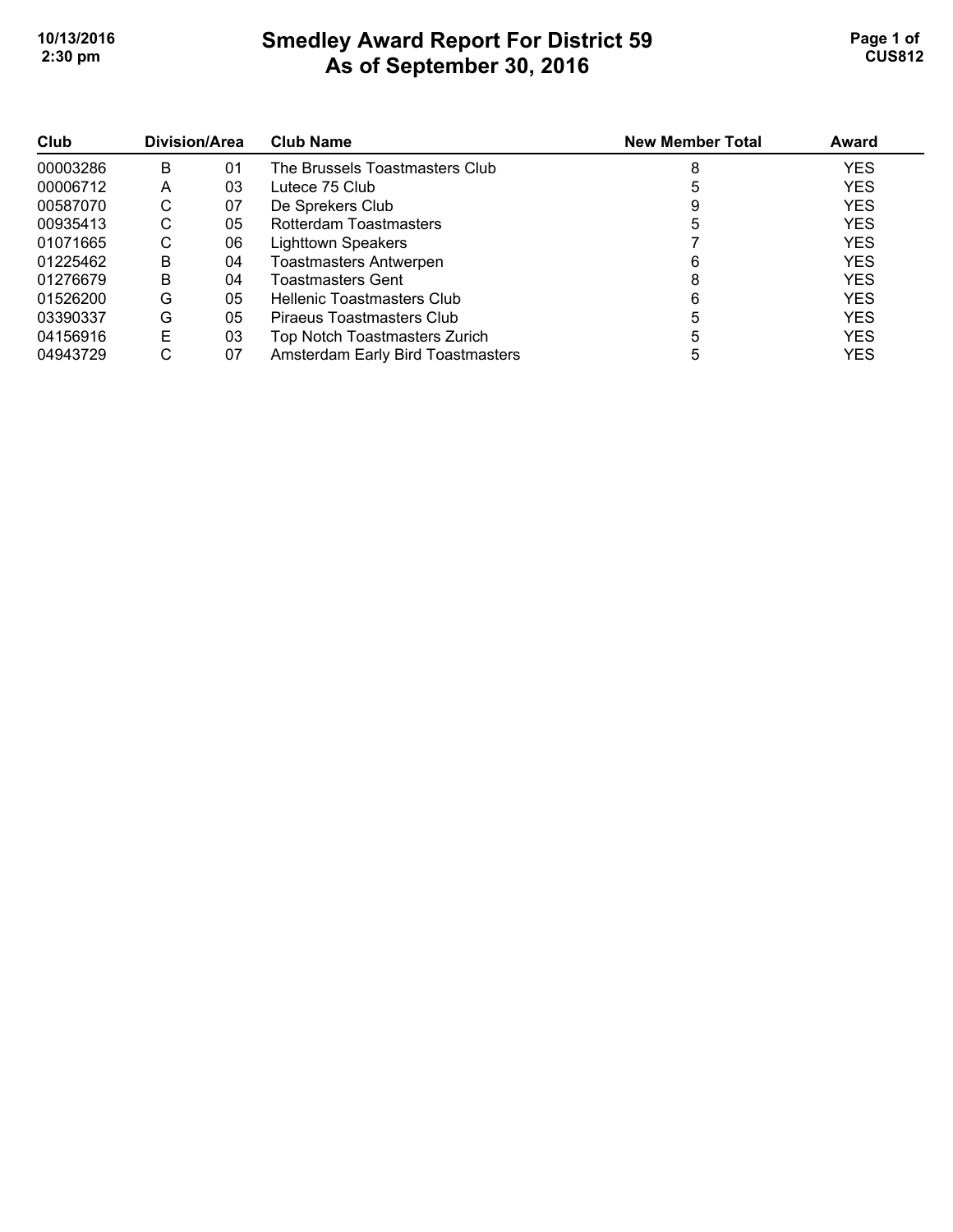# Smedley Award Report For District 59
## As of September 30, 2016

| Club | Division/Area | | Club Name | New Member Total | Award |
|---|---|---|---|---|---|
| 00003286 | B | 01 | The Brussels Toastmasters Club | 8 | YES |
| 00006712 | A | 03 | Lutece 75 Club | 5 | YES |
| 00587070 | C | 07 | De Sprekers Club | 9 | YES |
| 00935413 | C | 05 | Rotterdam Toastmasters | 5 | YES |
| 01071665 | C | 06 | Lighttown Speakers | 7 | YES |
| 01225462 | B | 04 | Toastmasters Antwerpen | 6 | YES |
| 01276679 | B | 04 | Toastmasters Gent | 8 | YES |
| 01526200 | G | 05 | Hellenic Toastmasters Club | 6 | YES |
| 03390337 | G | 05 | Piraeus Toastmasters Club | 5 | YES |
| 04156916 | E | 03 | Top Notch Toastmasters Zurich | 5 | YES |
| 04943729 | C | 07 | Amsterdam Early Bird Toastmasters | 5 | YES |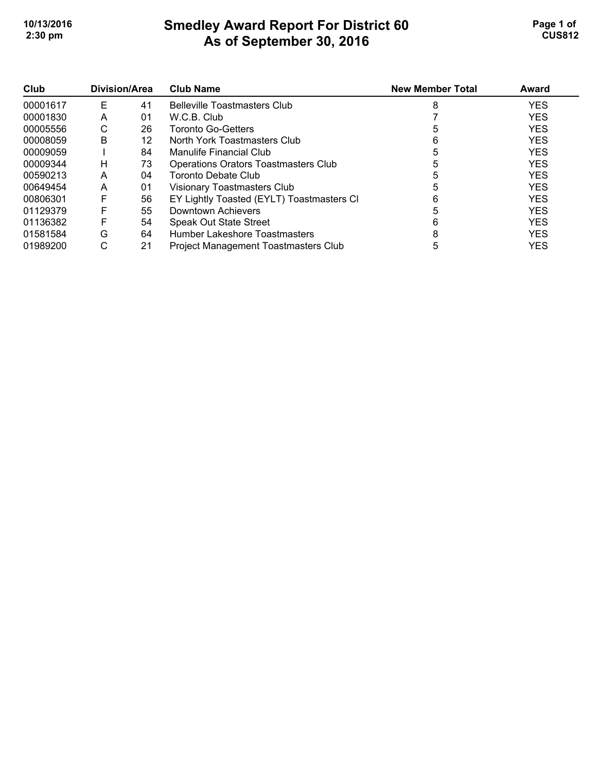# Smedley Award Report For District 60
## As of September 30, 2016

| Club | Division/Area | | Club Name | New Member Total | Award |
|---|---|---|---|---|---|
| 00001617 | E | 41 | Belleville Toastmasters Club | 8 | YES |
| 00001830 | A | 01 | W.C.B. Club | 7 | YES |
| 00005556 | C | 26 | Toronto Go-Getters | 5 | YES |
| 00008059 | B | 12 | North York Toastmasters Club | 6 | YES |
| 00009059 | I | 84 | Manulife Financial Club | 5 | YES |
| 00009344 | H | 73 | Operations Orators Toastmasters Club | 5 | YES |
| 00590213 | A | 04 | Toronto Debate Club | 5 | YES |
| 00649454 | A | 01 | Visionary Toastmasters Club | 5 | YES |
| 00806301 | F | 56 | EY Lightly Toasted (EYLT) Toastmasters Cl | 6 | YES |
| 01129379 | F | 55 | Downtown Achievers | 5 | YES |
| 01136382 | F | 54 | Speak Out State Street | 6 | YES |
| 01581584 | G | 64 | Humber Lakeshore Toastmasters | 8 | YES |
| 01989200 | C | 21 | Project Management Toastmasters Club | 5 | YES |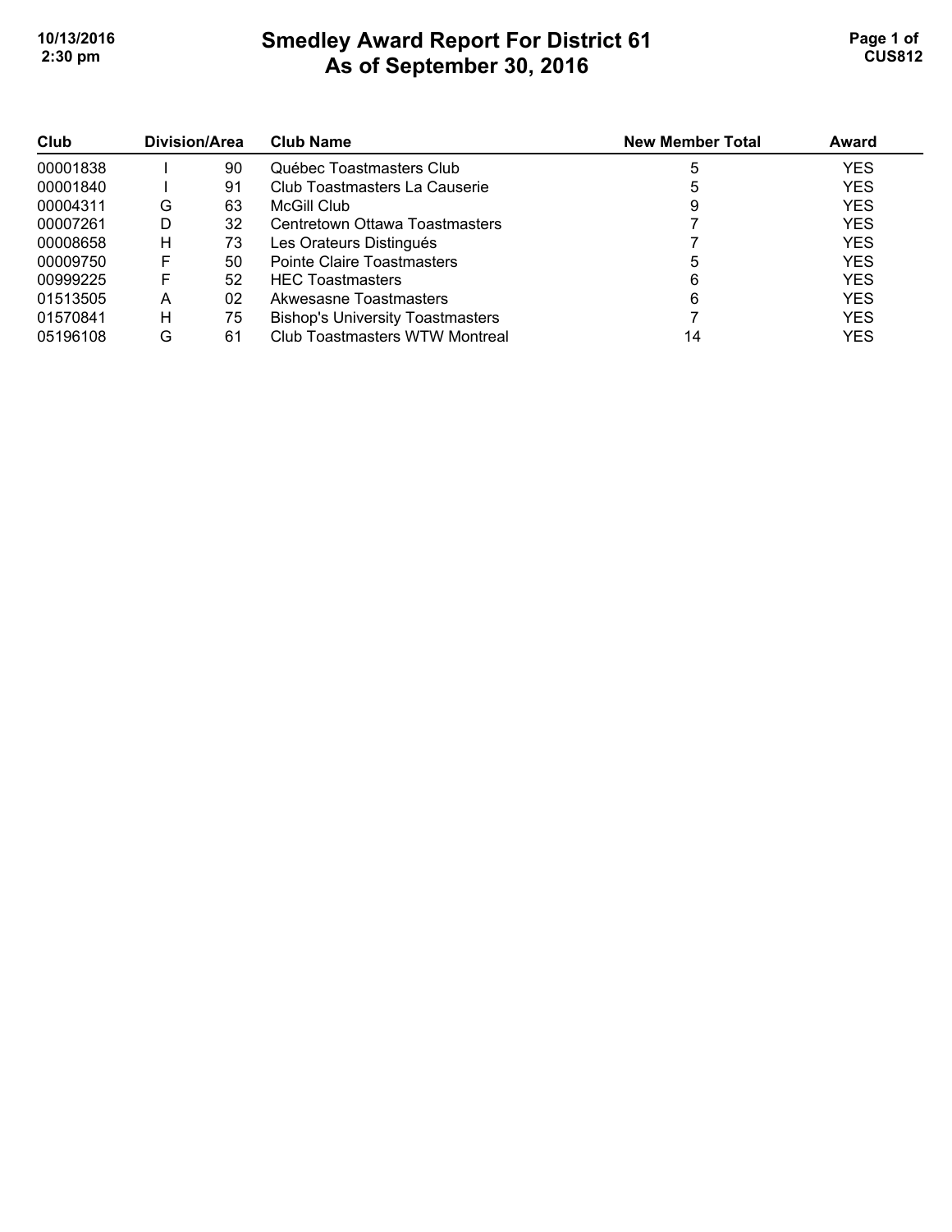# Smedley Award Report For District 61
# As of September 30, 2016

| Club | Division/Area | | Club Name | New Member Total | Award |
|---|---|---|---|---|---|
| 00001838 | I | 90 | Québec Toastmasters Club | 5 | YES |
| 00001840 | I | 91 | Club Toastmasters La Causerie | 5 | YES |
| 00004311 | G | 63 | McGill Club | 9 | YES |
| 00007261 | D | 32 | Centretown Ottawa Toastmasters | 7 | YES |
| 00008658 | H | 73 | Les Orateurs Distingués | 7 | YES |
| 00009750 | F | 50 | Pointe Claire Toastmasters | 5 | YES |
| 00999225 | F | 52 | HEC Toastmasters | 6 | YES |
| 01513505 | A | 02 | Akwesasne Toastmasters | 6 | YES |
| 01570841 | H | 75 | Bishop's University Toastmasters | 7 | YES |
| 05196108 | G | 61 | Club Toastmasters WTW Montreal | 14 | YES |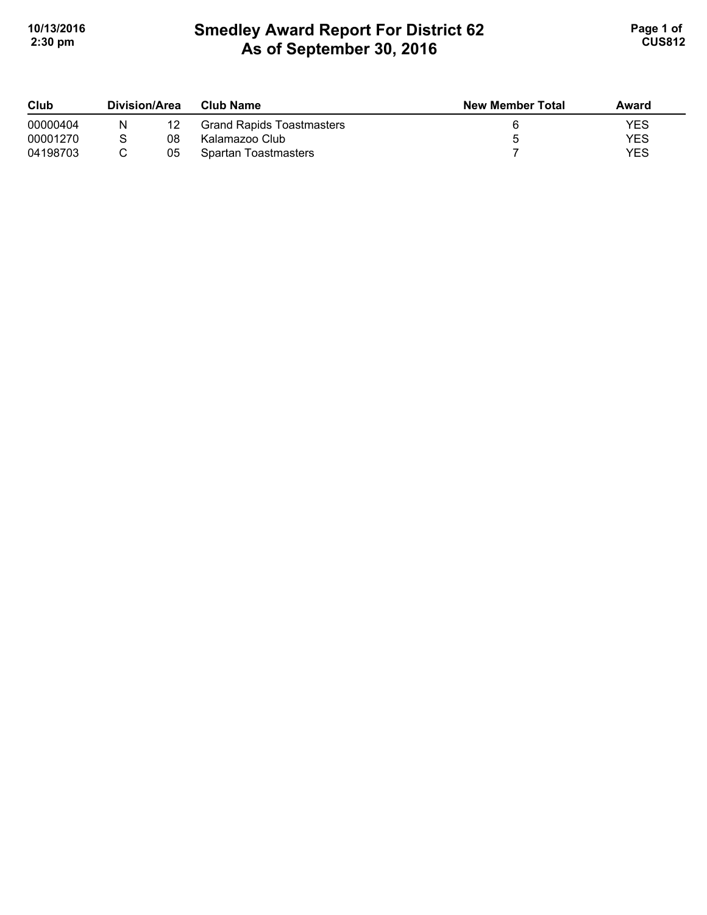# Smedley Award Report For District 62
## As of September 30, 2016

| Club | Division/Area | | Club Name | New Member Total | Award |
|---|---|---|---|---|---|
| 00000404 | N | 12 | Grand Rapids Toastmasters | 6 | YES |
| 00001270 | S | 08 | Kalamazoo Club | 5 | YES |
| 04198703 | C | 05 | Spartan Toastmasters | 7 | YES |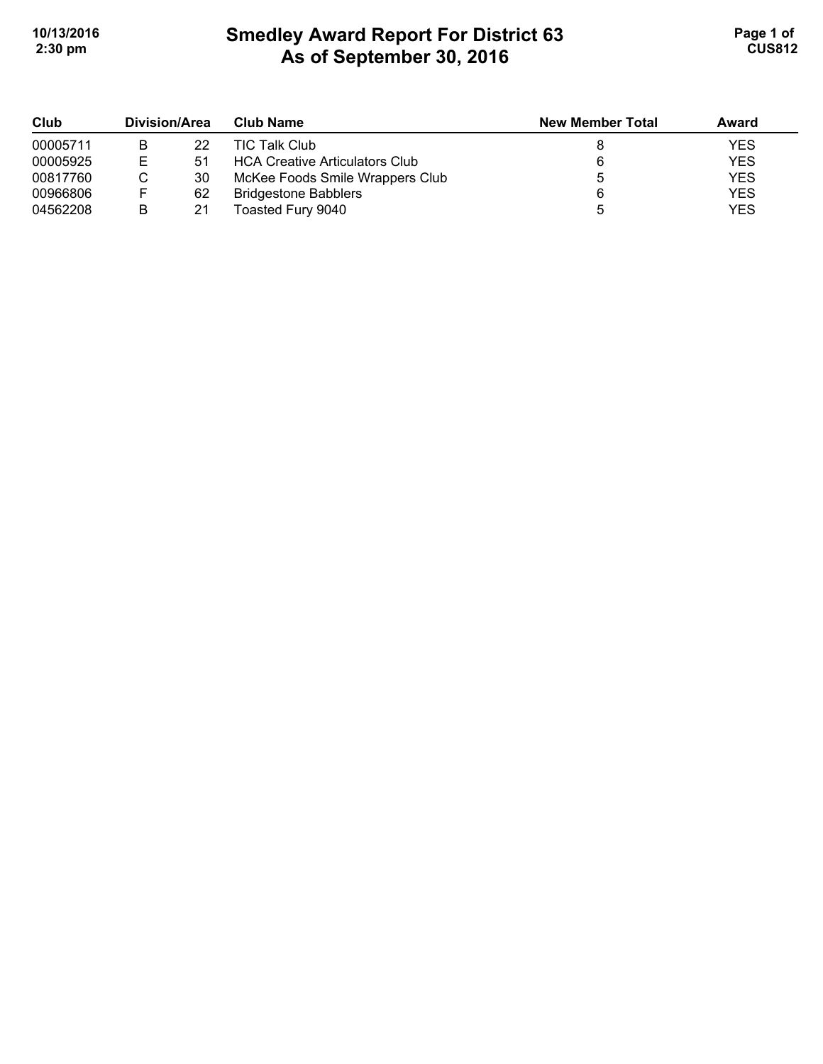# Smedley Award Report For District 63
## As of September 30, 2016

| Club | Division/Area | | Club Name | New Member Total | Award |
|---|---|---|---|---|---|
| 00005711 | B | 22 | TIC Talk Club | 8 | YES |
| 00005925 | E | 51 | HCA Creative Articulators Club | 6 | YES |
| 00817760 | C | 30 | McKee Foods Smile Wrappers Club | 5 | YES |
| 00966806 | F | 62 | Bridgestone Babblers | 6 | YES |
| 04562208 | B | 21 | Toasted Fury 9040 | 5 | YES |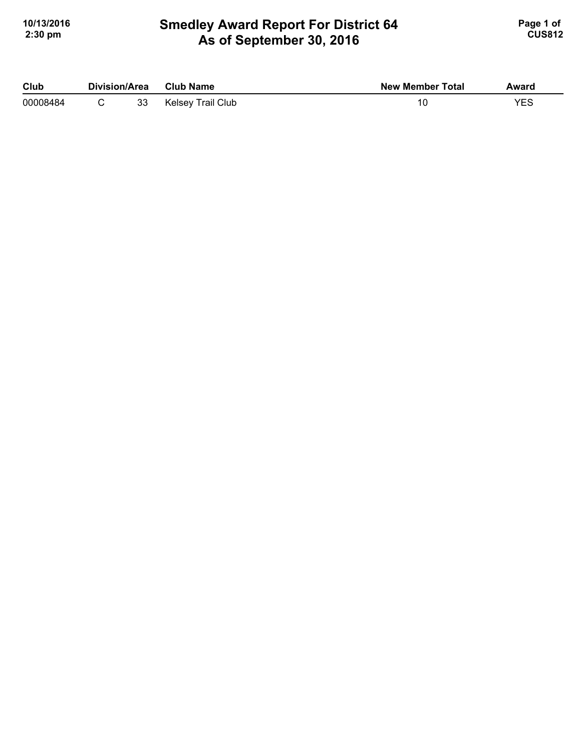# Smedley Award Report For District 64
## As of September 30, 2016

| Club | Division/Area | | Club Name | New Member Total | Award |
|---|---|---|---|---|---|
| 00008484 | C | 33 | Kelsey Trail Club | 10 | YES |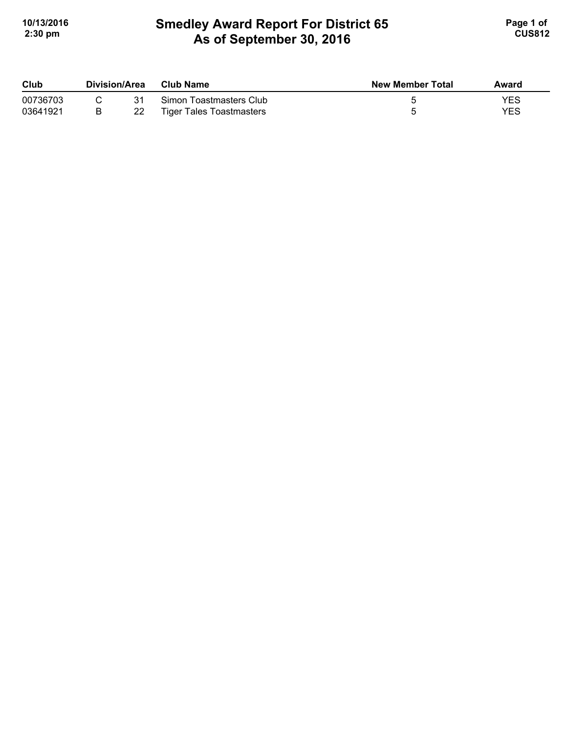# Smedley Award Report For District 65
# As of September 30, 2016

| Club | Division/Area | | Club Name | New Member Total | Award |
| --- | --- | --- | --- | --- | --- |
| 00736703 | C | 31 | Simon Toastmasters Club | 5 | YES |
| 03641921 | B | 22 | Tiger Tales Toastmasters | 5 | YES |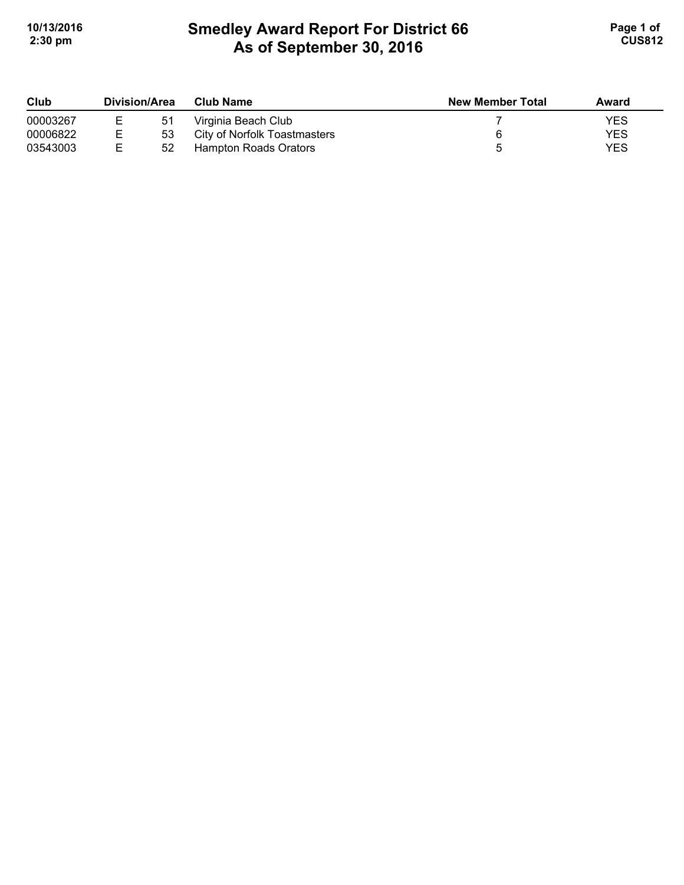# Smedley Award Report For District 66
# As of September 30, 2016

| Club | Division/Area | | Club Name | New Member Total | Award |
|---|---|---|---|---|---|
| 00003267 | E | 51 | Virginia Beach Club | 7 | YES |
| 00006822 | E | 53 | City of Norfolk Toastmasters | 6 | YES |
| 03543003 | E | 52 | Hampton Roads Orators | 5 | YES |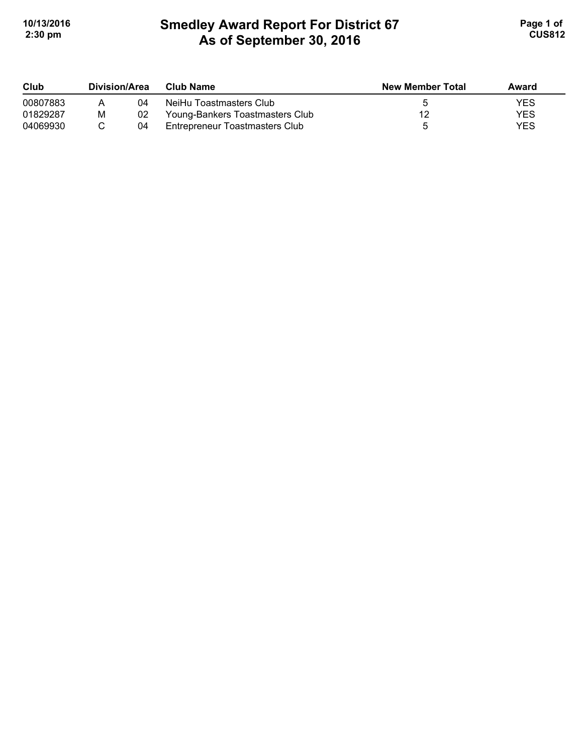# Smedley Award Report For District 67
## As of September 30, 2016

| Club | Division/Area | | Club Name | New Member Total | Award |
|---|---|---|---|---|---|
| 00807883 | A | 04 | NeiHu Toastmasters Club | 5 | YES |
| 01829287 | M | 02 | Young-Bankers Toastmasters Club | 12 | YES |
| 04069930 | C | 04 | Entrepreneur Toastmasters Club | 5 | YES |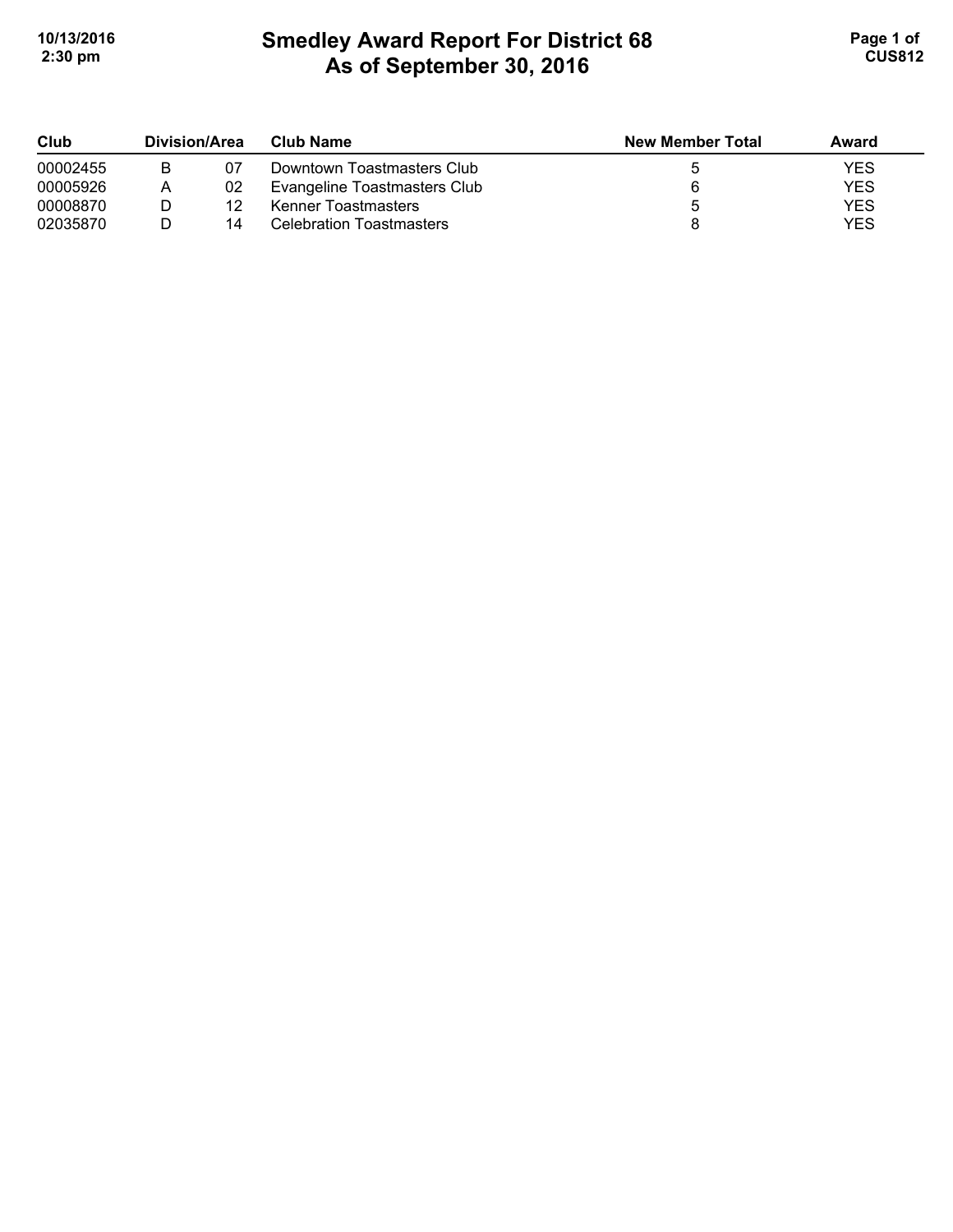# Smedley Award Report For District 68
## As of September 30, 2016

| Club | Division/Area | | Club Name | New Member Total | Award |
|---|---|---|---|---|---|
| 00002455 | B | 07 | Downtown Toastmasters Club | 5 | YES |
| 00005926 | A | 02 | Evangeline Toastmasters Club | 6 | YES |
| 00008870 | D | 12 | Kenner Toastmasters | 5 | YES |
| 02035870 | D | 14 | Celebration Toastmasters | 8 | YES |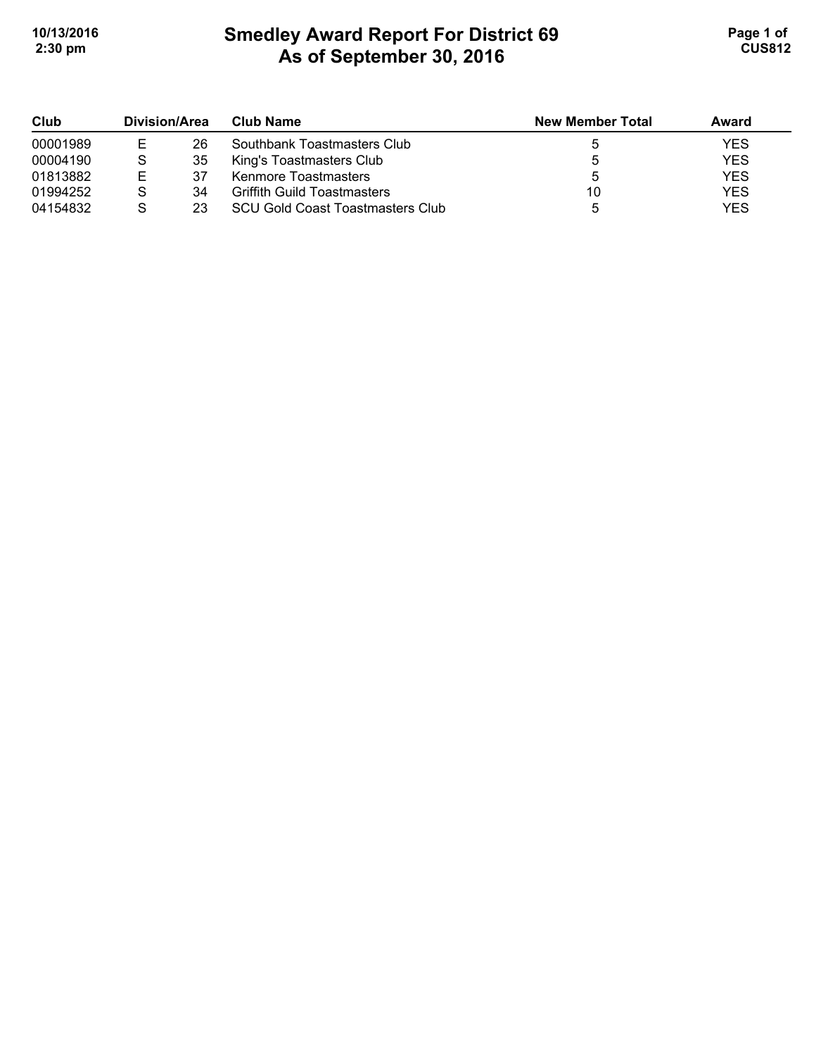# Smedley Award Report For District 69
## As of September 30, 2016

| Club | Division/Area | | Club Name | New Member Total | Award |
|---|---|---|---|---|---|
| 00001989 | E | 26 | Southbank Toastmasters Club | 5 | YES |
| 00004190 | S | 35 | King's Toastmasters Club | 5 | YES |
| 01813882 | E | 37 | Kenmore Toastmasters | 5 | YES |
| 01994252 | S | 34 | Griffith Guild Toastmasters | 10 | YES |
| 04154832 | S | 23 | SCU Gold Coast Toastmasters Club | 5 | YES |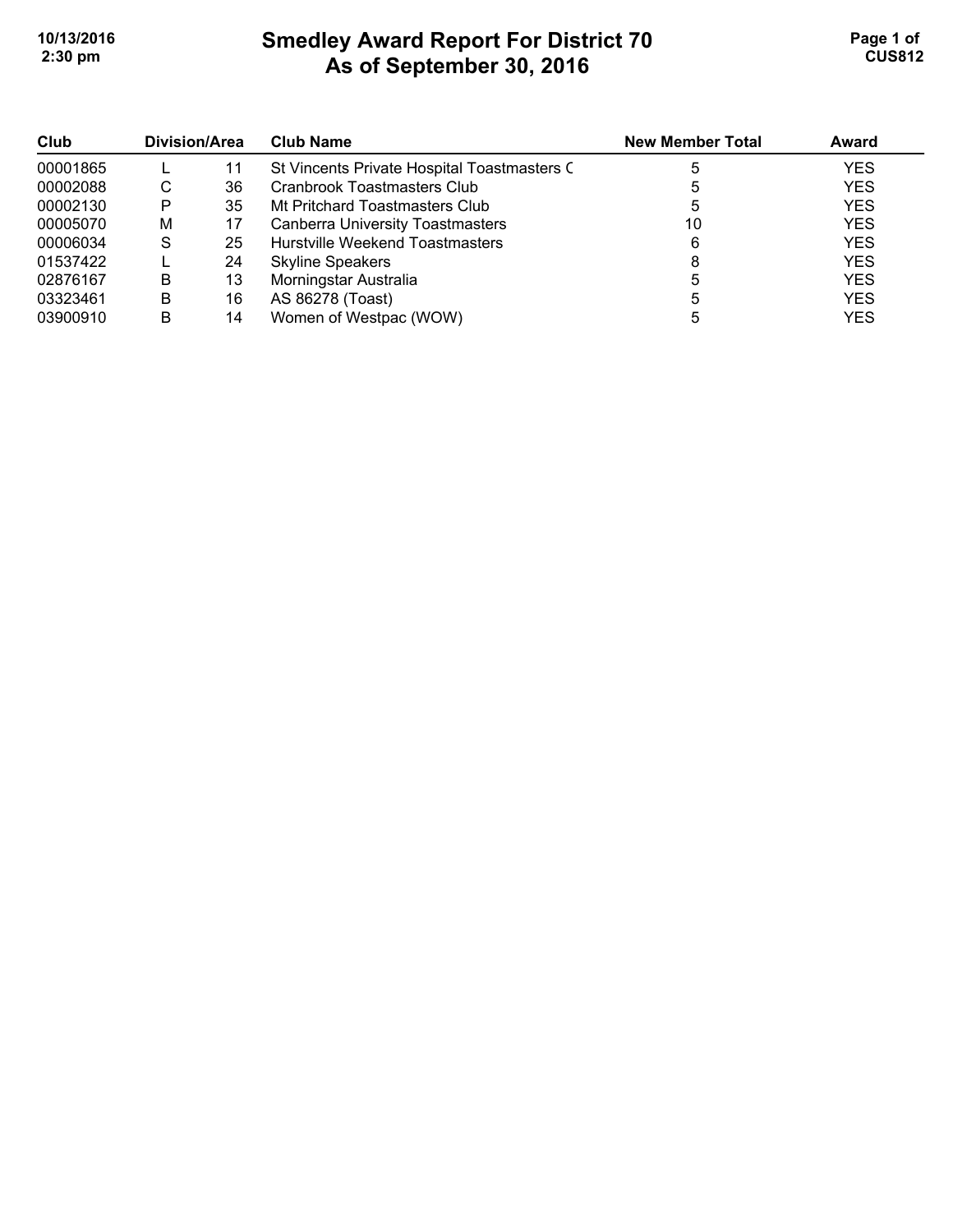# Smedley Award Report For District 70
## As of September 30, 2016

| Club | Division/Area | | Club Name | New Member Total | Award |
|---|---|---|---|---|---|
| 00001865 | L | 11 | St Vincents Private Hospital Toastmasters C | 5 | YES |
| 00002088 | C | 36 | Cranbrook Toastmasters Club | 5 | YES |
| 00002130 | P | 35 | Mt Pritchard Toastmasters Club | 5 | YES |
| 00005070 | M | 17 | Canberra University Toastmasters | 10 | YES |
| 00006034 | S | 25 | Hurstville Weekend Toastmasters | 6 | YES |
| 01537422 | L | 24 | Skyline Speakers | 8 | YES |
| 02876167 | B | 13 | Morningstar Australia | 5 | YES |
| 03323461 | B | 16 | AS 86278 (Toast) | 5 | YES |
| 03900910 | B | 14 | Women of Westpac (WOW) | 5 | YES |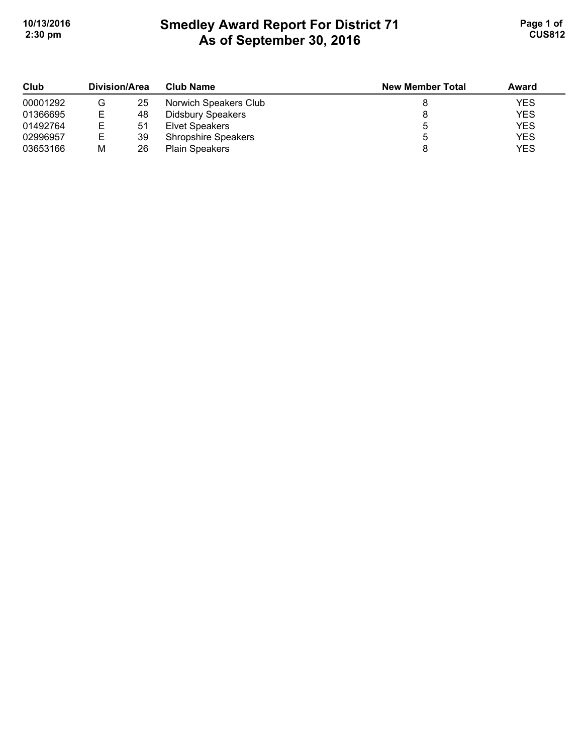# Smedley Award Report For District 71
## As of September 30, 2016

| Club | Division/Area | | Club Name | New Member Total | Award |
|---|---|---|---|---|---|
| 00001292 | G | 25 | Norwich Speakers Club | 8 | YES |
| 01366695 | E | 48 | Didsbury Speakers | 8 | YES |
| 01492764 | E | 51 | Elvet Speakers | 5 | YES |
| 02996957 | E | 39 | Shropshire Speakers | 5 | YES |
| 03653166 | M | 26 | Plain Speakers | 8 | YES |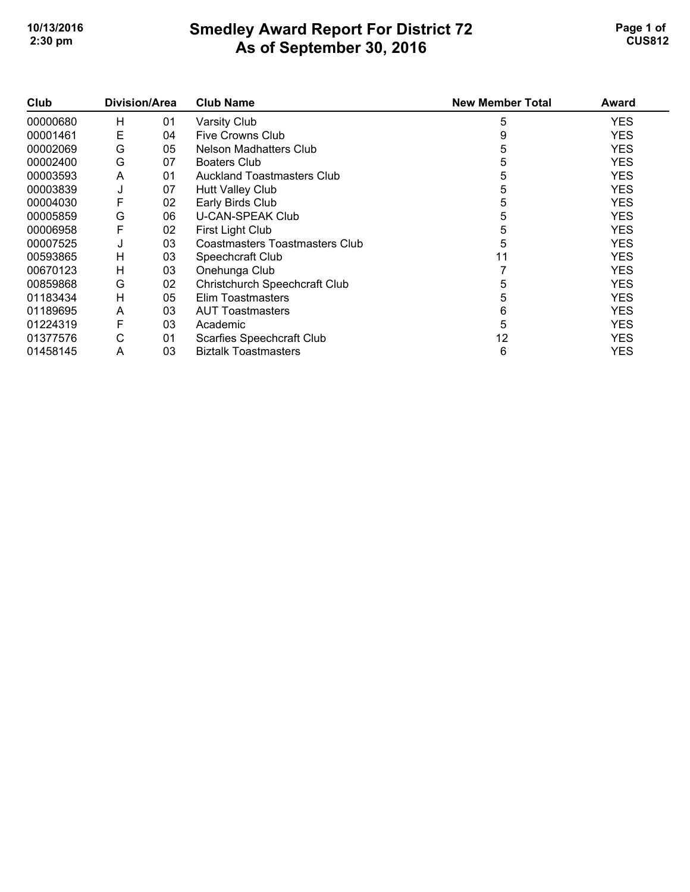# Smedley Award Report For District 72
## As of September 30, 2016

| Club | Division/Area | | Club Name | New Member Total | Award |
|---|---|---|---|---|---|
| 00000680 | H | 01 | Varsity Club | 5 | YES |
| 00001461 | E | 04 | Five Crowns Club | 9 | YES |
| 00002069 | G | 05 | Nelson Madhatters Club | 5 | YES |
| 00002400 | G | 07 | Boaters Club | 5 | YES |
| 00003593 | A | 01 | Auckland Toastmasters Club | 5 | YES |
| 00003839 | J | 07 | Hutt Valley Club | 5 | YES |
| 00004030 | F | 02 | Early Birds Club | 5 | YES |
| 00005859 | G | 06 | U-CAN-SPEAK Club | 5 | YES |
| 00006958 | F | 02 | First Light Club | 5 | YES |
| 00007525 | J | 03 | Coastmasters Toastmasters Club | 5 | YES |
| 00593865 | H | 03 | Speechcraft Club | 11 | YES |
| 00670123 | H | 03 | Onehunga Club | 7 | YES |
| 00859868 | G | 02 | Christchurch Speechcraft Club | 5 | YES |
| 01183434 | H | 05 | Elim Toastmasters | 5 | YES |
| 01189695 | A | 03 | AUT Toastmasters | 6 | YES |
| 01224319 | F | 03 | Academic | 5 | YES |
| 01377576 | C | 01 | Scarfies Speechcraft Club | 12 | YES |
| 01458145 | A | 03 | Biztalk Toastmasters | 6 | YES |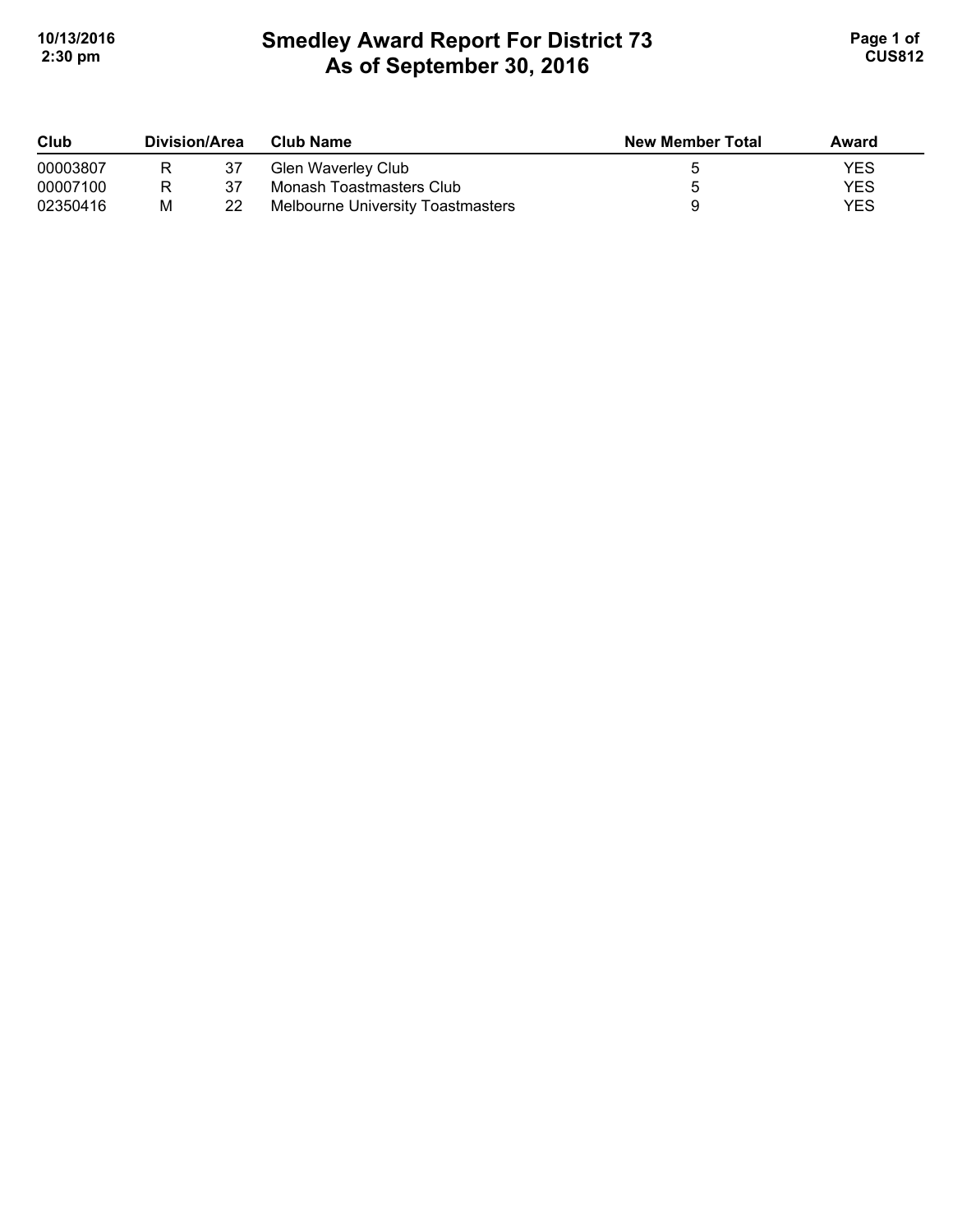# Smedley Award Report For District 73
## As of September 30, 2016

| Club | Division/Area | | Club Name | New Member Total | Award |
|---|---|---|---|---|---|
| 00003807 | R | 37 | Glen Waverley Club | 5 | YES |
| 00007100 | R | 37 | Monash Toastmasters Club | 5 | YES |
| 02350416 | M | 22 | Melbourne University Toastmasters | 9 | YES |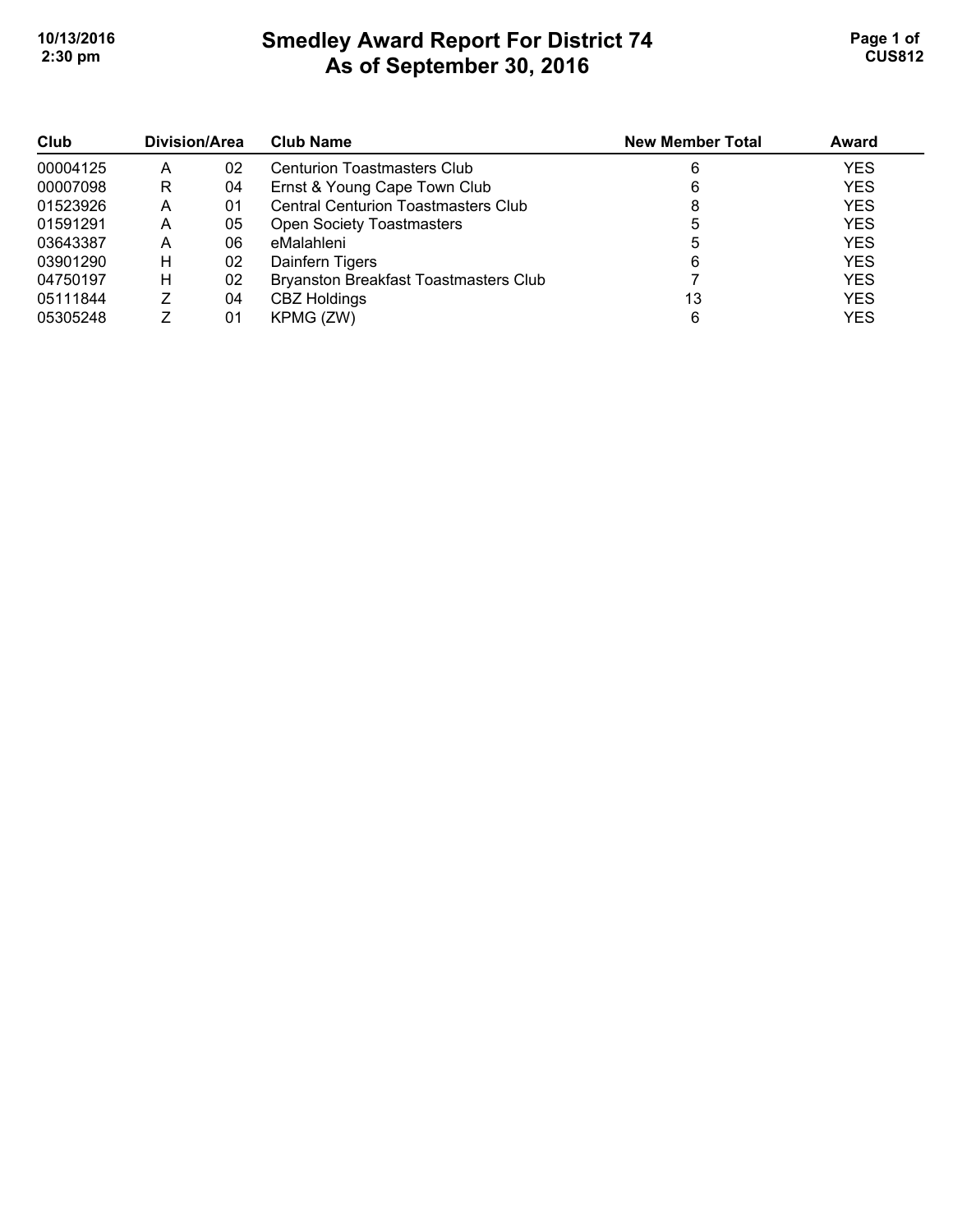# Smedley Award Report For District 74
## As of September 30, 2016

| Club | Division/Area | | Club Name | New Member Total | Award |
|---|---|---|---|---|---|
| 00004125 | A | 02 | Centurion Toastmasters Club | 6 | YES |
| 00007098 | R | 04 | Ernst & Young Cape Town Club | 6 | YES |
| 01523926 | A | 01 | Central Centurion Toastmasters Club | 8 | YES |
| 01591291 | A | 05 | Open Society Toastmasters | 5 | YES |
| 03643387 | A | 06 | eMalahleni | 5 | YES |
| 03901290 | H | 02 | Dainfern Tigers | 6 | YES |
| 04750197 | H | 02 | Bryanston Breakfast Toastmasters Club | 7 | YES |
| 05111844 | Z | 04 | CBZ Holdings | 13 | YES |
| 05305248 | Z | 01 | KPMG (ZW) | 6 | YES |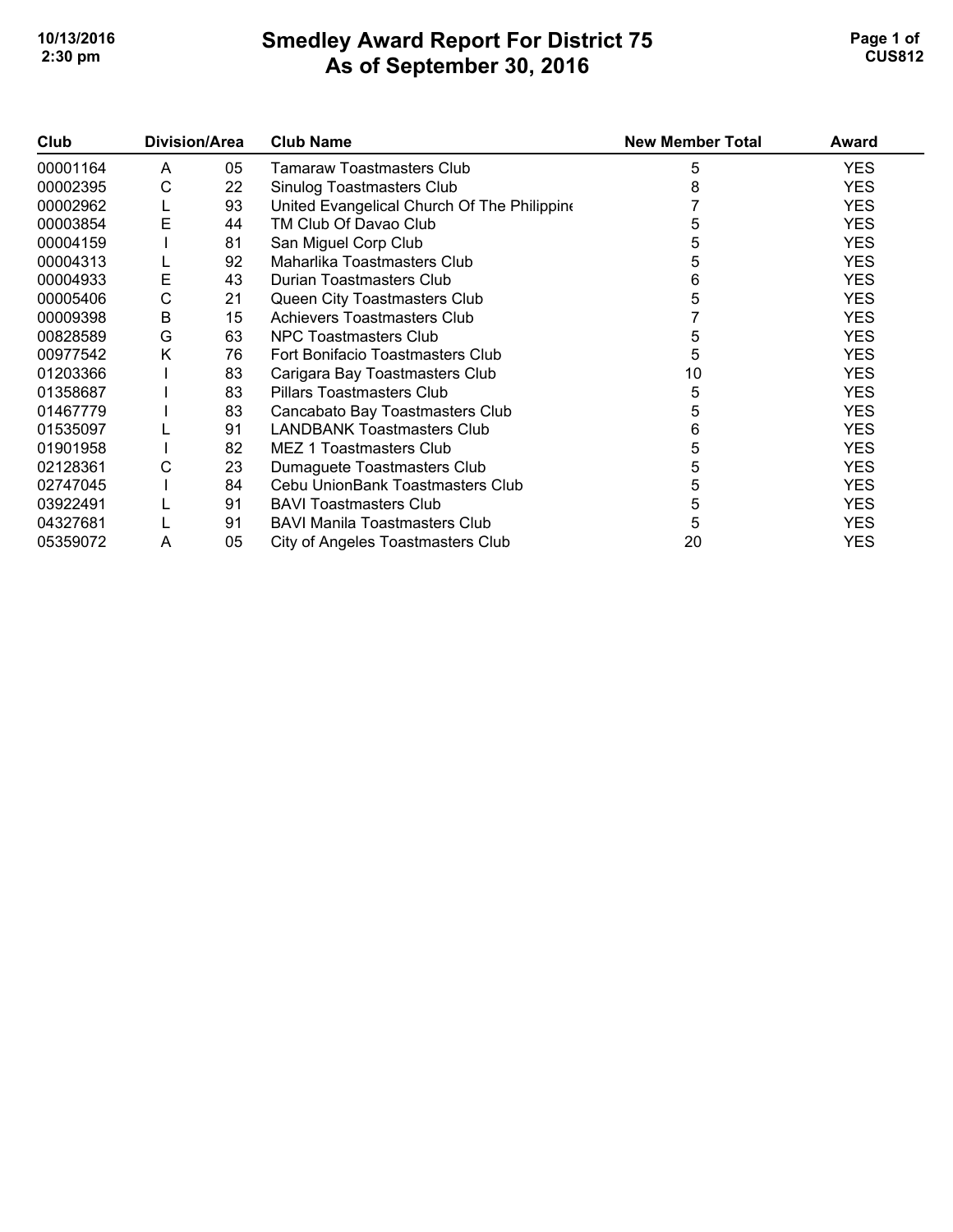# Smedley Award Report For District 75
## As of September 30, 2016

| Club | Division/Area | | Club Name | New Member Total | Award |
|---|---|---|---|---|---|
| 00001164 | A | 05 | Tamaraw Toastmasters Club | 5 | YES |
| 00002395 | C | 22 | Sinulog Toastmasters Club | 8 | YES |
| 00002962 | L | 93 | United Evangelical Church Of The Philippine | 7 | YES |
| 00003854 | E | 44 | TM Club Of Davao Club | 5 | YES |
| 00004159 | I | 81 | San Miguel Corp Club | 5 | YES |
| 00004313 | L | 92 | Maharlika Toastmasters Club | 5 | YES |
| 00004933 | E | 43 | Durian Toastmasters Club | 6 | YES |
| 00005406 | C | 21 | Queen City Toastmasters Club | 5 | YES |
| 00009398 | B | 15 | Achievers Toastmasters Club | 7 | YES |
| 00828589 | G | 63 | NPC Toastmasters Club | 5 | YES |
| 00977542 | K | 76 | Fort Bonifacio Toastmasters Club | 5 | YES |
| 01203366 | I | 83 | Carigara Bay Toastmasters Club | 10 | YES |
| 01358687 | I | 83 | Pillars Toastmasters Club | 5 | YES |
| 01467779 | I | 83 | Cancabato Bay Toastmasters Club | 5 | YES |
| 01535097 | L | 91 | LANDBANK Toastmasters Club | 6 | YES |
| 01901958 | I | 82 | MEZ 1 Toastmasters Club | 5 | YES |
| 02128361 | C | 23 | Dumaguete Toastmasters Club | 5 | YES |
| 02747045 | I | 84 | Cebu UnionBank Toastmasters Club | 5 | YES |
| 03922491 | L | 91 | BAVI Toastmasters Club | 5 | YES |
| 04327681 | L | 91 | BAVI Manila Toastmasters Club | 5 | YES |
| 05359072 | A | 05 | City of Angeles Toastmasters Club | 20 | YES |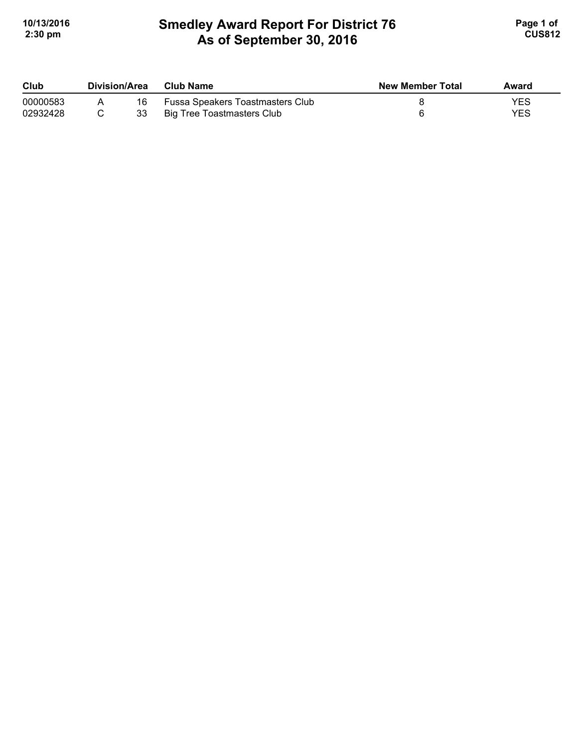# Smedley Award Report For District 76
## As of September 30, 2016

| Club | Division | Area | Club Name | New Member Total | Award |
|---|---|---|---|---|---|
| 00000583 | A | 16 | Fussa Speakers Toastmasters Club | 8 | YES |
| 02932428 | C | 33 | Big Tree Toastmasters Club | 6 | YES |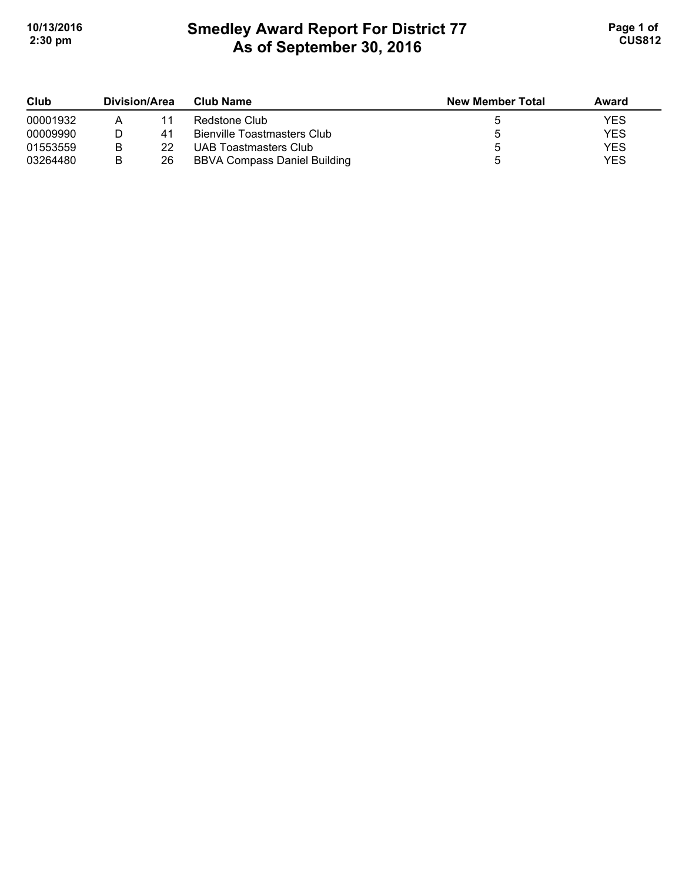# Smedley Award Report For District 77
## As of September 30, 2016

| Club | Division/Area | | Club Name | New Member Total | Award |
|---|---|---|---|---|---|
| 00001932 | A | 11 | Redstone Club | 5 | YES |
| 00009990 | D | 41 | Bienville Toastmasters Club | 5 | YES |
| 01553559 | B | 22 | UAB Toastmasters Club | 5 | YES |
| 03264480 | B | 26 | BBVA Compass Daniel Building | 5 | YES |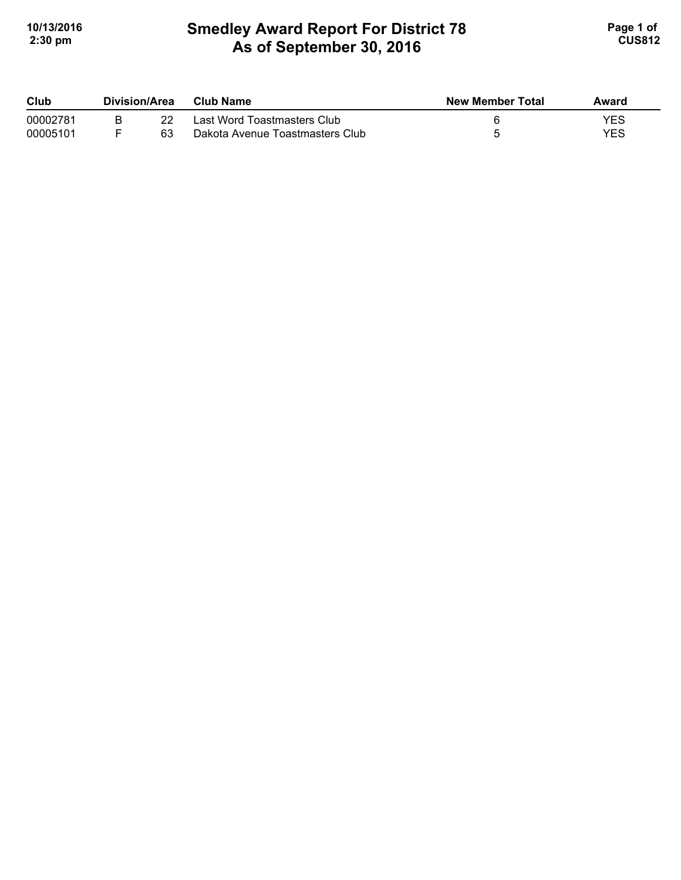# Smedley Award Report For District 78
## As of September 30, 2016

| Club | Division/Area | | Club Name | New Member Total | Award |
|---|---|---|---|---|---|
| 00002781 | B | 22 | Last Word Toastmasters Club | 6 | YES |
| 00005101 | F | 63 | Dakota Avenue Toastmasters Club | 5 | YES |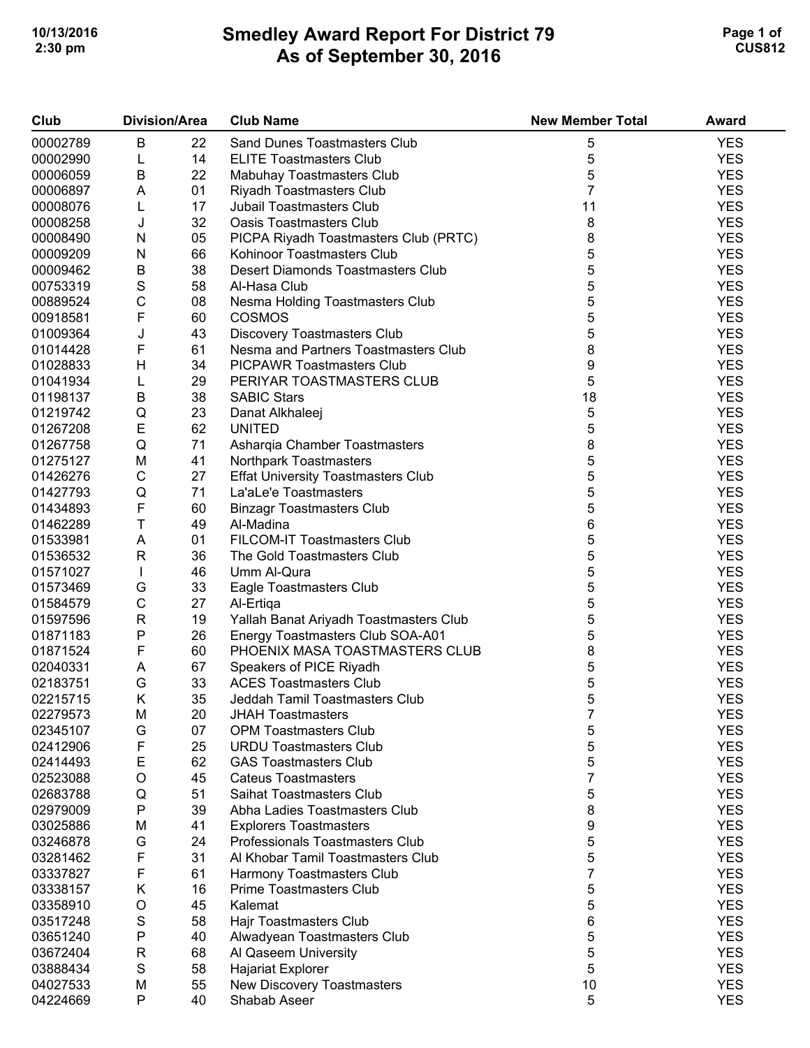# Smedley Award Report For District 79
## As of September 30, 2016

| Club | Division/Area | | Club Name | New Member Total | Award |
|---|---|---|---|---|---|
| 00002789 | B | 22 | Sand Dunes Toastmasters Club | 5 | YES |
| 00002990 | L | 14 | ELITE Toastmasters Club | 5 | YES |
| 00006059 | B | 22 | Mabuhay Toastmasters Club | 5 | YES |
| 00006897 | A | 01 | Riyadh Toastmasters Club | 7 | YES |
| 00008076 | L | 17 | Jubail Toastmasters Club | 11 | YES |
| 00008258 | J | 32 | Oasis Toastmasters Club | 8 | YES |
| 00008490 | N | 05 | PICPA Riyadh Toastmasters Club (PRTC) | 8 | YES |
| 00009209 | N | 66 | Kohinoor Toastmasters Club | 5 | YES |
| 00009462 | B | 38 | Desert Diamonds Toastmasters Club | 5 | YES |
| 00753319 | S | 58 | Al-Hasa Club | 5 | YES |
| 00889524 | C | 08 | Nesma Holding Toastmasters Club | 5 | YES |
| 00918581 | F | 60 | COSMOS | 5 | YES |
| 01009364 | J | 43 | Discovery Toastmasters Club | 5 | YES |
| 01014428 | F | 61 | Nesma and Partners Toastmasters Club | 8 | YES |
| 01028833 | H | 34 | PICPAWR Toastmasters Club | 9 | YES |
| 01041934 | L | 29 | PERIYAR TOASTMASTERS CLUB | 5 | YES |
| 01198137 | B | 38 | SABIC Stars | 18 | YES |
| 01219742 | Q | 23 | Danat Alkhaleej | 5 | YES |
| 01267208 | E | 62 | UNITED | 5 | YES |
| 01267758 | Q | 71 | Asharqia Chamber Toastmasters | 8 | YES |
| 01275127 | M | 41 | Northpark Toastmasters | 5 | YES |
| 01426276 | C | 27 | Effat University Toastmasters Club | 5 | YES |
| 01427793 | Q | 71 | La'aLe'e Toastmasters | 5 | YES |
| 01434893 | F | 60 | Binzagr Toastmasters Club | 5 | YES |
| 01462289 | T | 49 | Al-Madina | 6 | YES |
| 01533981 | A | 01 | FILCOM-IT Toastmasters Club | 5 | YES |
| 01536532 | R | 36 | The Gold Toastmasters Club | 5 | YES |
| 01571027 | I | 46 | Umm Al-Qura | 5 | YES |
| 01573469 | G | 33 | Eagle Toastmasters Club | 5 | YES |
| 01584579 | C | 27 | Al-Ertiqa | 5 | YES |
| 01597596 | R | 19 | Yallah Banat Ariyadh Toastmasters Club | 5 | YES |
| 01871183 | P | 26 | Energy Toastmasters Club SOA-A01 | 5 | YES |
| 01871524 | F | 60 | PHOENIX MASA TOASTMASTERS CLUB | 8 | YES |
| 02040331 | A | 67 | Speakers of PICE Riyadh | 5 | YES |
| 02183751 | G | 33 | ACES Toastmasters Club | 5 | YES |
| 02215715 | K | 35 | Jeddah Tamil Toastmasters Club | 5 | YES |
| 02279573 | M | 20 | JHAH Toastmasters | 7 | YES |
| 02345107 | G | 07 | OPM Toastmasters Club | 5 | YES |
| 02412906 | F | 25 | URDU Toastmasters Club | 5 | YES |
| 02414493 | E | 62 | GAS Toastmasters Club | 5 | YES |
| 02523088 | O | 45 | Cateus Toastmasters | 7 | YES |
| 02683788 | Q | 51 | Saihat Toastmasters Club | 5 | YES |
| 02979009 | P | 39 | Abha Ladies Toastmasters Club | 8 | YES |
| 03025886 | M | 41 | Explorers Toastmasters | 9 | YES |
| 03246878 | G | 24 | Professionals Toastmasters Club | 5 | YES |
| 03281462 | F | 31 | Al Khobar Tamil Toastmasters Club | 5 | YES |
| 03337827 | F | 61 | Harmony Toastmasters Club | 7 | YES |
| 03338157 | K | 16 | Prime Toastmasters Club | 5 | YES |
| 03358910 | O | 45 | Kalemat | 5 | YES |
| 03517248 | S | 58 | Hajr Toastmasters Club | 6 | YES |
| 03651240 | P | 40 | Alwadyean Toastmasters Club | 5 | YES |
| 03672404 | R | 68 | Al Qaseem University | 5 | YES |
| 03888434 | S | 58 | Hajariat Explorer | 5 | YES |
| 04027533 | M | 55 | New Discovery Toastmasters | 10 | YES |
| 04224669 | P | 40 | Shabab Aseer | 5 | YES |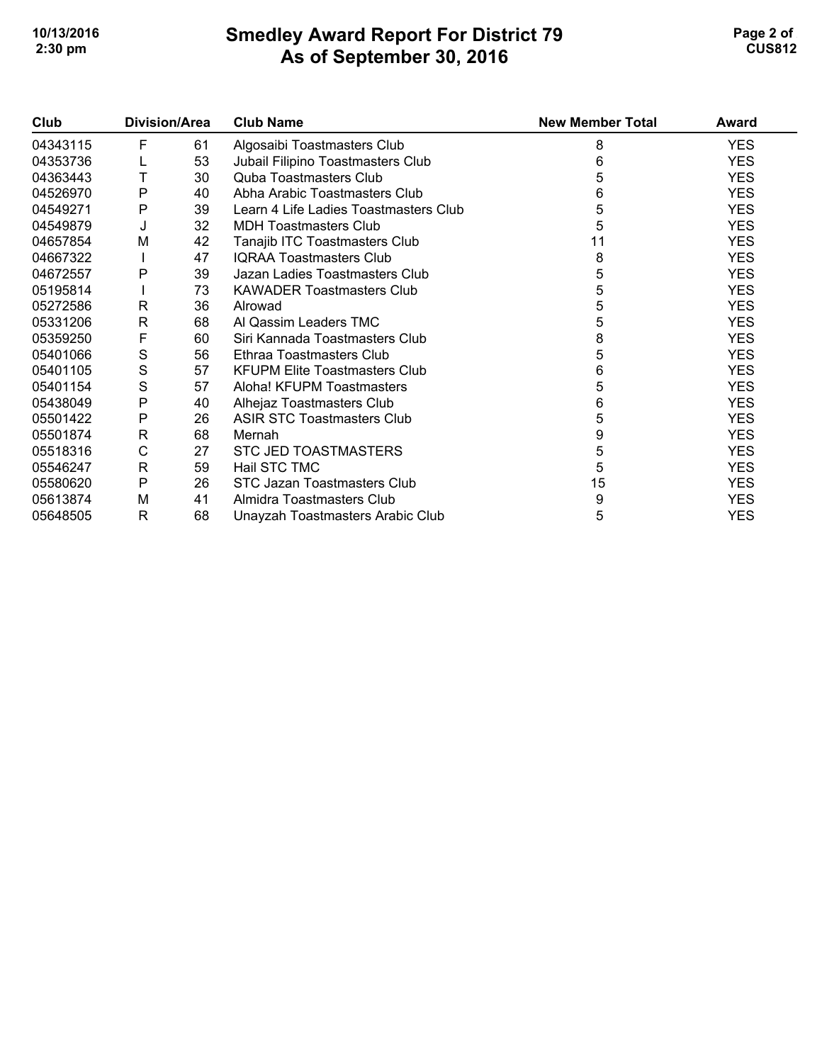# Smedley Award Report For District 79
## As of September 30, 2016

| Club | Division/Area | | Club Name | New Member Total | Award |
|---|---|---|---|---|---|
| 04343115 | F | 61 | Algosaibi Toastmasters Club | 8 | YES |
| 04353736 | L | 53 | Jubail Filipino Toastmasters Club | 6 | YES |
| 04363443 | T | 30 | Quba Toastmasters Club | 5 | YES |
| 04526970 | P | 40 | Abha Arabic Toastmasters Club | 6 | YES |
| 04549271 | P | 39 | Learn 4 Life Ladies Toastmasters Club | 5 | YES |
| 04549879 | J | 32 | MDH Toastmasters Club | 5 | YES |
| 04657854 | M | 42 | Tanajib ITC Toastmasters Club | 11 | YES |
| 04667322 | I | 47 | IQRAA Toastmasters Club | 8 | YES |
| 04672557 | P | 39 | Jazan Ladies Toastmasters Club | 5 | YES |
| 05195814 | I | 73 | KAWADER Toastmasters Club | 5 | YES |
| 05272586 | R | 36 | Alrowad | 5 | YES |
| 05331206 | R | 68 | Al Qassim Leaders TMC | 5 | YES |
| 05359250 | F | 60 | Siri Kannada Toastmasters Club | 8 | YES |
| 05401066 | S | 56 | Ethraa Toastmasters Club | 5 | YES |
| 05401105 | S | 57 | KFUPM Elite Toastmasters Club | 6 | YES |
| 05401154 | S | 57 | Aloha! KFUPM Toastmasters | 5 | YES |
| 05438049 | P | 40 | Alhejaz Toastmasters Club | 6 | YES |
| 05501422 | P | 26 | ASIR STC Toastmasters Club | 5 | YES |
| 05501874 | R | 68 | Mernah | 9 | YES |
| 05518316 | C | 27 | STC JED TOASTMASTERS | 5 | YES |
| 05546247 | R | 59 | Hail STC TMC | 5 | YES |
| 05580620 | P | 26 | STC Jazan Toastmasters Club | 15 | YES |
| 05613874 | M | 41 | Almidra Toastmasters Club | 9 | YES |
| 05648505 | R | 68 | Unayzah Toastmasters Arabic Club | 5 | YES |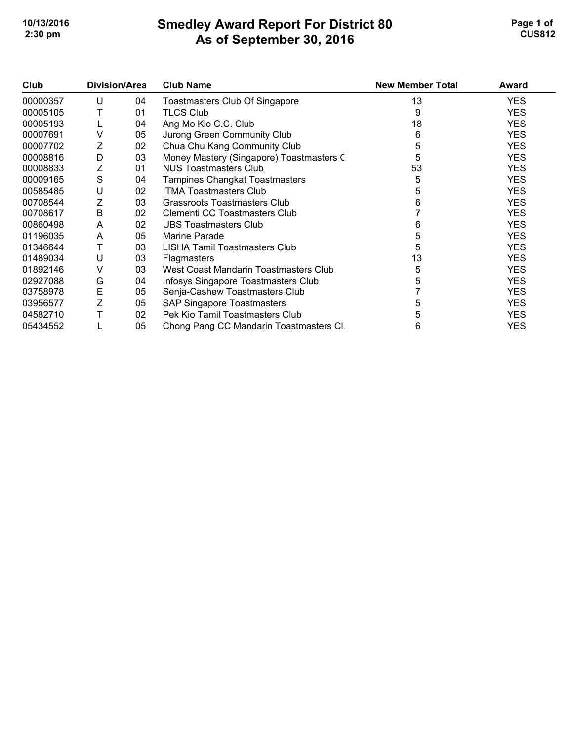# Smedley Award Report For District 80
## As of September 30, 2016

| Club | Division/Area | | Club Name | New Member Total | Award |
|---|---|---|---|---|---|
| 00000357 | U | 04 | Toastmasters Club Of Singapore | 13 | YES |
| 00005105 | T | 01 | TLCS Club | 9 | YES |
| 00005193 | L | 04 | Ang Mo Kio C.C. Club | 18 | YES |
| 00007691 | V | 05 | Jurong Green Community Club | 6 | YES |
| 00007702 | Z | 02 | Chua Chu Kang Community Club | 5 | YES |
| 00008816 | D | 03 | Money Mastery (Singapore) Toastmasters C | 5 | YES |
| 00008833 | Z | 01 | NUS Toastmasters Club | 53 | YES |
| 00009165 | S | 04 | Tampines Changkat Toastmasters | 5 | YES |
| 00585485 | U | 02 | ITMA Toastmasters Club | 5 | YES |
| 00708544 | Z | 03 | Grassroots Toastmasters Club | 6 | YES |
| 00708617 | B | 02 | Clementi CC Toastmasters Club | 7 | YES |
| 00860498 | A | 02 | UBS Toastmasters Club | 6 | YES |
| 01196035 | A | 05 | Marine Parade | 5 | YES |
| 01346644 | T | 03 | LISHA Tamil Toastmasters Club | 5 | YES |
| 01489034 | U | 03 | Flagmasters | 13 | YES |
| 01892146 | V | 03 | West Coast Mandarin Toastmasters Club | 5 | YES |
| 02927088 | G | 04 | Infosys Singapore Toastmasters Club | 5 | YES |
| 03758978 | E | 05 | Senja-Cashew Toastmasters Club | 7 | YES |
| 03956577 | Z | 05 | SAP Singapore Toastmasters | 5 | YES |
| 04582710 | T | 02 | Pek Kio Tamil Toastmasters Club | 5 | YES |
| 05434552 | L | 05 | Chong Pang CC Mandarin Toastmasters Cl | 6 | YES |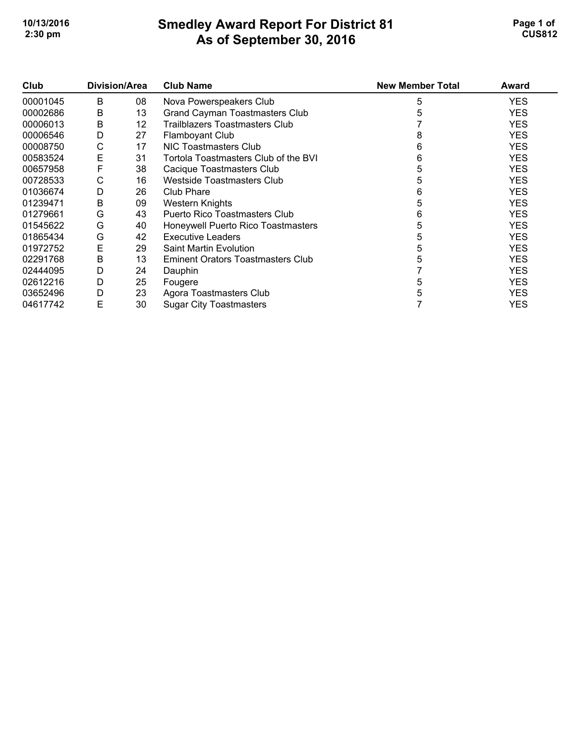# Smedley Award Report For District 81
## As of September 30, 2016

| Club | Division/Area | | Club Name | New Member Total | Award |
|---|---|---|---|---|---|
| 00001045 | B | 08 | Nova Powerspeakers Club | 5 | YES |
| 00002686 | B | 13 | Grand Cayman Toastmasters Club | 5 | YES |
| 00006013 | B | 12 | Trailblazers Toastmasters Club | 7 | YES |
| 00006546 | D | 27 | Flamboyant Club | 8 | YES |
| 00008750 | C | 17 | NIC Toastmasters Club | 6 | YES |
| 00583524 | E | 31 | Tortola Toastmasters Club of the BVI | 6 | YES |
| 00657958 | F | 38 | Cacique Toastmasters Club | 5 | YES |
| 00728533 | C | 16 | Westside Toastmasters Club | 5 | YES |
| 01036674 | D | 26 | Club Phare | 6 | YES |
| 01239471 | B | 09 | Western Knights | 5 | YES |
| 01279661 | G | 43 | Puerto Rico Toastmasters Club | 6 | YES |
| 01545622 | G | 40 | Honeywell Puerto Rico Toastmasters | 5 | YES |
| 01865434 | G | 42 | Executive Leaders | 5 | YES |
| 01972752 | E | 29 | Saint Martin Evolution | 5 | YES |
| 02291768 | B | 13 | Eminent Orators Toastmasters Club | 5 | YES |
| 02444095 | D | 24 | Dauphin | 7 | YES |
| 02612216 | D | 25 | Fougere | 5 | YES |
| 03652496 | D | 23 | Agora Toastmasters Club | 5 | YES |
| 04617742 | E | 30 | Sugar City Toastmasters | 7 | YES |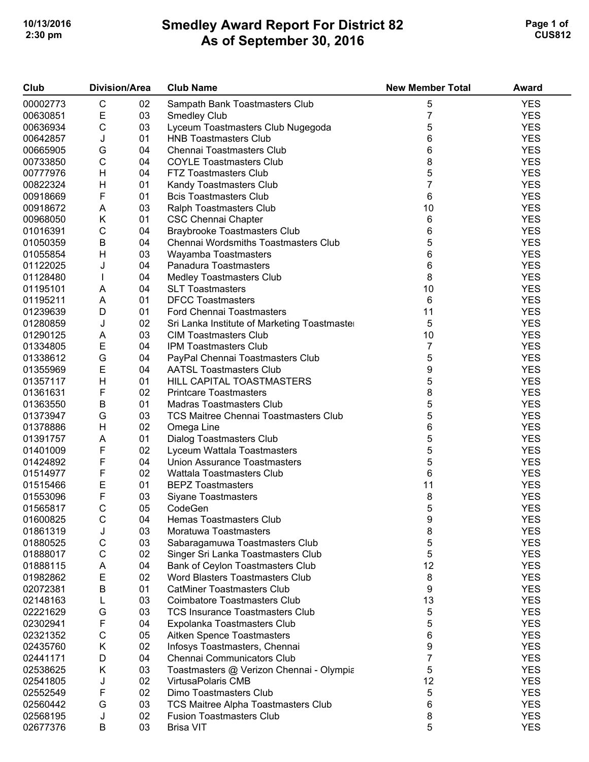# Smedley Award Report For District 82
## As of September 30, 2016

| Club | Division/Area | | Club Name | New Member Total | Award |
|---|---|---|---|---|---|
| 00002773 | C | 02 | Sampath Bank Toastmasters Club | 5 | YES |
| 00630851 | E | 03 | Smedley Club | 7 | YES |
| 00636934 | C | 03 | Lyceum Toastmasters Club Nugegoda | 5 | YES |
| 00642857 | J | 01 | HNB Toastmasters Club | 6 | YES |
| 00665905 | G | 04 | Chennai Toastmasters Club | 6 | YES |
| 00733850 | C | 04 | COYLE Toastmasters Club | 8 | YES |
| 00777976 | H | 04 | FTZ Toastmasters Club | 5 | YES |
| 00822324 | H | 01 | Kandy Toastmasters Club | 7 | YES |
| 00918669 | F | 01 | Bcis Toastmasters Club | 6 | YES |
| 00918672 | A | 03 | Ralph Toastmasters Club | 10 | YES |
| 00968050 | K | 01 | CSC Chennai Chapter | 6 | YES |
| 01016391 | C | 04 | Braybrooke Toastmasters Club | 6 | YES |
| 01050359 | B | 04 | Chennai Wordsmiths Toastmasters Club | 5 | YES |
| 01055854 | H | 03 | Wayamba Toastmasters | 6 | YES |
| 01122025 | J | 04 | Panadura Toastmasters | 6 | YES |
| 01128480 | I | 04 | Medley Toastmasters Club | 8 | YES |
| 01195101 | A | 04 | SLT Toastmasters | 10 | YES |
| 01195211 | A | 01 | DFCC Toastmasters | 6 | YES |
| 01239639 | D | 01 | Ford Chennai Toastmasters | 11 | YES |
| 01280859 | J | 02 | Sri Lanka Institute of Marketing Toastmaster | 5 | YES |
| 01290125 | A | 03 | CIM Toastmasters Club | 10 | YES |
| 01334805 | E | 04 | IPM Toastmasters Club | 7 | YES |
| 01338612 | G | 04 | PayPal Chennai Toastmasters Club | 5 | YES |
| 01355969 | E | 04 | AATSL Toastmasters Club | 9 | YES |
| 01357117 | H | 01 | HILL CAPITAL TOASTMASTERS | 5 | YES |
| 01361631 | F | 02 | Printcare Toastmasters | 8 | YES |
| 01363550 | B | 01 | Madras Toastmasters Club | 5 | YES |
| 01373947 | G | 03 | TCS Maitree Chennai Toastmasters Club | 5 | YES |
| 01378886 | H | 02 | Omega Line | 6 | YES |
| 01391757 | A | 01 | Dialog Toastmasters Club | 5 | YES |
| 01401009 | F | 02 | Lyceum Wattala Toastmasters | 5 | YES |
| 01424892 | F | 04 | Union Assurance Toastmasters | 5 | YES |
| 01514977 | F | 02 | Wattala Toastmasters Club | 6 | YES |
| 01515466 | E | 01 | BEPZ Toastmasters | 11 | YES |
| 01553096 | F | 03 | Siyane Toastmasters | 8 | YES |
| 01565817 | C | 05 | CodeGen | 5 | YES |
| 01600825 | C | 04 | Hemas Toastmasters Club | 9 | YES |
| 01861319 | J | 03 | Moratuwa Toastmasters | 8 | YES |
| 01880525 | C | 03 | Sabaragamuwa Toastmasters Club | 5 | YES |
| 01888017 | C | 02 | Singer Sri Lanka Toastmasters Club | 5 | YES |
| 01888115 | A | 04 | Bank of Ceylon Toastmasters Club | 12 | YES |
| 01982862 | E | 02 | Word Blasters Toastmasters Club | 8 | YES |
| 02072381 | B | 01 | CatMiner Toastmasters Club | 9 | YES |
| 02148163 | L | 03 | Coimbatore Toastmasters Club | 13 | YES |
| 02221629 | G | 03 | TCS Insurance Toastmasters Club | 5 | YES |
| 02302941 | F | 04 | Expolanka Toastmasters Club | 5 | YES |
| 02321352 | C | 05 | Aitken Spence Toastmasters | 6 | YES |
| 02435760 | K | 02 | Infosys Toastmasters, Chennai | 9 | YES |
| 02441171 | D | 04 | Chennai Communicators Club | 7 | YES |
| 02538625 | K | 03 | Toastmasters @ Verizon Chennai - Olympia | 5 | YES |
| 02541805 | J | 02 | VirtusaPolaris CMB | 12 | YES |
| 02552549 | F | 02 | Dimo Toastmasters Club | 5 | YES |
| 02560442 | G | 03 | TCS Maitree Alpha Toastmasters Club | 6 | YES |
| 02568195 | J | 02 | Fusion Toastmasters Club | 8 | YES |
| 02677376 | B | 03 | Brisa VIT | 5 | YES |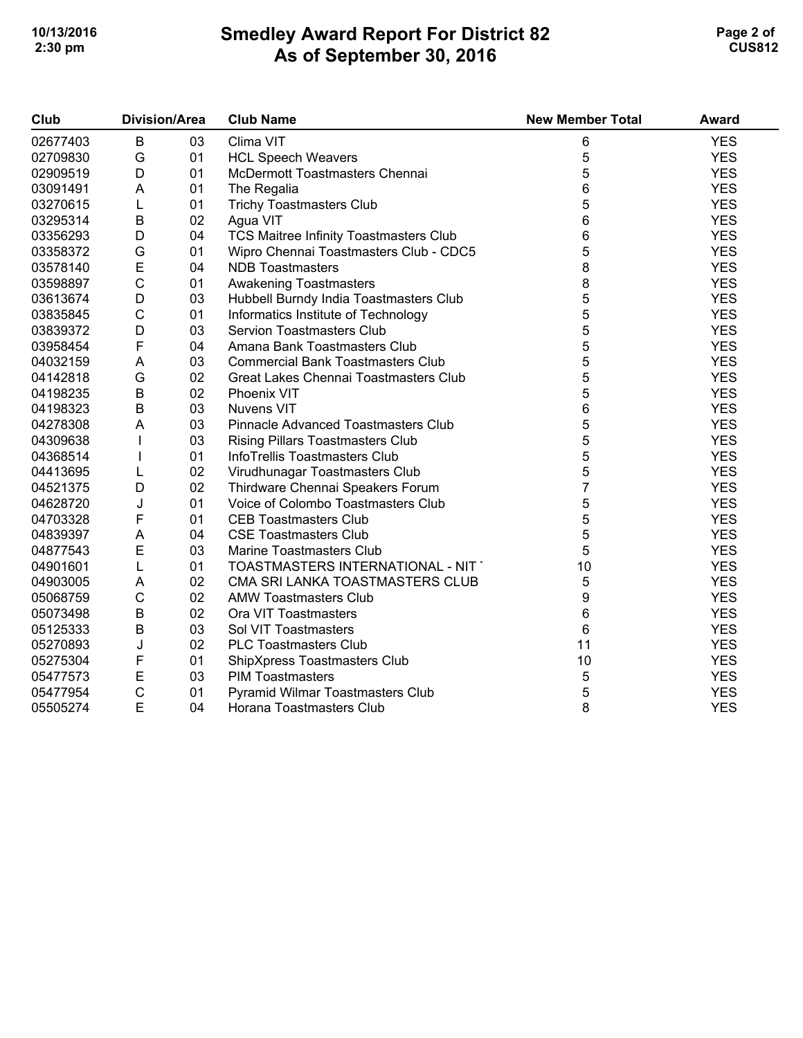# Smedley Award Report For District 82
## As of September 30, 2016

| Club | Division/Area | | Club Name | New Member Total | Award |
|---|---|---|---|---|---|
| 02677403 | B | 03 | Clima VIT | 6 | YES |
| 02709830 | G | 01 | HCL Speech Weavers | 5 | YES |
| 02909519 | D | 01 | McDermott Toastmasters Chennai | 5 | YES |
| 03091491 | A | 01 | The Regalia | 6 | YES |
| 03270615 | L | 01 | Trichy Toastmasters Club | 5 | YES |
| 03295314 | B | 02 | Agua VIT | 6 | YES |
| 03356293 | D | 04 | TCS Maitree Infinity Toastmasters Club | 6 | YES |
| 03358372 | G | 01 | Wipro Chennai Toastmasters Club - CDC5 | 5 | YES |
| 03578140 | E | 04 | NDB Toastmasters | 8 | YES |
| 03598897 | C | 01 | Awakening Toastmasters | 8 | YES |
| 03613674 | D | 03 | Hubbell Burndy India Toastmasters Club | 5 | YES |
| 03835845 | C | 01 | Informatics Institute of Technology | 5 | YES |
| 03839372 | D | 03 | Servion Toastmasters Club | 5 | YES |
| 03958454 | F | 04 | Amana Bank Toastmasters Club | 5 | YES |
| 04032159 | A | 03 | Commercial Bank Toastmasters Club | 5 | YES |
| 04142818 | G | 02 | Great Lakes Chennai Toastmasters Club | 5 | YES |
| 04198235 | B | 02 | Phoenix VIT | 5 | YES |
| 04198323 | B | 03 | Nuvens VIT | 6 | YES |
| 04278308 | A | 03 | Pinnacle Advanced Toastmasters Club | 5 | YES |
| 04309638 | I | 03 | Rising Pillars Toastmasters Club | 5 | YES |
| 04368514 | I | 01 | InfoTrellis Toastmasters Club | 5 | YES |
| 04413695 | L | 02 | Virudhunagar Toastmasters Club | 5 | YES |
| 04521375 | D | 02 | Thirdware Chennai Speakers Forum | 7 | YES |
| 04628720 | J | 01 | Voice of Colombo Toastmasters Club | 5 | YES |
| 04703328 | F | 01 | CEB Toastmasters Club | 5 | YES |
| 04839397 | A | 04 | CSE Toastmasters Club | 5 | YES |
| 04877543 | E | 03 | Marine Toastmasters Club | 5 | YES |
| 04901601 | L | 01 | TOASTMASTERS INTERNATIONAL - NIT | 10 | YES |
| 04903005 | A | 02 | CMA SRI LANKA TOASTMASTERS CLUB | 5 | YES |
| 05068759 | C | 02 | AMW Toastmasters Club | 9 | YES |
| 05073498 | B | 02 | Ora VIT Toastmasters | 6 | YES |
| 05125333 | B | 03 | Sol VIT Toastmasters | 6 | YES |
| 05270893 | J | 02 | PLC Toastmasters Club | 11 | YES |
| 05275304 | F | 01 | ShipXpress Toastmasters Club | 10 | YES |
| 05477573 | E | 03 | PIM Toastmasters | 5 | YES |
| 05477954 | C | 01 | Pyramid Wilmar Toastmasters Club | 5 | YES |
| 05505274 | E | 04 | Horana Toastmasters Club | 8 | YES |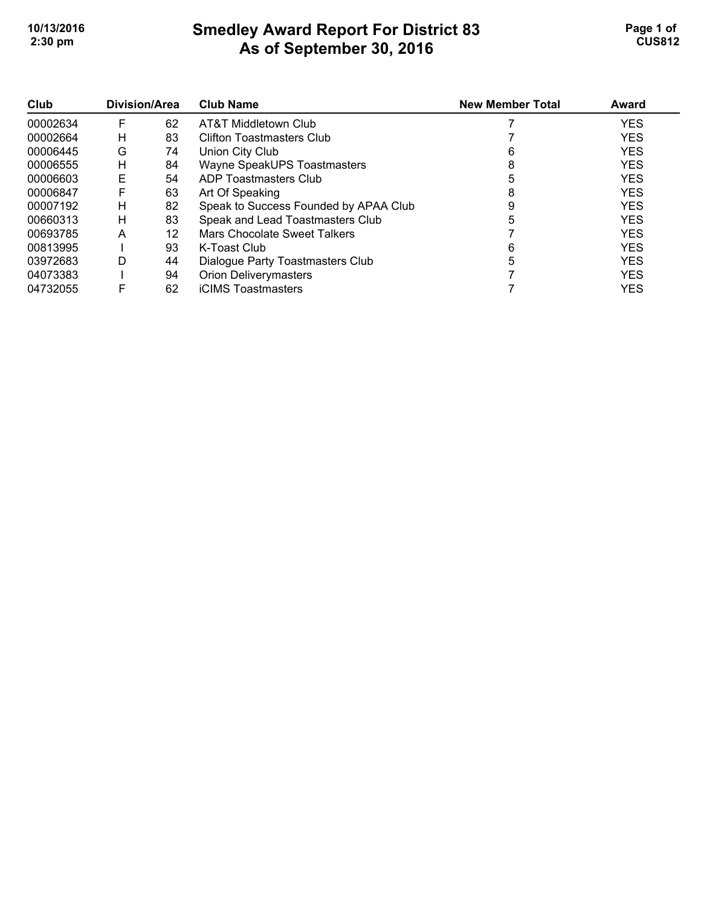# Smedley Award Report For District 83
## As of September 30, 2016

| Club | Division/Area | | Club Name | New Member Total | Award |
|---|---|---|---|---|---|
| 00002634 | F | 62 | AT&T Middletown Club | 7 | YES |
| 00002664 | H | 83 | Clifton Toastmasters Club | 7 | YES |
| 00006445 | G | 74 | Union City Club | 6 | YES |
| 00006555 | H | 84 | Wayne SpeakUPS Toastmasters | 8 | YES |
| 00006603 | E | 54 | ADP Toastmasters Club | 5 | YES |
| 00006847 | F | 63 | Art Of Speaking | 8 | YES |
| 00007192 | H | 82 | Speak to Success Founded by APAA Club | 9 | YES |
| 00660313 | H | 83 | Speak and Lead Toastmasters Club | 5 | YES |
| 00693785 | A | 12 | Mars Chocolate Sweet Talkers | 7 | YES |
| 00813995 | I | 93 | K-Toast Club | 6 | YES |
| 03972683 | D | 44 | Dialogue Party Toastmasters Club | 5 | YES |
| 04073383 | I | 94 | Orion Deliverymasters | 7 | YES |
| 04732055 | F | 62 | iCIMS Toastmasters | 7 | YES |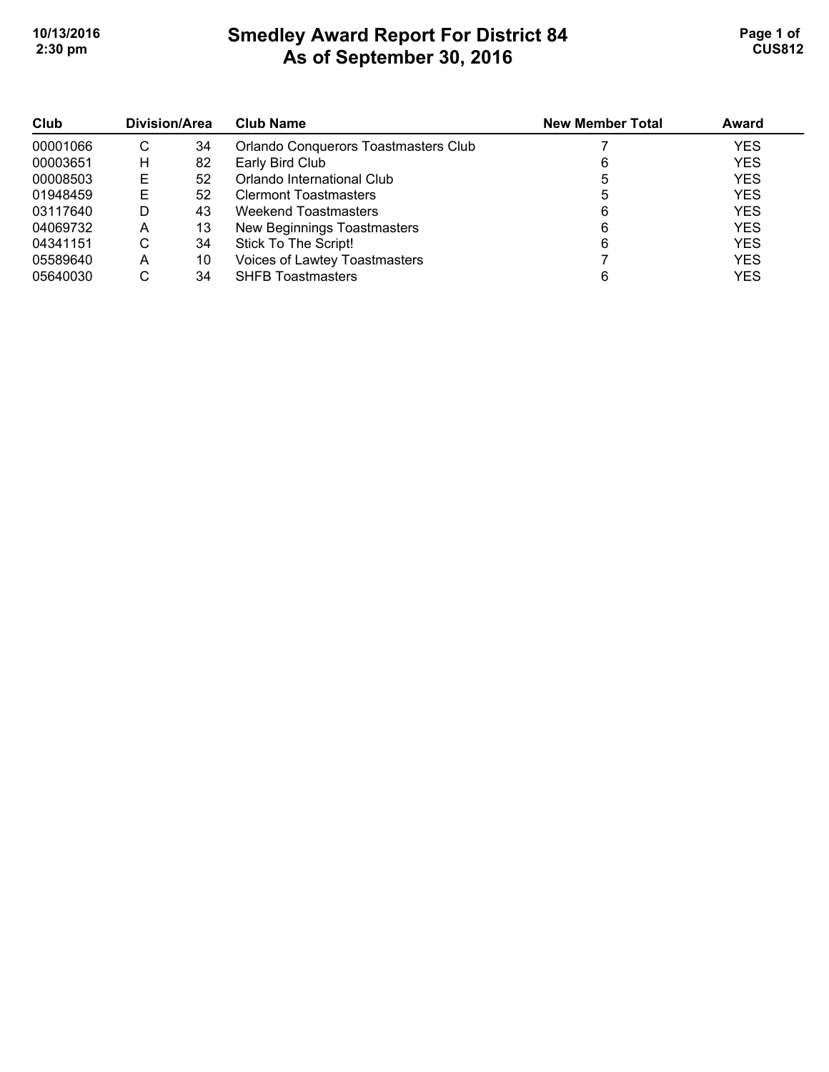# Smedley Award Report For District 84
## As of September 30, 2016

| Club | Division/Area | | Club Name | New Member Total | Award |
|---|---|---|---|---|---|
| 00001066 | C | 34 | Orlando Conquerors Toastmasters Club | 7 | YES |
| 00003651 | H | 82 | Early Bird Club | 6 | YES |
| 00008503 | E | 52 | Orlando International Club | 5 | YES |
| 01948459 | E | 52 | Clermont Toastmasters | 5 | YES |
| 03117640 | D | 43 | Weekend Toastmasters | 6 | YES |
| 04069732 | A | 13 | New Beginnings Toastmasters | 6 | YES |
| 04341151 | C | 34 | Stick To The Script! | 6 | YES |
| 05589640 | A | 10 | Voices of Lawtey Toastmasters | 7 | YES |
| 05640030 | C | 34 | SHFB Toastmasters | 6 | YES |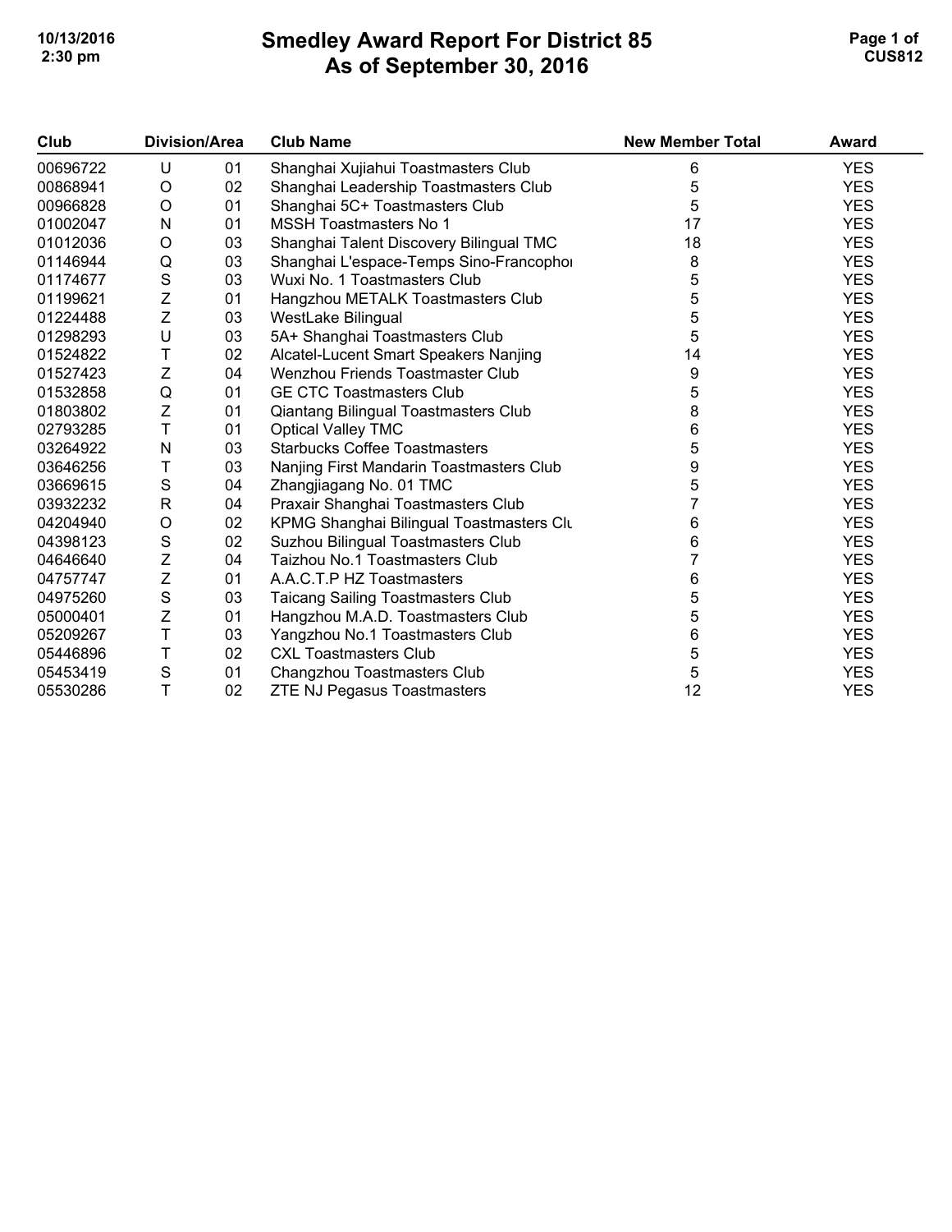# Smedley Award Report For District 85
## As of September 30, 2016

| Club | Division/Area | | Club Name | New Member Total | Award |
|---|---|---|---|---|---|
| 00696722 | U | 01 | Shanghai Xujiahui Toastmasters Club | 6 | YES |
| 00868941 | O | 02 | Shanghai Leadership Toastmasters Club | 5 | YES |
| 00966828 | O | 01 | Shanghai 5C+ Toastmasters Club | 5 | YES |
| 01002047 | N | 01 | MSSH Toastmasters No 1 | 17 | YES |
| 01012036 | O | 03 | Shanghai Talent Discovery Bilingual TMC | 18 | YES |
| 01146944 | Q | 03 | Shanghai L'espace-Temps Sino-Francophoı | 8 | YES |
| 01174677 | S | 03 | Wuxi No. 1 Toastmasters Club | 5 | YES |
| 01199621 | Z | 01 | Hangzhou METALK Toastmasters Club | 5 | YES |
| 01224488 | Z | 03 | WestLake Bilingual | 5 | YES |
| 01298293 | U | 03 | 5A+ Shanghai Toastmasters Club | 5 | YES |
| 01524822 | T | 02 | Alcatel-Lucent Smart Speakers Nanjing | 14 | YES |
| 01527423 | Z | 04 | Wenzhou Friends Toastmaster Club | 9 | YES |
| 01532858 | Q | 01 | GE CTC Toastmasters Club | 5 | YES |
| 01803802 | Z | 01 | Qiantang Bilingual Toastmasters Club | 8 | YES |
| 02793285 | T | 01 | Optical Valley TMC | 6 | YES |
| 03264922 | N | 03 | Starbucks Coffee Toastmasters | 5 | YES |
| 03646256 | T | 03 | Nanjing First Mandarin Toastmasters Club | 9 | YES |
| 03669615 | S | 04 | Zhangjiagang No. 01 TMC | 5 | YES |
| 03932232 | R | 04 | Praxair Shanghai Toastmasters Club | 7 | YES |
| 04204940 | O | 02 | KPMG Shanghai Bilingual Toastmasters Clu | 6 | YES |
| 04398123 | S | 02 | Suzhou Bilingual Toastmasters Club | 6 | YES |
| 04646640 | Z | 04 | Taizhou No.1 Toastmasters Club | 7 | YES |
| 04757747 | Z | 01 | A.A.C.T.P HZ Toastmasters | 6 | YES |
| 04975260 | S | 03 | Taicang Sailing Toastmasters Club | 5 | YES |
| 05000401 | Z | 01 | Hangzhou M.A.D. Toastmasters Club | 5 | YES |
| 05209267 | T | 03 | Yangzhou No.1 Toastmasters Club | 6 | YES |
| 05446896 | T | 02 | CXL Toastmasters Club | 5 | YES |
| 05453419 | S | 01 | Changzhou Toastmasters Club | 5 | YES |
| 05530286 | T | 02 | ZTE NJ Pegasus Toastmasters | 12 | YES |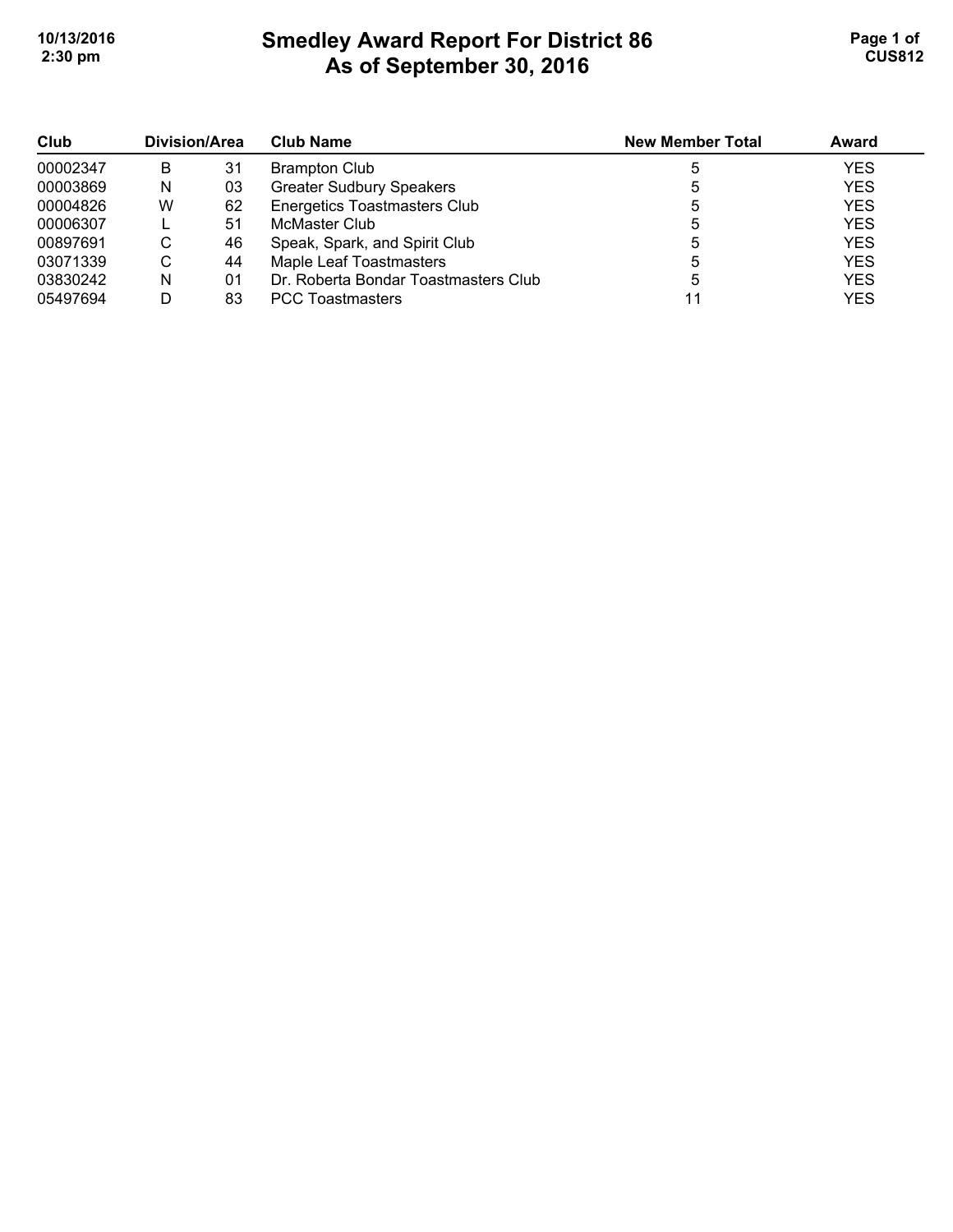# Smedley Award Report For District 86
## As of September 30, 2016

| Club | Division/Area | | Club Name | New Member Total | Award |
|---|---|---|---|---|---|
| 00002347 | B | 31 | Brampton Club | 5 | YES |
| 00003869 | N | 03 | Greater Sudbury Speakers | 5 | YES |
| 00004826 | W | 62 | Energetics Toastmasters Club | 5 | YES |
| 00006307 | L | 51 | McMaster Club | 5 | YES |
| 00897691 | C | 46 | Speak, Spark, and Spirit Club | 5 | YES |
| 03071339 | C | 44 | Maple Leaf Toastmasters | 5 | YES |
| 03830242 | N | 01 | Dr. Roberta Bondar Toastmasters Club | 5 | YES |
| 05497694 | D | 83 | PCC Toastmasters | 11 | YES |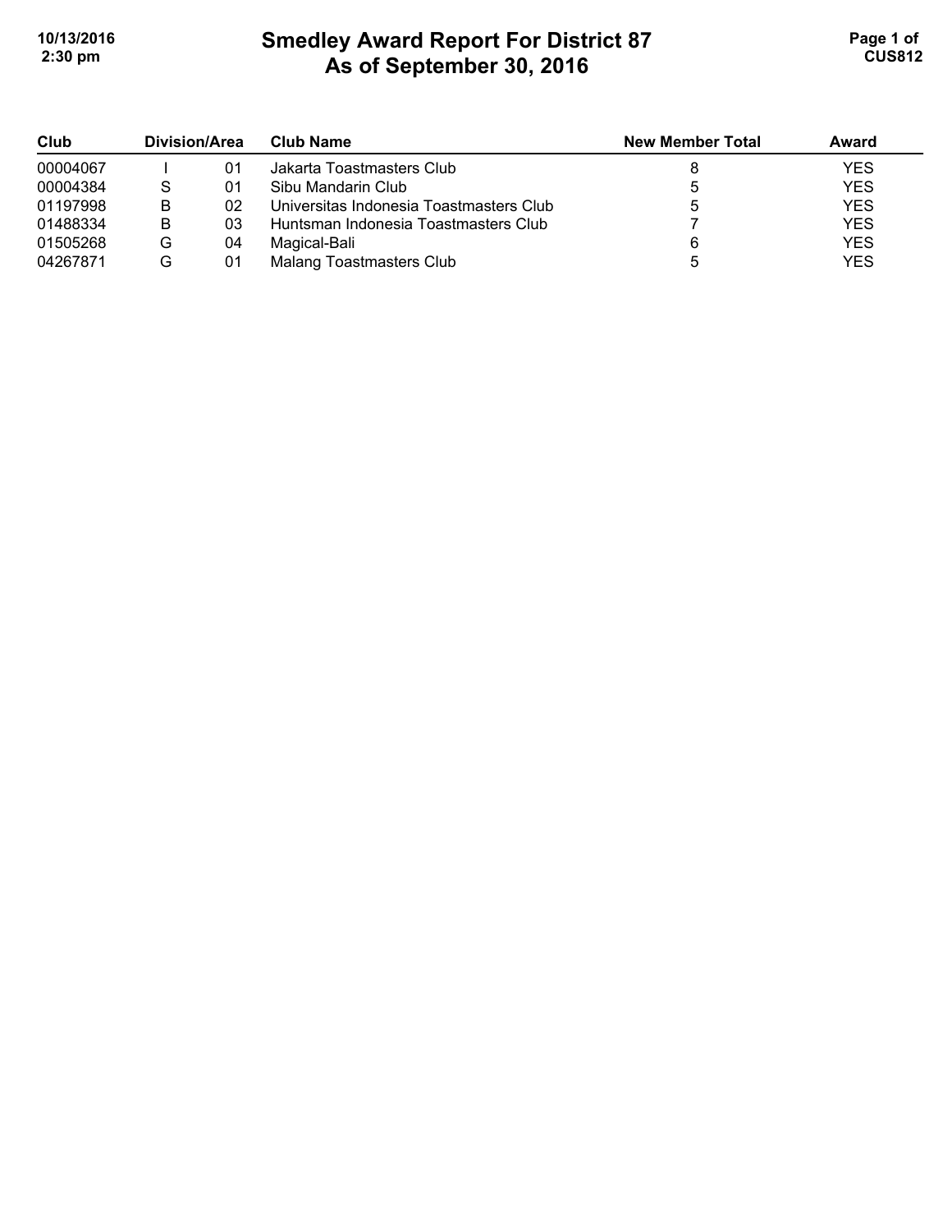# Smedley Award Report For District 87
## As of September 30, 2016

| Club | Division/Area | | Club Name | New Member Total | Award |
|---|---|---|---|---|---|
| 00004067 | I | 01 | Jakarta Toastmasters Club | 8 | YES |
| 00004384 | S | 01 | Sibu Mandarin Club | 5 | YES |
| 01197998 | B | 02 | Universitas Indonesia Toastmasters Club | 5 | YES |
| 01488334 | B | 03 | Huntsman Indonesia Toastmasters Club | 7 | YES |
| 01505268 | G | 04 | Magical-Bali | 6 | YES |
| 04267871 | G | 01 | Malang Toastmasters Club | 5 | YES |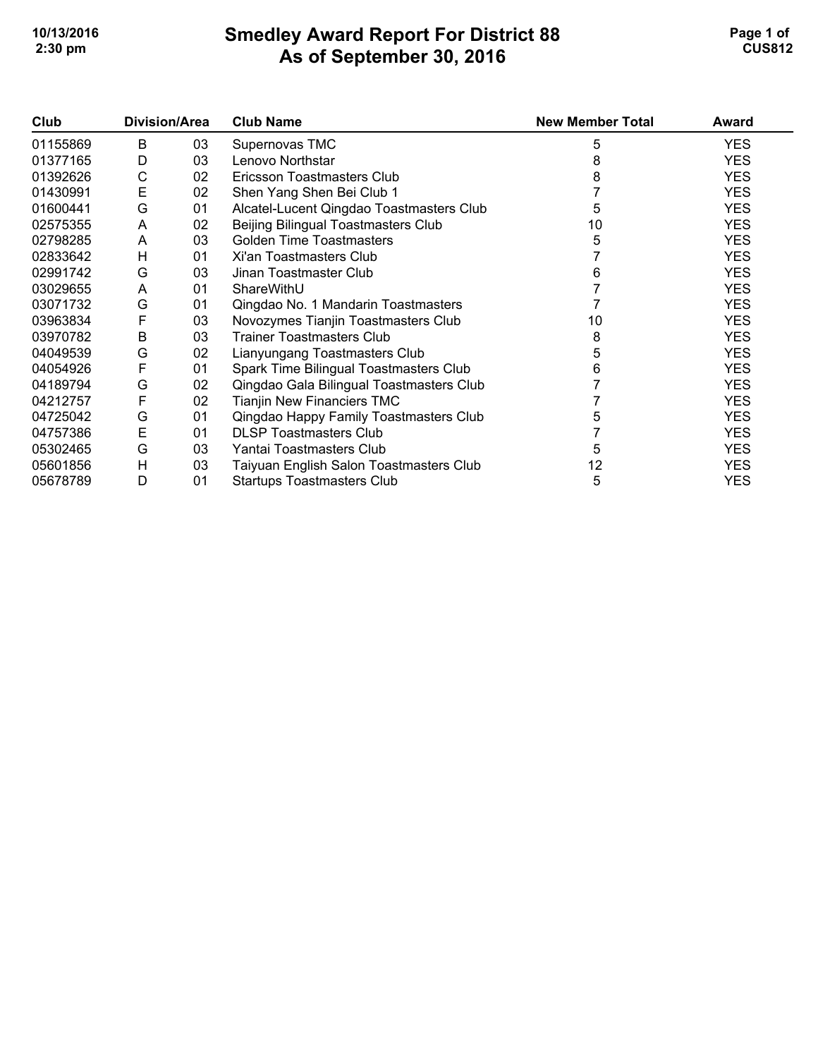# Smedley Award Report For District 88
## As of September 30, 2016

| Club | Division/Area | | Club Name | New Member Total | Award |
|---|---|---|---|---|---|
| 01155869 | B | 03 | Supernovas TMC | 5 | YES |
| 01377165 | D | 03 | Lenovo Northstar | 8 | YES |
| 01392626 | C | 02 | Ericsson Toastmasters Club | 8 | YES |
| 01430991 | E | 02 | Shen Yang Shen Bei Club 1 | 7 | YES |
| 01600441 | G | 01 | Alcatel-Lucent Qingdao Toastmasters Club | 5 | YES |
| 02575355 | A | 02 | Beijing Bilingual Toastmasters Club | 10 | YES |
| 02798285 | A | 03 | Golden Time Toastmasters | 5 | YES |
| 02833642 | H | 01 | Xi'an Toastmasters Club | 7 | YES |
| 02991742 | G | 03 | Jinan Toastmaster Club | 6 | YES |
| 03029655 | A | 01 | ShareWithU | 7 | YES |
| 03071732 | G | 01 | Qingdao No. 1 Mandarin Toastmasters | 7 | YES |
| 03963834 | F | 03 | Novozymes Tianjin Toastmasters Club | 10 | YES |
| 03970782 | B | 03 | Trainer Toastmasters Club | 8 | YES |
| 04049539 | G | 02 | Lianyungang Toastmasters Club | 5 | YES |
| 04054926 | F | 01 | Spark Time Bilingual Toastmasters Club | 6 | YES |
| 04189794 | G | 02 | Qingdao Gala Bilingual Toastmasters Club | 7 | YES |
| 04212757 | F | 02 | Tianjin New Financiers TMC | 7 | YES |
| 04725042 | G | 01 | Qingdao Happy Family Toastmasters Club | 5 | YES |
| 04757386 | E | 01 | DLSP Toastmasters Club | 7 | YES |
| 05302465 | G | 03 | Yantai Toastmasters Club | 5 | YES |
| 05601856 | H | 03 | Taiyuan English Salon Toastmasters Club | 12 | YES |
| 05678789 | D | 01 | Startups Toastmasters Club | 5 | YES |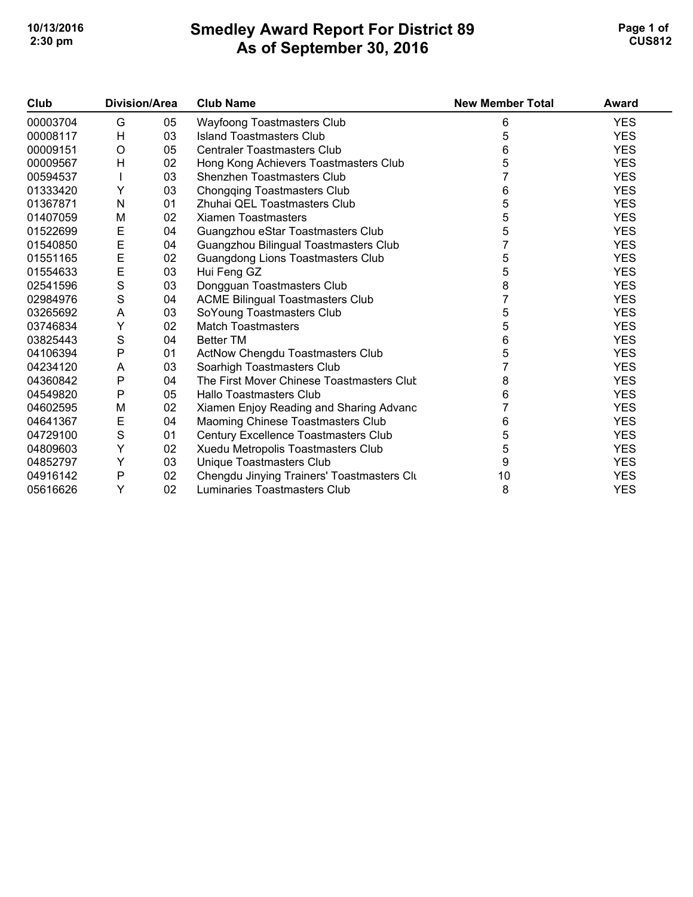# Smedley Award Report For District 89
## As of September 30, 2016

| Club | Division/Area | | Club Name | New Member Total | Award |
|---|---|---|---|---|---|
| 00003704 | G | 05 | Wayfoong Toastmasters Club | 6 | YES |
| 00008117 | H | 03 | Island Toastmasters Club | 5 | YES |
| 00009151 | O | 05 | Centraler Toastmasters Club | 6 | YES |
| 00009567 | H | 02 | Hong Kong Achievers Toastmasters Club | 5 | YES |
| 00594537 | I | 03 | Shenzhen Toastmasters Club | 7 | YES |
| 01333420 | Y | 03 | Chongqing Toastmasters Club | 6 | YES |
| 01367871 | N | 01 | Zhuhai QEL Toastmasters Club | 5 | YES |
| 01407059 | M | 02 | Xiamen Toastmasters | 5 | YES |
| 01522699 | E | 04 | Guangzhou eStar Toastmasters Club | 5 | YES |
| 01540850 | E | 04 | Guangzhou Bilingual Toastmasters Club | 7 | YES |
| 01551165 | E | 02 | Guangdong Lions Toastmasters Club | 5 | YES |
| 01554633 | E | 03 | Hui Feng GZ | 5 | YES |
| 02541596 | S | 03 | Dongguan Toastmasters Club | 8 | YES |
| 02984976 | S | 04 | ACME Bilingual Toastmasters Club | 7 | YES |
| 03265692 | A | 03 | SoYoung Toastmasters Club | 5 | YES |
| 03746834 | Y | 02 | Match Toastmasters | 5 | YES |
| 03825443 | S | 04 | Better TM | 6 | YES |
| 04106394 | P | 01 | ActNow Chengdu Toastmasters Club | 5 | YES |
| 04234120 | A | 03 | Soarhigh Toastmasters Club | 7 | YES |
| 04360842 | P | 04 | The First Mover Chinese Toastmasters Club | 8 | YES |
| 04549820 | P | 05 | Hallo Toastmasters Club | 6 | YES |
| 04602595 | M | 02 | Xiamen Enjoy Reading and Sharing Advanc | 7 | YES |
| 04641367 | E | 04 | Maoming Chinese Toastmasters Club | 6 | YES |
| 04729100 | S | 01 | Century Excellence Toastmasters Club | 5 | YES |
| 04809603 | Y | 02 | Xuedu Metropolis Toastmasters Club | 5 | YES |
| 04852797 | Y | 03 | Unique Toastmasters Club | 9 | YES |
| 04916142 | P | 02 | Chengdu Jinying Trainers' Toastmasters Clu | 10 | YES |
| 05616626 | Y | 02 | Luminaries Toastmasters Club | 8 | YES |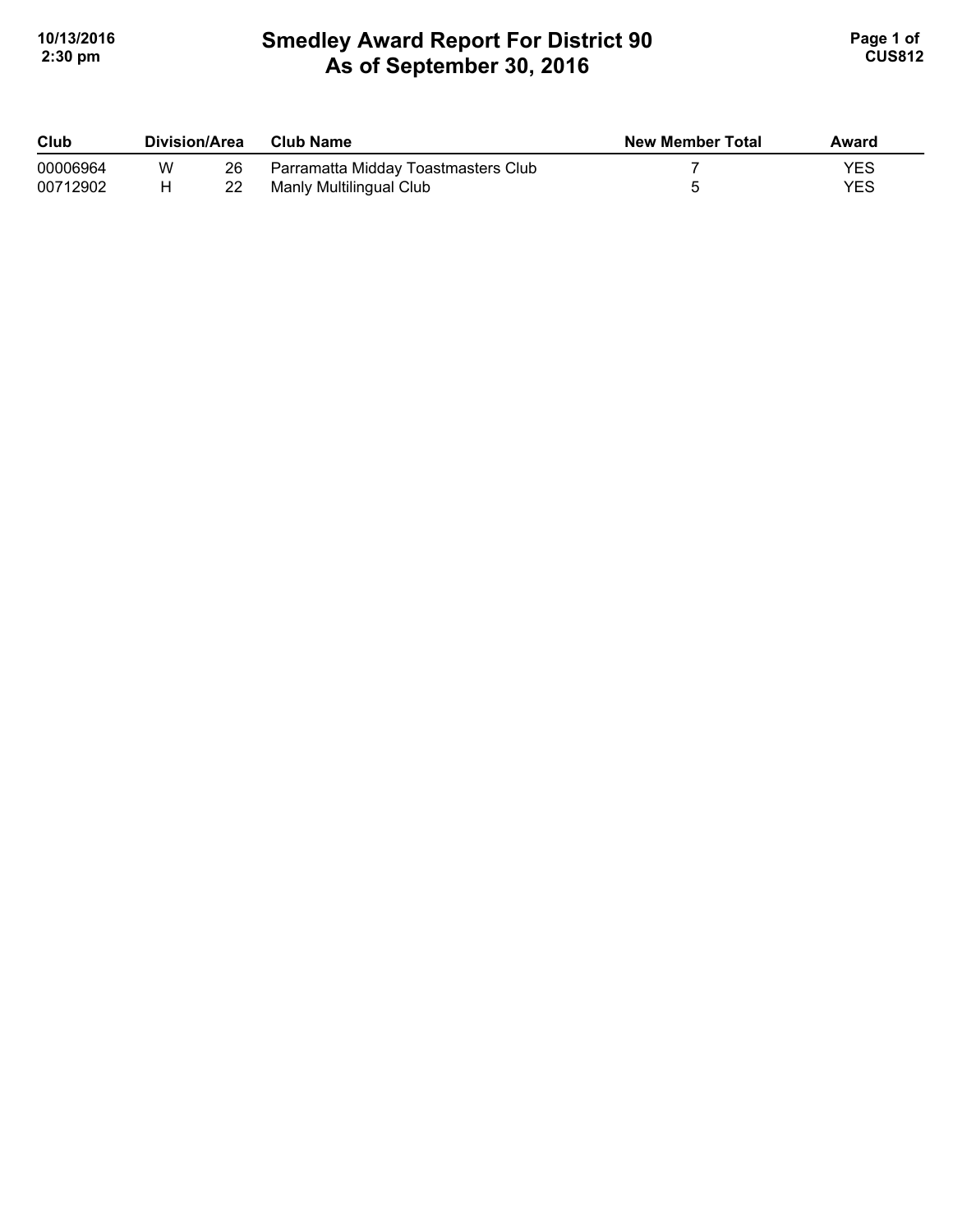# Smedley Award Report For District 90
## As of September 30, 2016

| Club | Division/Area | | Club Name | New Member Total | Award |
|---|---|---|---|---|---|
| 00006964 | W | 26 | Parramatta Midday Toastmasters Club | 7 | YES |
| 00712902 | H | 22 | Manly Multilingual Club | 5 | YES |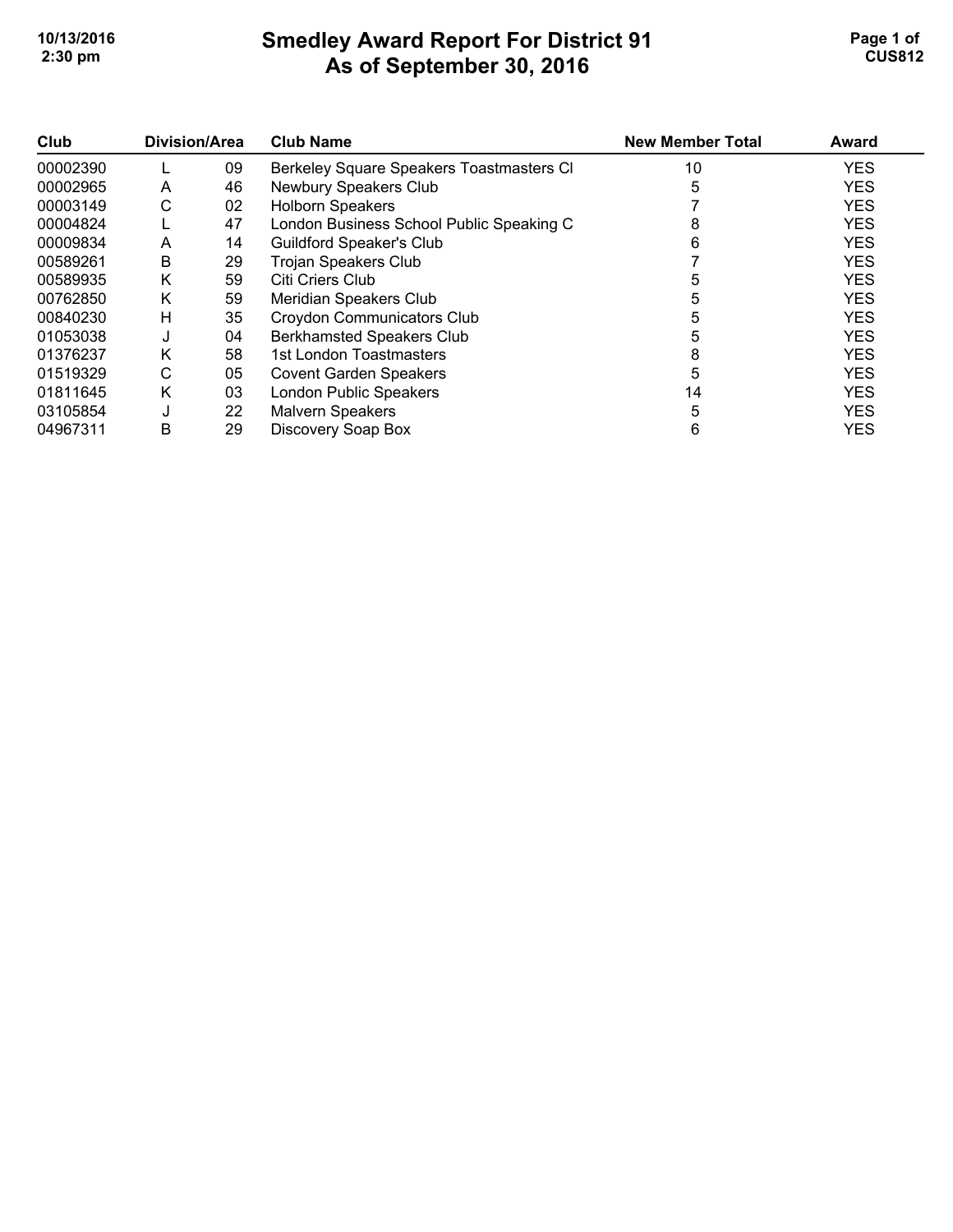# Smedley Award Report For District 91
## As of September 30, 2016

| Club | Division/Area | | Club Name | New Member Total | Award |
|---|---|---|---|---|---|
| 00002390 | L | 09 | Berkeley Square Speakers Toastmasters Cl | 10 | YES |
| 00002965 | A | 46 | Newbury Speakers Club | 5 | YES |
| 00003149 | C | 02 | Holborn Speakers | 7 | YES |
| 00004824 | L | 47 | London Business School Public Speaking C | 8 | YES |
| 00009834 | A | 14 | Guildford Speaker's Club | 6 | YES |
| 00589261 | B | 29 | Trojan Speakers Club | 7 | YES |
| 00589935 | K | 59 | Citi Criers Club | 5 | YES |
| 00762850 | K | 59 | Meridian Speakers Club | 5 | YES |
| 00840230 | H | 35 | Croydon Communicators Club | 5 | YES |
| 01053038 | J | 04 | Berkhamsted Speakers Club | 5 | YES |
| 01376237 | K | 58 | 1st London Toastmasters | 8 | YES |
| 01519329 | C | 05 | Covent Garden Speakers | 5 | YES |
| 01811645 | K | 03 | London Public Speakers | 14 | YES |
| 03105854 | J | 22 | Malvern Speakers | 5 | YES |
| 04967311 | B | 29 | Discovery Soap Box | 6 | YES |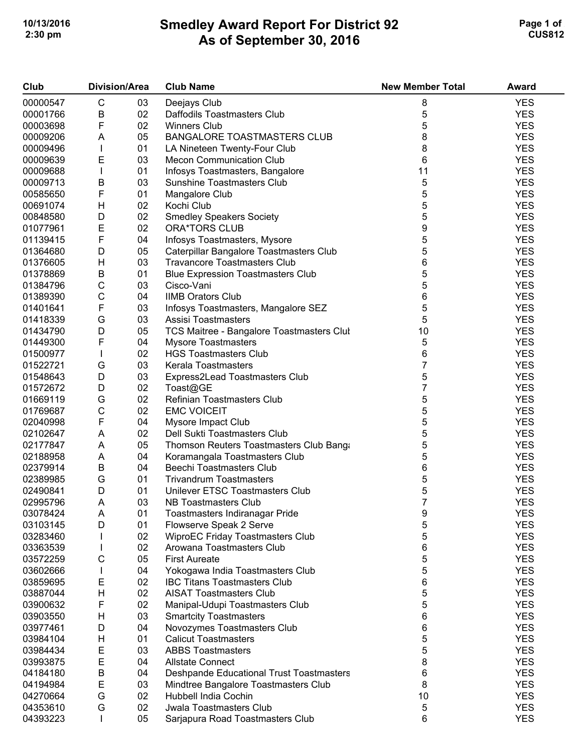# Smedley Award Report For District 92
## As of September 30, 2016

| Club | Division/Area | | Club Name | New Member Total | Award |
|---|---|---|---|---|---|
| 00000547 | C | 03 | Deejays Club | 8 | YES |
| 00001766 | B | 02 | Daffodils Toastmasters Club | 5 | YES |
| 00003698 | F | 02 | Winners Club | 5 | YES |
| 00009206 | A | 05 | BANGALORE TOASTMASTERS CLUB | 8 | YES |
| 00009496 | I | 01 | LA Nineteen Twenty-Four Club | 8 | YES |
| 00009639 | E | 03 | Mecon Communication Club | 6 | YES |
| 00009688 | I | 01 | Infosys Toastmasters, Bangalore | 11 | YES |
| 00009713 | B | 03 | Sunshine Toastmasters Club | 5 | YES |
| 00585650 | F | 01 | Mangalore Club | 5 | YES |
| 00691074 | H | 02 | Kochi Club | 5 | YES |
| 00848580 | D | 02 | Smedley Speakers Society | 5 | YES |
| 01077961 | E | 02 | ORA*TORS CLUB | 9 | YES |
| 01139415 | F | 04 | Infosys Toastmasters, Mysore | 5 | YES |
| 01364680 | D | 05 | Caterpillar Bangalore Toastmasters Club | 5 | YES |
| 01376605 | H | 03 | Travancore Toastmasters Club | 6 | YES |
| 01378869 | B | 01 | Blue Expression Toastmasters Club | 5 | YES |
| 01384796 | C | 03 | Cisco-Vani | 5 | YES |
| 01389390 | C | 04 | IIMB Orators Club | 6 | YES |
| 01401641 | F | 03 | Infosys Toastmasters, Mangalore SEZ | 5 | YES |
| 01418339 | G | 03 | Assisi Toastmasters | 5 | YES |
| 01434790 | D | 05 | TCS Maitree - Bangalore Toastmasters Clul | 10 | YES |
| 01449300 | F | 04 | Mysore Toastmasters | 5 | YES |
| 01500977 | I | 02 | HGS Toastmasters Club | 6 | YES |
| 01522721 | G | 03 | Kerala Toastmasters | 7 | YES |
| 01548643 | D | 03 | Express2Lead Toastmasters Club | 5 | YES |
| 01572672 | D | 02 | Toast@GE | 7 | YES |
| 01669119 | G | 02 | Refinian Toastmasters Club | 5 | YES |
| 01769687 | C | 02 | EMC VOICEIT | 5 | YES |
| 02040998 | F | 04 | Mysore Impact Club | 5 | YES |
| 02102647 | A | 02 | Dell Sukti Toastmasters Club | 5 | YES |
| 02177847 | A | 05 | Thomson Reuters Toastmasters Club Banga | 5 | YES |
| 02188958 | A | 04 | Koramangala Toastmasters Club | 5 | YES |
| 02379914 | B | 04 | Beechi Toastmasters Club | 6 | YES |
| 02389985 | G | 01 | Trivandrum Toastmasters | 5 | YES |
| 02490841 | D | 01 | Unilever ETSC Toastmasters Club | 5 | YES |
| 02995796 | A | 03 | NB Toastmasters Club | 7 | YES |
| 03078424 | A | 01 | Toastmasters Indiranagar Pride | 9 | YES |
| 03103145 | D | 01 | Flowserve Speak 2 Serve | 5 | YES |
| 03283460 | I | 02 | WiproEC Friday Toastmasters Club | 5 | YES |
| 03363539 | I | 02 | Arowana Toastmasters Club | 6 | YES |
| 03572259 | C | 05 | First Aureate | 5 | YES |
| 03602666 | I | 04 | Yokogawa India Toastmasters Club | 5 | YES |
| 03859695 | E | 02 | IBC Titans Toastmasters Club | 6 | YES |
| 03887044 | H | 02 | AISAT Toastmasters Club | 5 | YES |
| 03900632 | F | 02 | Manipal-Udupi Toastmasters Club | 5 | YES |
| 03903550 | H | 03 | Smartcity Toastmasters | 6 | YES |
| 03977461 | D | 04 | Novozymes Toastmasters Club | 6 | YES |
| 03984104 | H | 01 | Calicut Toastmasters | 5 | YES |
| 03984434 | E | 03 | ABBS Toastmasters | 5 | YES |
| 03993875 | E | 04 | Allstate Connect | 8 | YES |
| 04184180 | B | 04 | Deshpande Educational Trust Toastmasters | 6 | YES |
| 04194984 | E | 03 | Mindtree Bangalore Toastmasters Club | 8 | YES |
| 04270664 | G | 02 | Hubbell India Cochin | 10 | YES |
| 04353610 | G | 02 | Jwala Toastmasters Club | 5 | YES |
| 04393223 | I | 05 | Sarjapura Road Toastmasters Club | 6 | YES |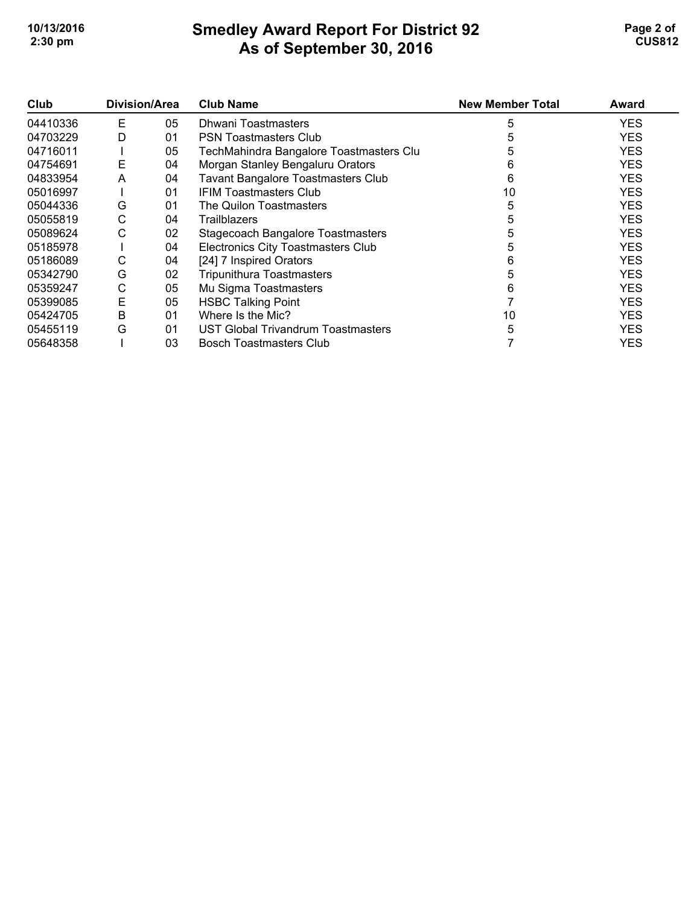# Smedley Award Report For District 92
## As of September 30, 2016

| Club | Division/Area | | Club Name | New Member Total | Award |
|---|---|---|---|---|---|
| 04410336 | E | 05 | Dhwani Toastmasters | 5 | YES |
| 04703229 | D | 01 | PSN Toastmasters Club | 5 | YES |
| 04716011 | I | 05 | TechMahindra Bangalore Toastmasters Clu | 5 | YES |
| 04754691 | E | 04 | Morgan Stanley Bengaluru Orators | 6 | YES |
| 04833954 | A | 04 | Tavant Bangalore Toastmasters Club | 6 | YES |
| 05016997 | I | 01 | IFIM Toastmasters Club | 10 | YES |
| 05044336 | G | 01 | The Quilon Toastmasters | 5 | YES |
| 05055819 | C | 04 | Trailblazers | 5 | YES |
| 05089624 | C | 02 | Stagecoach Bangalore Toastmasters | 5 | YES |
| 05185978 | I | 04 | Electronics City Toastmasters Club | 5 | YES |
| 05186089 | C | 04 | [24] 7 Inspired Orators | 6 | YES |
| 05342790 | G | 02 | Tripunithura Toastmasters | 5 | YES |
| 05359247 | C | 05 | Mu Sigma Toastmasters | 6 | YES |
| 05399085 | E | 05 | HSBC Talking Point | 7 | YES |
| 05424705 | B | 01 | Where Is the Mic? | 10 | YES |
| 05455119 | G | 01 | UST Global Trivandrum Toastmasters | 5 | YES |
| 05648358 | I | 03 | Bosch Toastmasters Club | 7 | YES |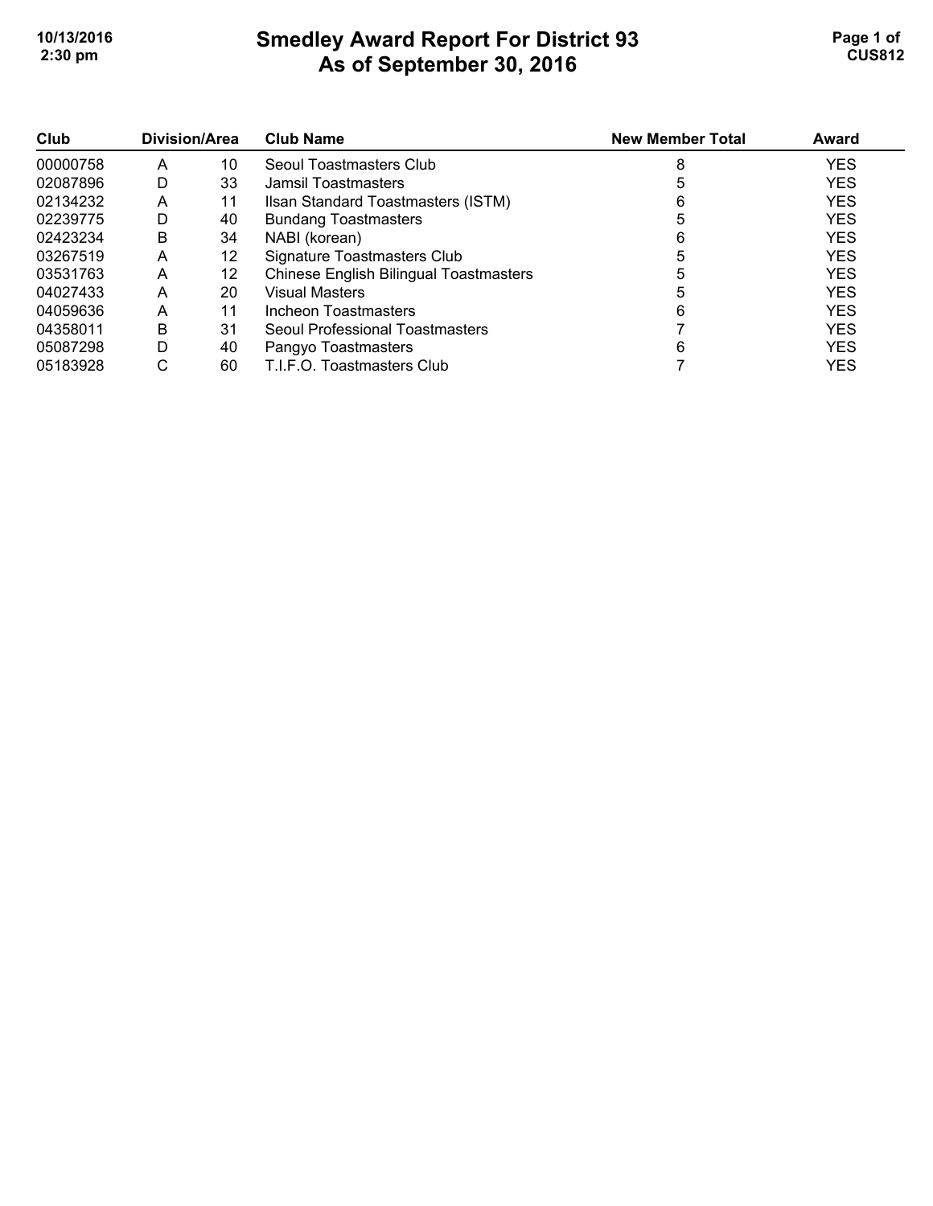# Smedley Award Report For District 93
## As of September 30, 2016

| Club | Division/Area | | Club Name | New Member Total | Award |
|---|---|---|---|---|---|
| 00000758 | A | 10 | Seoul Toastmasters Club | 8 | YES |
| 02087896 | D | 33 | Jamsil Toastmasters | 5 | YES |
| 02134232 | A | 11 | Ilsan Standard Toastmasters (ISTM) | 6 | YES |
| 02239775 | D | 40 | Bundang Toastmasters | 5 | YES |
| 02423234 | B | 34 | NABI (korean) | 6 | YES |
| 03267519 | A | 12 | Signature Toastmasters Club | 5 | YES |
| 03531763 | A | 12 | Chinese English Bilingual Toastmasters | 5 | YES |
| 04027433 | A | 20 | Visual Masters | 5 | YES |
| 04059636 | A | 11 | Incheon Toastmasters | 6 | YES |
| 04358011 | B | 31 | Seoul Professional Toastmasters | 7 | YES |
| 05087298 | D | 40 | Pangyo Toastmasters | 6 | YES |
| 05183928 | C | 60 | T.I.F.O. Toastmasters Club | 7 | YES |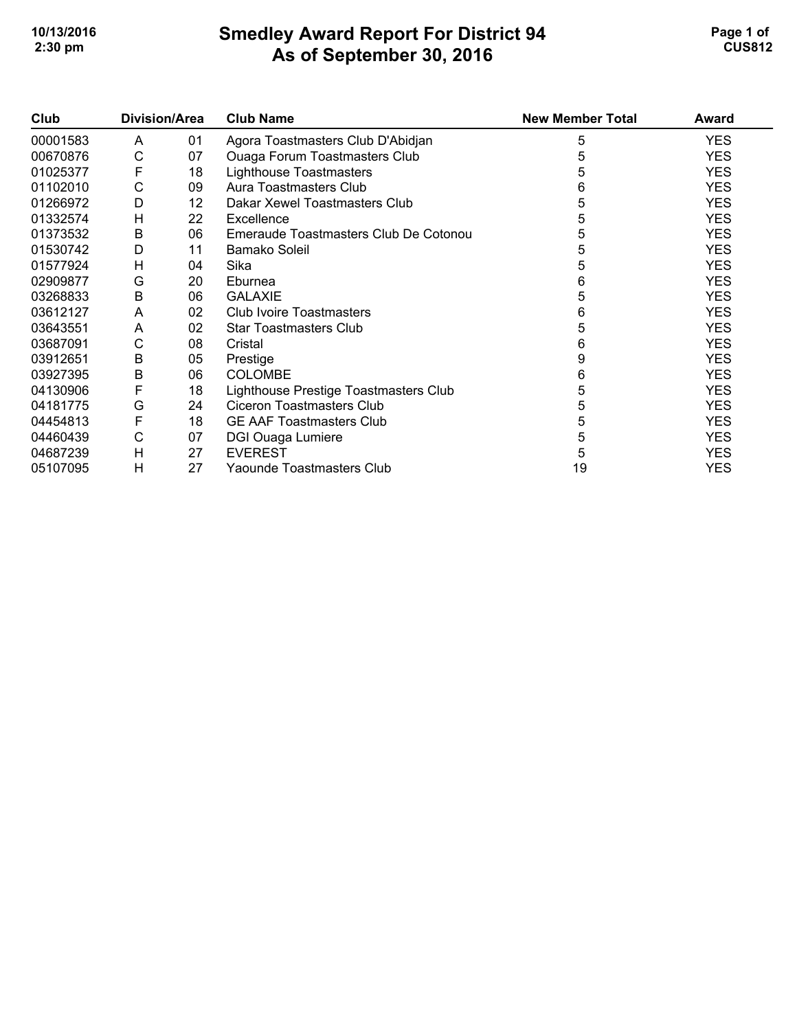# Smedley Award Report For District 94
# As of September 30, 2016

| Club | Division/Area | | Club Name | New Member Total | Award |
|---|---|---|---|---|---|
| 00001583 | A | 01 | Agora Toastmasters Club D'Abidjan | 5 | YES |
| 00670876 | C | 07 | Ouaga Forum Toastmasters Club | 5 | YES |
| 01025377 | F | 18 | Lighthouse Toastmasters | 5 | YES |
| 01102010 | C | 09 | Aura Toastmasters Club | 6 | YES |
| 01266972 | D | 12 | Dakar Xewel Toastmasters Club | 5 | YES |
| 01332574 | H | 22 | Excellence | 5 | YES |
| 01373532 | B | 06 | Emeraude Toastmasters Club De Cotonou | 5 | YES |
| 01530742 | D | 11 | Bamako Soleil | 5 | YES |
| 01577924 | H | 04 | Sika | 5 | YES |
| 02909877 | G | 20 | Eburnea | 6 | YES |
| 03268833 | B | 06 | GALAXIE | 5 | YES |
| 03612127 | A | 02 | Club Ivoire Toastmasters | 6 | YES |
| 03643551 | A | 02 | Star Toastmasters Club | 5 | YES |
| 03687091 | C | 08 | Cristal | 6 | YES |
| 03912651 | B | 05 | Prestige | 9 | YES |
| 03927395 | B | 06 | COLOMBE | 6 | YES |
| 04130906 | F | 18 | Lighthouse Prestige Toastmasters Club | 5 | YES |
| 04181775 | G | 24 | Ciceron Toastmasters Club | 5 | YES |
| 04454813 | F | 18 | GE AAF Toastmasters Club | 5 | YES |
| 04460439 | C | 07 | DGI Ouaga Lumiere | 5 | YES |
| 04687239 | H | 27 | EVEREST | 5 | YES |
| 05107095 | H | 27 | Yaounde Toastmasters Club | 19 | YES |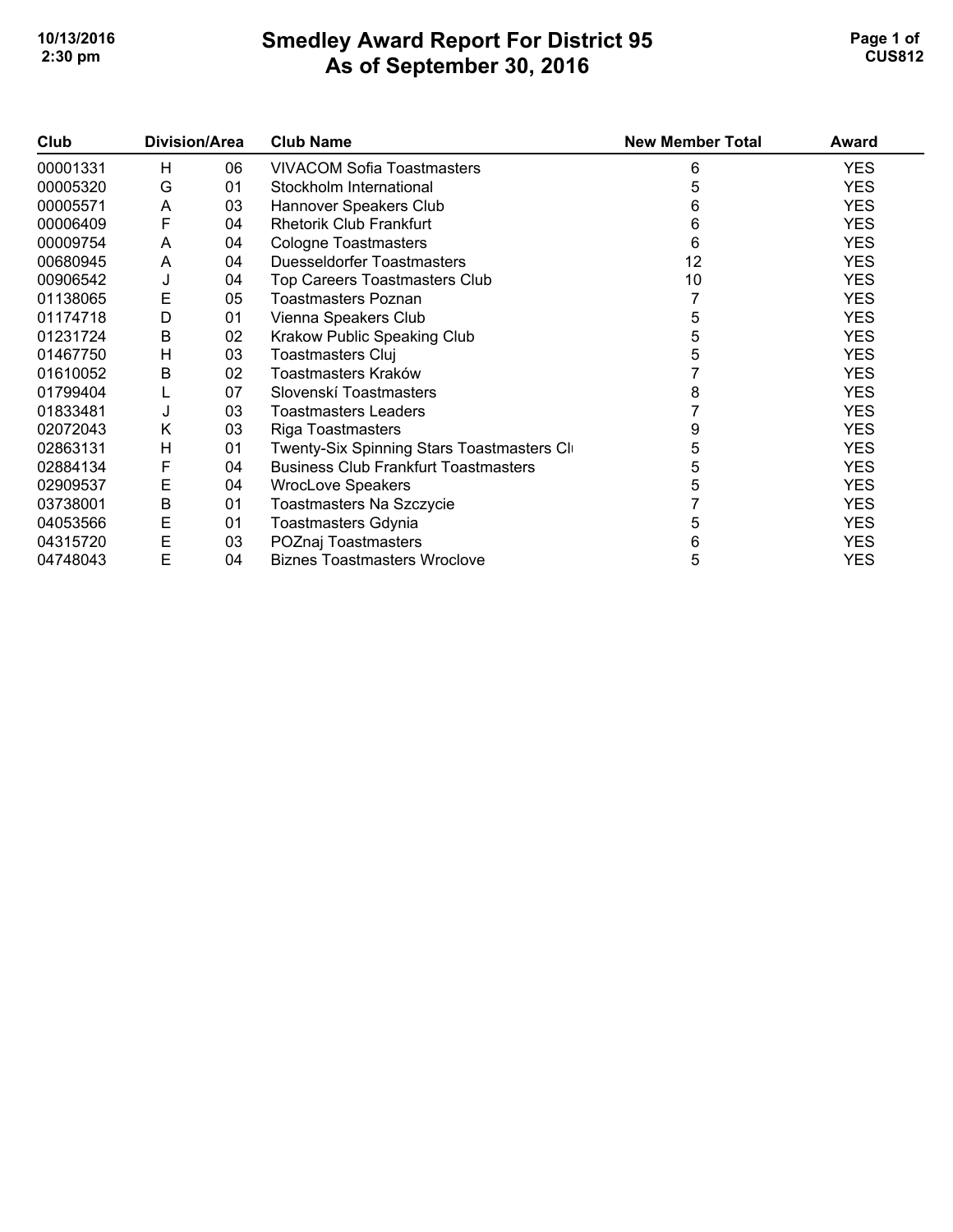# Smedley Award Report For District 95
# As of September 30, 2016

| Club | Division/Area | | Club Name | New Member Total | Award |
|---|---|---|---|---|---|
| 00001331 | H | 06 | VIVACOM Sofia Toastmasters | 6 | YES |
| 00005320 | G | 01 | Stockholm International | 5 | YES |
| 00005571 | A | 03 | Hannover Speakers Club | 6 | YES |
| 00006409 | F | 04 | Rhetorik Club Frankfurt | 6 | YES |
| 00009754 | A | 04 | Cologne Toastmasters | 6 | YES |
| 00680945 | A | 04 | Duesseldorfer Toastmasters | 12 | YES |
| 00906542 | J | 04 | Top Careers Toastmasters Club | 10 | YES |
| 01138065 | E | 05 | Toastmasters Poznan | 7 | YES |
| 01174718 | D | 01 | Vienna Speakers Club | 5 | YES |
| 01231724 | B | 02 | Krakow Public Speaking Club | 5 | YES |
| 01467750 | H | 03 | Toastmasters Cluj | 5 | YES |
| 01610052 | B | 02 | Toastmasters Kraków | 7 | YES |
| 01799404 | L | 07 | Slovenskí Toastmasters | 8 | YES |
| 01833481 | J | 03 | Toastmasters Leaders | 7 | YES |
| 02072043 | K | 03 | Riga Toastmasters | 9 | YES |
| 02863131 | H | 01 | Twenty-Six Spinning Stars Toastmasters Cl | 5 | YES |
| 02884134 | F | 04 | Business Club Frankfurt Toastmasters | 5 | YES |
| 02909537 | E | 04 | WrocLove Speakers | 5 | YES |
| 03738001 | B | 01 | Toastmasters Na Szczycie | 7 | YES |
| 04053566 | E | 01 | Toastmasters Gdynia | 5 | YES |
| 04315720 | E | 03 | POZnaj Toastmasters | 6 | YES |
| 04748043 | E | 04 | Biznes Toastmasters Wroclove | 5 | YES |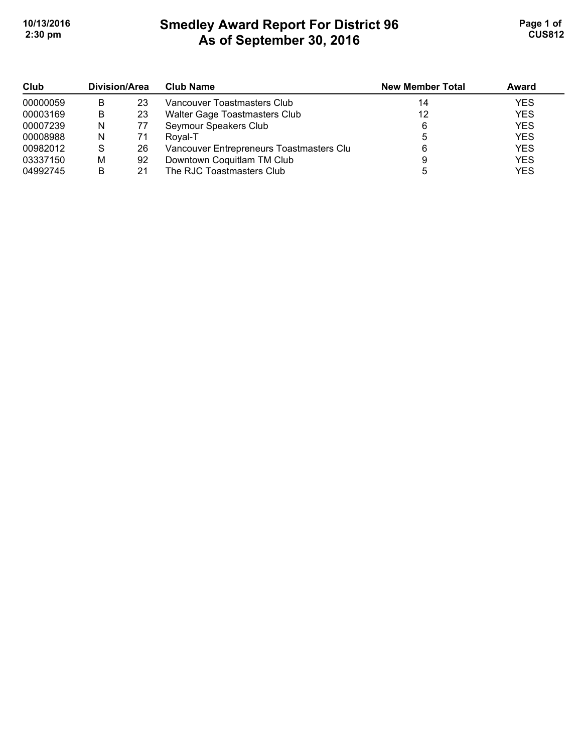# Smedley Award Report For District 96
# As of September 30, 2016

| Club | Division/Area | | Club Name | New Member Total | Award |
|---|---|---|---|---|---|
| 00000059 | B | 23 | Vancouver Toastmasters Club | 14 | YES |
| 00003169 | B | 23 | Walter Gage Toastmasters Club | 12 | YES |
| 00007239 | N | 77 | Seymour Speakers Club | 6 | YES |
| 00008988 | N | 71 | Royal-T | 5 | YES |
| 00982012 | S | 26 | Vancouver Entrepreneurs Toastmasters Clu | 6 | YES |
| 03337150 | M | 92 | Downtown Coquitlam TM Club | 9 | YES |
| 04992745 | B | 21 | The RJC Toastmasters Club | 5 | YES |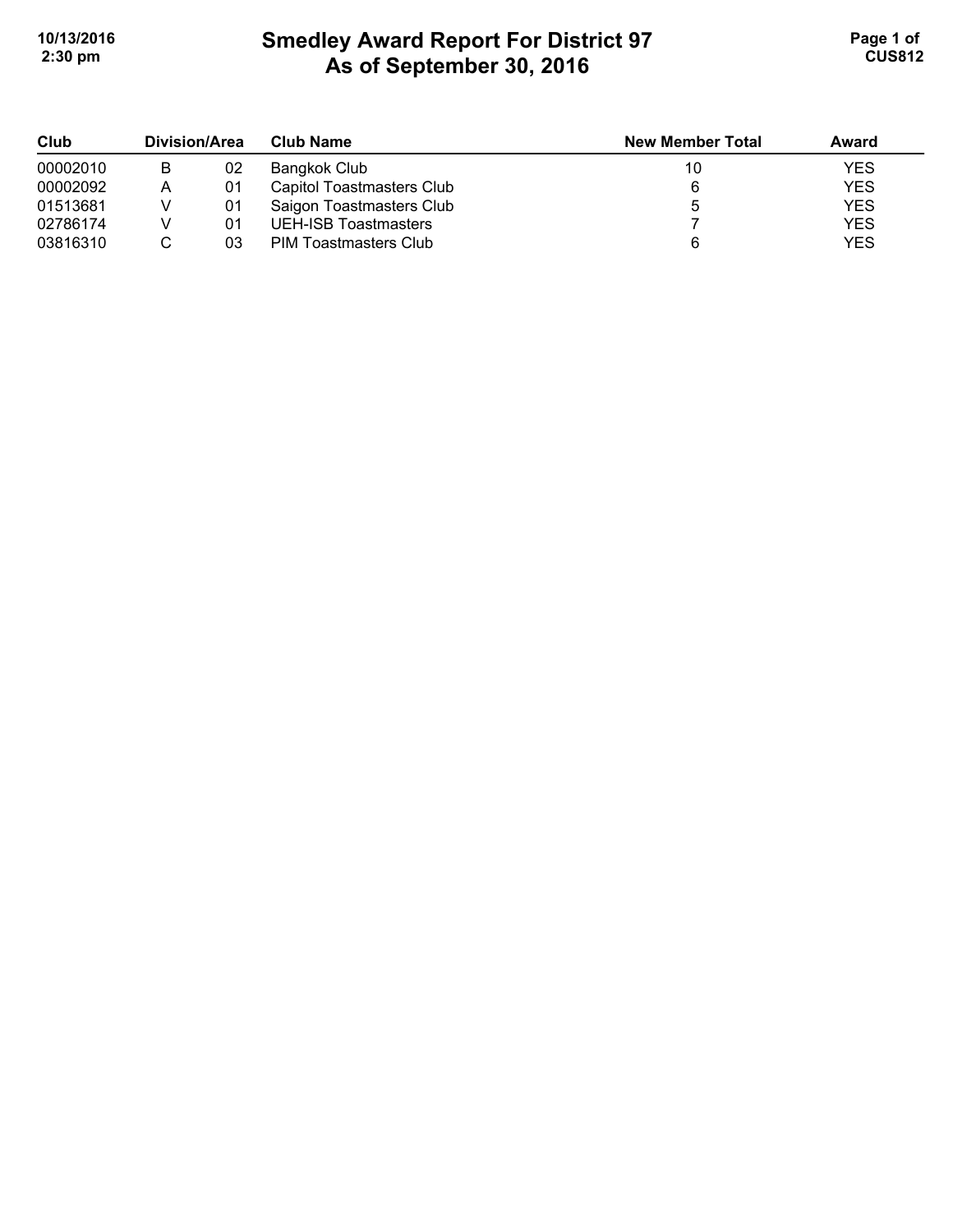# Smedley Award Report For District 97
## As of September 30, 2016

| Club | Division/Area | | Club Name | New Member Total | Award |
|---|---|---|---|---|---|
| 00002010 | B | 02 | Bangkok Club | 10 | YES |
| 00002092 | A | 01 | Capitol Toastmasters Club | 6 | YES |
| 01513681 | V | 01 | Saigon Toastmasters Club | 5 | YES |
| 02786174 | V | 01 | UEH-ISB Toastmasters | 7 | YES |
| 03816310 | C | 03 | PIM Toastmasters Club | 6 | YES |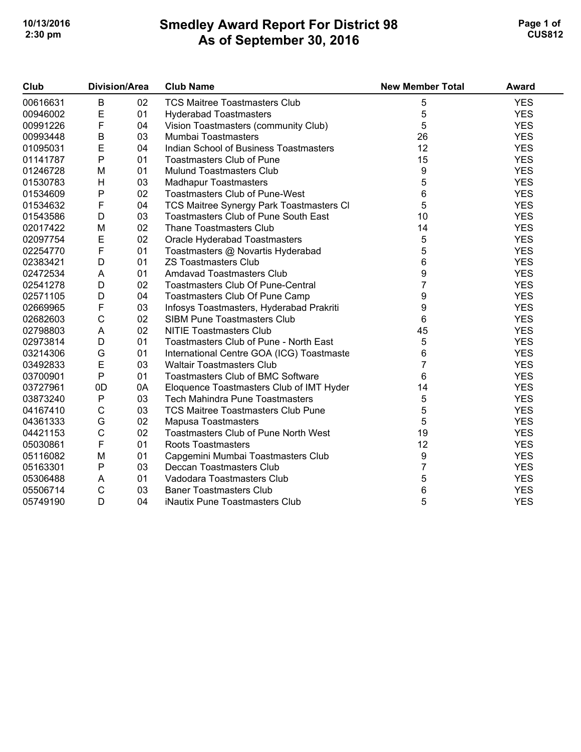# Smedley Award Report For District 98
## As of September 30, 2016

| Club | Division/Area | | Club Name | New Member Total | Award |
|---|---|---|---|---|---|
| 00616631 | B | 02 | TCS Maitree Toastmasters Club | 5 | YES |
| 00946002 | E | 01 | Hyderabad Toastmasters | 5 | YES |
| 00991226 | F | 04 | Vision Toastmasters (community Club) | 5 | YES |
| 00993448 | B | 03 | Mumbai Toastmasters | 26 | YES |
| 01095031 | E | 04 | Indian School of Business Toastmasters | 12 | YES |
| 01141787 | P | 01 | Toastmasters Club of Pune | 15 | YES |
| 01246728 | M | 01 | Mulund Toastmasters Club | 9 | YES |
| 01530783 | H | 03 | Madhapur Toastmasters | 5 | YES |
| 01534609 | P | 02 | Toastmasters Club of Pune-West | 6 | YES |
| 01534632 | F | 04 | TCS Maitree Synergy Park Toastmasters Cl | 5 | YES |
| 01543586 | D | 03 | Toastmasters Club of Pune South East | 10 | YES |
| 02017422 | M | 02 | Thane Toastmasters Club | 14 | YES |
| 02097754 | E | 02 | Oracle Hyderabad Toastmasters | 5 | YES |
| 02254770 | F | 01 | Toastmasters @ Novartis Hyderabad | 5 | YES |
| 02383421 | D | 01 | ZS Toastmasters Club | 6 | YES |
| 02472534 | A | 01 | Amdavad Toastmasters Club | 9 | YES |
| 02541278 | D | 02 | Toastmasters Club Of Pune-Central | 7 | YES |
| 02571105 | D | 04 | Toastmasters Club Of Pune Camp | 9 | YES |
| 02669965 | F | 03 | Infosys Toastmasters, Hyderabad Prakriti | 9 | YES |
| 02682603 | C | 02 | SIBM Pune Toastmasters Club | 6 | YES |
| 02798803 | A | 02 | NITIE Toastmasters Club | 45 | YES |
| 02973814 | D | 01 | Toastmasters Club of Pune - North East | 5 | YES |
| 03214306 | G | 01 | International Centre GOA (ICG) Toastmaste | 6 | YES |
| 03492833 | E | 03 | Waltair Toastmasters Club | 7 | YES |
| 03700901 | P | 01 | Toastmasters Club of BMC Software | 6 | YES |
| 03727961 | 0D | 0A | Eloquence Toastmasters Club of IMT Hyder | 14 | YES |
| 03873240 | P | 03 | Tech Mahindra Pune Toastmasters | 5 | YES |
| 04167410 | C | 03 | TCS Maitree Toastmasters Club Pune | 5 | YES |
| 04361333 | G | 02 | Mapusa Toastmasters | 5 | YES |
| 04421153 | C | 02 | Toastmasters Club of Pune North West | 19 | YES |
| 05030861 | F | 01 | Roots Toastmasters | 12 | YES |
| 05116082 | M | 01 | Capgemini Mumbai Toastmasters Club | 9 | YES |
| 05163301 | P | 03 | Deccan Toastmasters Club | 7 | YES |
| 05306488 | A | 01 | Vadodara Toastmasters Club | 5 | YES |
| 05506714 | C | 03 | Baner Toastmasters Club | 6 | YES |
| 05749190 | D | 04 | iNautix Pune Toastmasters Club | 5 | YES |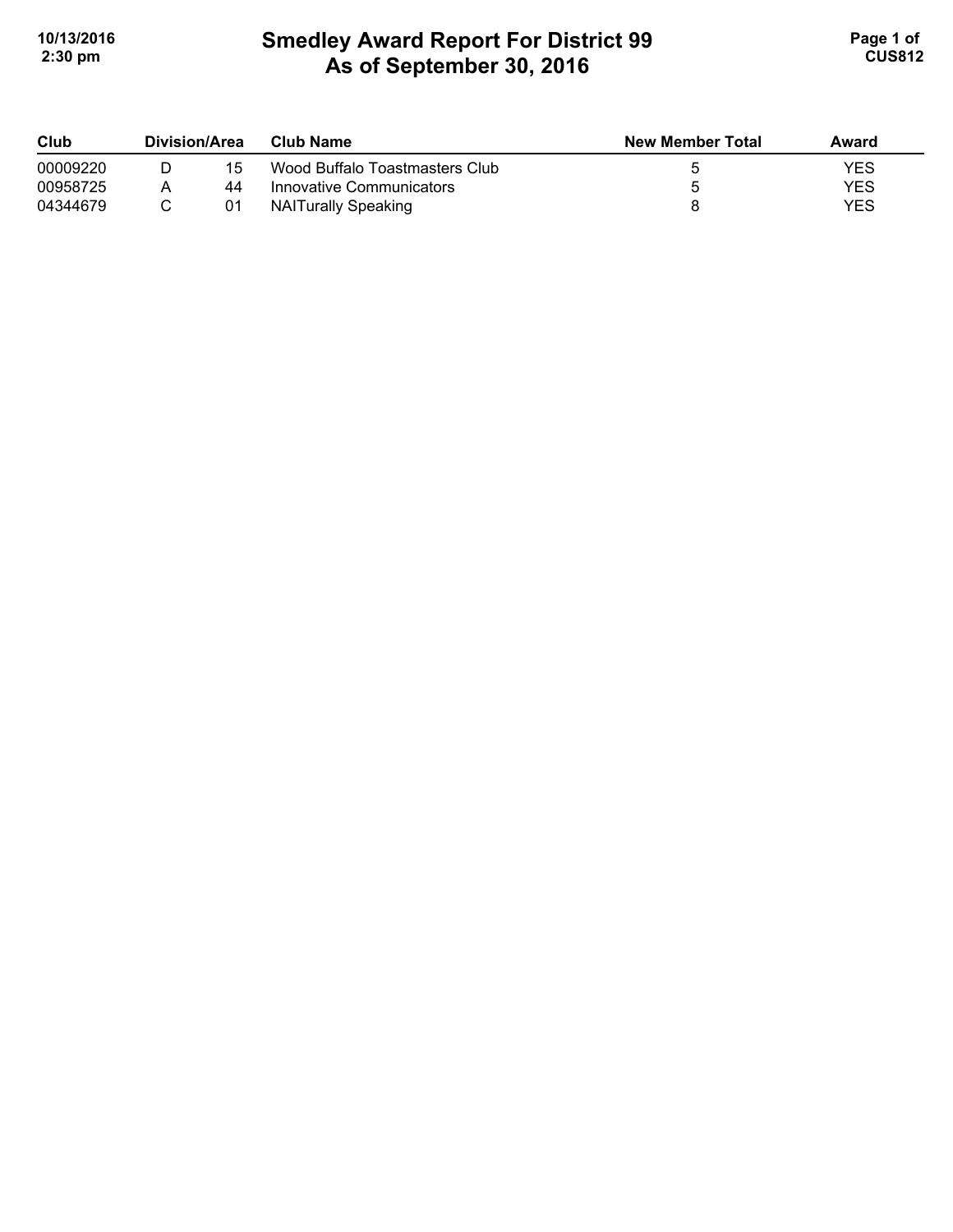# Smedley Award Report For District 99
## As of September 30, 2016

| Club | Division/Area | | Club Name | New Member Total | Award |
|---|---|---|---|---|---|
| 00009220 | D | 15 | Wood Buffalo Toastmasters Club | 5 | YES |
| 00958725 | A | 44 | Innovative Communicators | 5 | YES |
| 04344679 | C | 01 | NAITurally Speaking | 8 | YES |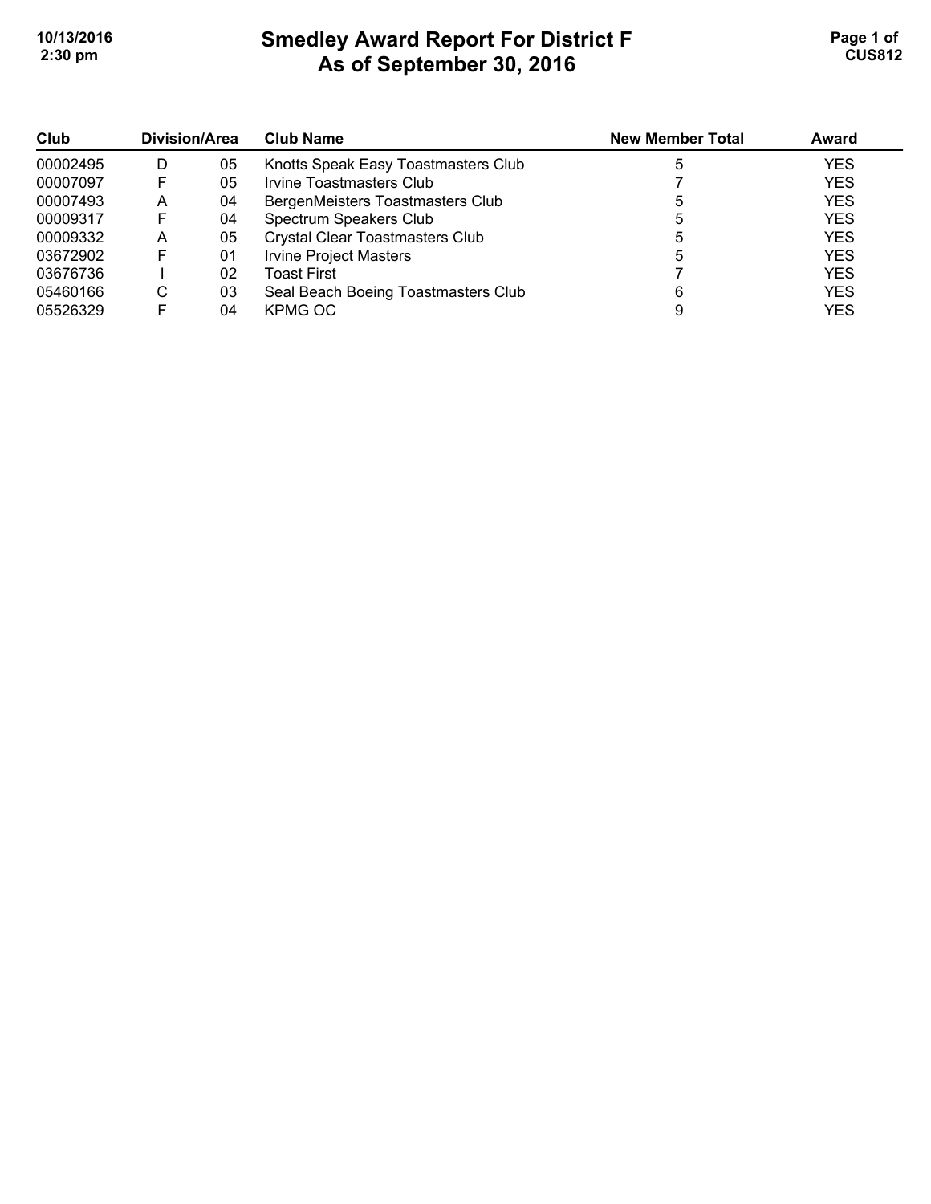# Smedley Award Report For District F
# As of September 30, 2016

| Club | Division/Area | | Club Name | New Member Total | Award |
|---|---|---|---|---|---|
| 00002495 | D | 05 | Knotts Speak Easy Toastmasters Club | 5 | YES |
| 00007097 | F | 05 | Irvine Toastmasters Club | 7 | YES |
| 00007493 | A | 04 | BergenMeisters Toastmasters Club | 5 | YES |
| 00009317 | F | 04 | Spectrum Speakers Club | 5 | YES |
| 00009332 | A | 05 | Crystal Clear Toastmasters Club | 5 | YES |
| 03672902 | F | 01 | Irvine Project Masters | 5 | YES |
| 03676736 | I | 02 | Toast First | 7 | YES |
| 05460166 | C | 03 | Seal Beach Boeing Toastmasters Club | 6 | YES |
| 05526329 | F | 04 | KPMG OC | 9 | YES |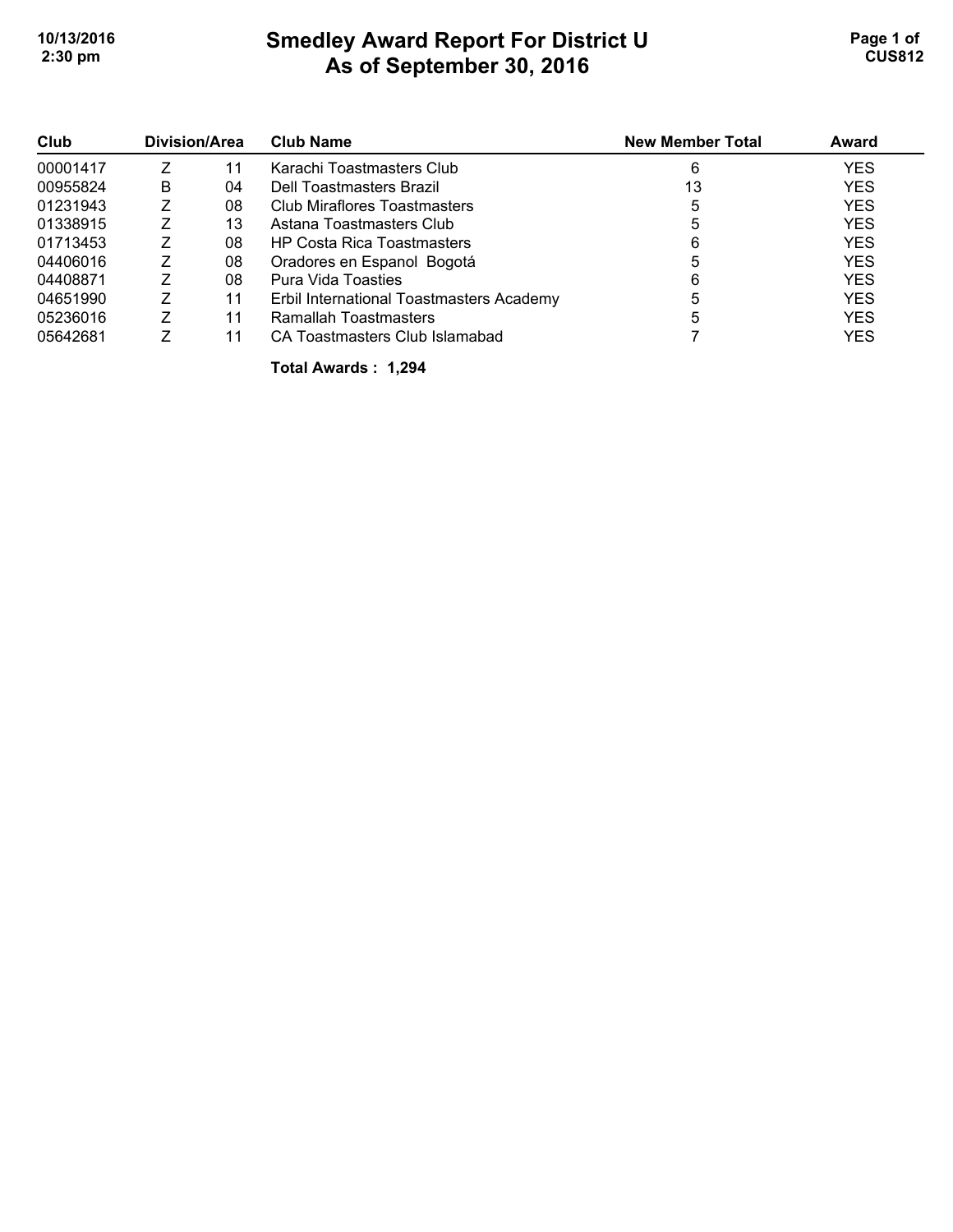# Smedley Award Report For District U
# As of September 30, 2016

| Club | Division/Area | | Club Name | New Member Total | Award |
|---|---|---|---|---|---|
| 00001417 | Z | 11 | Karachi Toastmasters Club | 6 | YES |
| 00955824 | B | 04 | Dell Toastmasters Brazil | 13 | YES |
| 01231943 | Z | 08 | Club Miraflores Toastmasters | 5 | YES |
| 01338915 | Z | 13 | Astana Toastmasters Club | 5 | YES |
| 01713453 | Z | 08 | HP Costa Rica Toastmasters | 6 | YES |
| 04406016 | Z | 08 | Oradores en Espanol Bogotá | 5 | YES |
| 04408871 | Z | 08 | Pura Vida Toasties | 6 | YES |
| 04651990 | Z | 11 | Erbil International Toastmasters Academy | 5 | YES |
| 05236016 | Z | 11 | Ramallah Toastmasters | 5 | YES |
| 05642681 | Z | 11 | CA Toastmasters Club Islamabad | 7 | YES |

**Total Awards : 1,294**